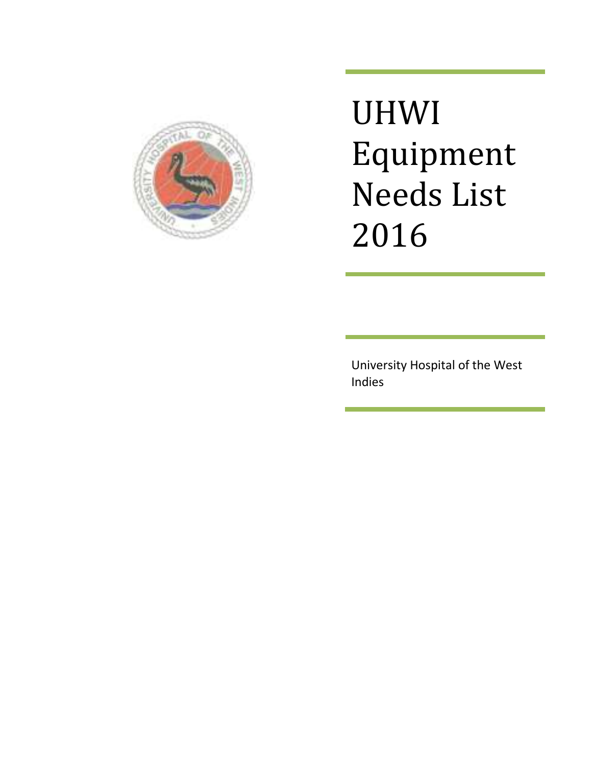# UHWI Equipment Needs List 2016

University Hospital of the West Indies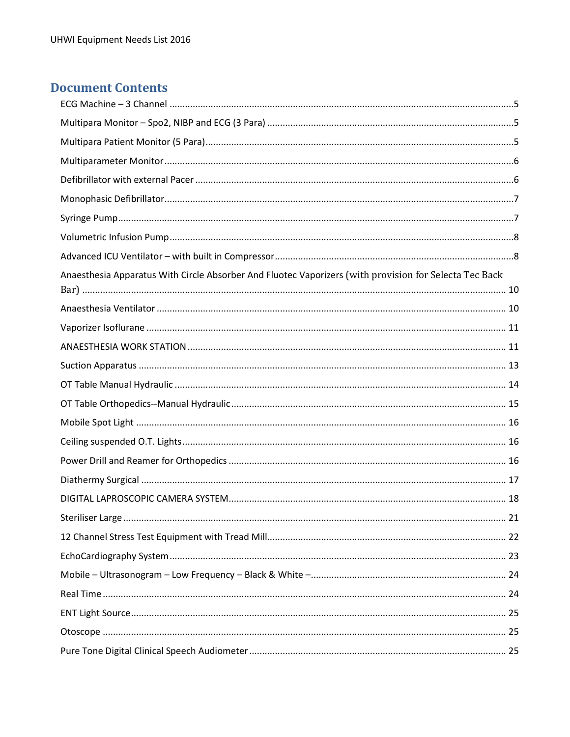# Document Contents

- ECG Machine – 3 Channel .....5
- Multipara Monitor – Spo2, NIBP and ECG (3 Para) .....5
- Multipara Patient Monitor (5 Para) .....5
- Multiparameter Monitor .....6
- Defibrillator with external Pacer .....6
- Monophasic Defibrillator .....7
- Syringe Pump .....7
- Volumetric Infusion Pump .....8
- Advanced ICU Ventilator – with built in Compressor .....8
- Anaesthesia Apparatus With Circle Absorber And Fluotec Vaporizers (with provision for Selecta Tec Back Bar) .....10
- Anaesthesia Ventilator .....10
- Vaporizer Isoflurane .....11
- ANAESTHESIA WORK STATION .....11
- Suction Apparatus .....13
- OT Table Manual Hydraulic .....14
- OT Table Orthopedics--Manual Hydraulic .....15
- Mobile Spot Light .....16
- Ceiling suspended O.T. Lights .....16
- Power Drill and Reamer for Orthopedics .....16
- Diathermy Surgical .....17
- DIGITAL LAPROSCOPIC CAMERA SYSTEM .....18
- Steriliser Large .....21
- 12 Channel Stress Test Equipment with Tread Mill .....22
- EchoCardiography System .....23
- Mobile – Ultrasonogram – Low Frequency – Black & White – .....24
- Real Time .....24
- ENT Light Source .....25
- Otoscope .....25
- Pure Tone Digital Clinical Speech Audiometer .....25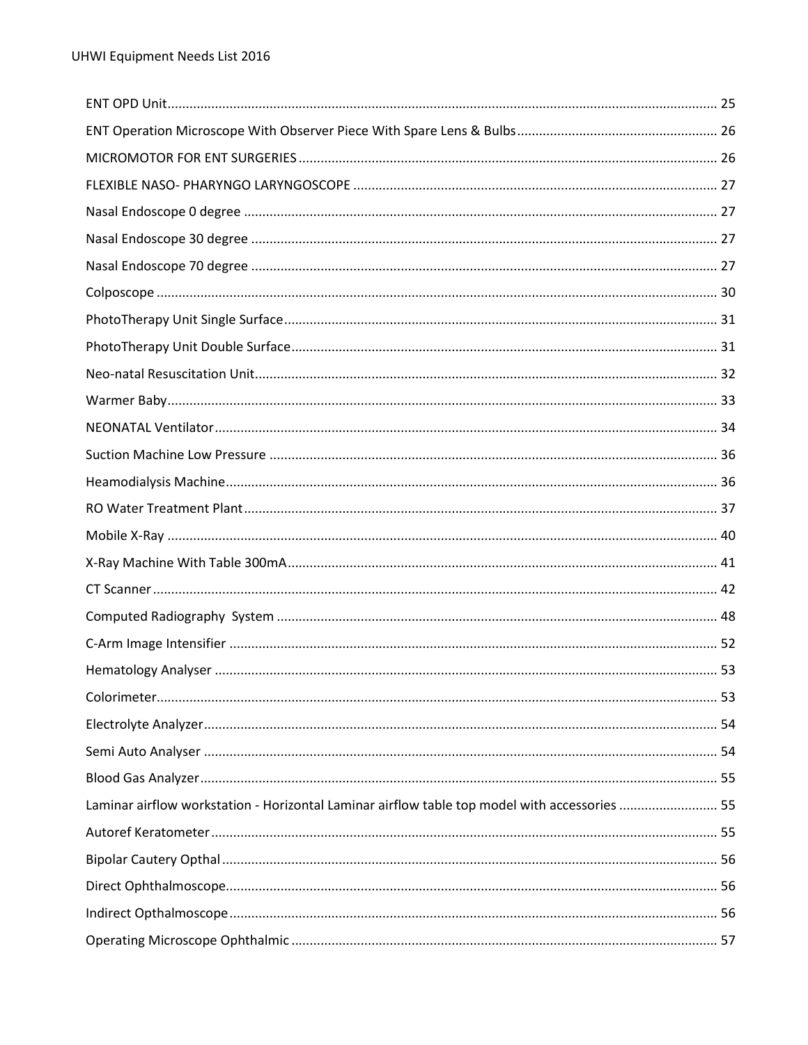ENT OPD Unit ..... 25
ENT Operation Microscope With Observer Piece With Spare Lens & Bulbs ..... 26
MICROMOTOR FOR ENT SURGERIES ..... 26
FLEXIBLE NASO- PHARYNGO LARYNGOSCOPE ..... 27
Nasal Endoscope 0 degree ..... 27
Nasal Endoscope 30 degree ..... 27
Nasal Endoscope 70 degree ..... 27
Colposcope ..... 30
PhotoTherapy Unit Single Surface ..... 31
PhotoTherapy Unit Double Surface ..... 31
Neo-natal Resuscitation Unit ..... 32
Warmer Baby ..... 33
NEONATAL Ventilator ..... 34
Suction Machine Low Pressure ..... 36
Heamodialysis Machine ..... 36
RO Water Treatment Plant ..... 37
Mobile X-Ray ..... 40
X-Ray Machine With Table 300mA ..... 41
CT Scanner ..... 42
Computed Radiography System ..... 48
C-Arm Image Intensifier ..... 52
Hematology Analyser ..... 53
Colorimeter ..... 53
Electrolyte Analyzer ..... 54
Semi Auto Analyser ..... 54
Blood Gas Analyzer ..... 55
Laminar airflow workstation - Horizontal Laminar airflow table top model with accessories ..... 55
Autoref Keratometer ..... 55
Bipolar Cautery Opthal ..... 56
Direct Ophthalmoscope ..... 56
Indirect Opthalmoscope ..... 56
Operating Microscope Ophthalmic ..... 57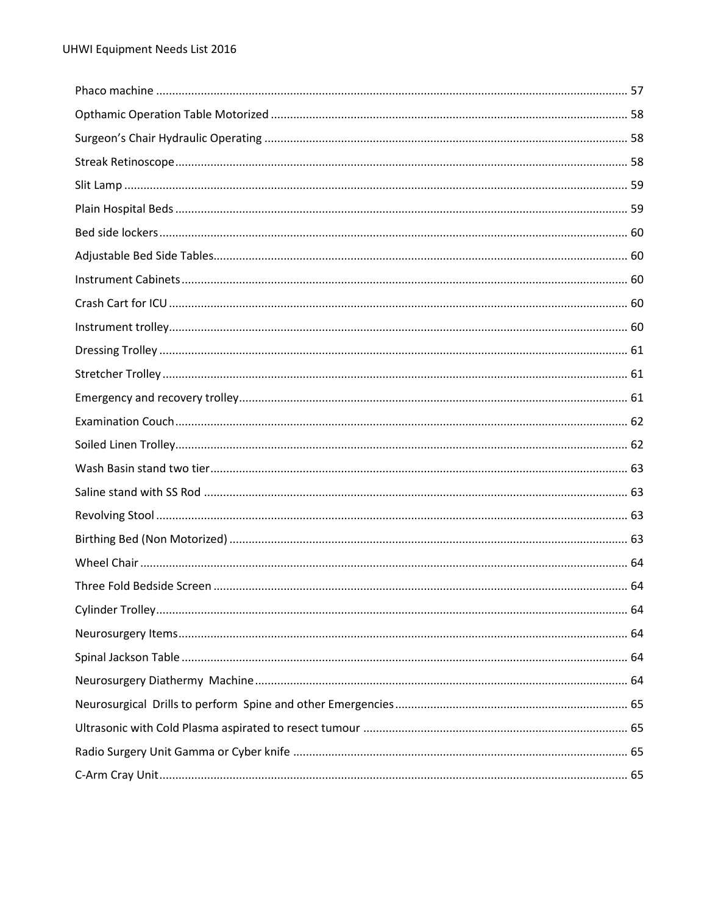Phaco machine .......... 57

Opthamic Operation Table Motorized .......... 58

Surgeon's Chair Hydraulic Operating .......... 58

Streak Retinoscope .......... 58

Slit Lamp .......... 59

Plain Hospital Beds .......... 59

Bed side lockers .......... 60

Adjustable Bed Side Tables .......... 60

Instrument Cabinets .......... 60

Crash Cart for ICU .......... 60

Instrument trolley .......... 60

Dressing Trolley .......... 61

Stretcher Trolley .......... 61

Emergency and recovery trolley .......... 61

Examination Couch .......... 62

Soiled Linen Trolley .......... 62

Wash Basin stand two tier .......... 63

Saline stand with SS Rod .......... 63

Revolving Stool .......... 63

Birthing Bed (Non Motorized) .......... 63

Wheel Chair .......... 64

Three Fold Bedside Screen .......... 64

Cylinder Trolley .......... 64

Neurosurgery Items .......... 64

Spinal Jackson Table .......... 64

Neurosurgery Diathermy Machine .......... 64

Neurosurgical Drills to perform Spine and other Emergencies .......... 65

Ultrasonic with Cold Plasma aspirated to resect tumour .......... 65

Radio Surgery Unit Gamma or Cyber knife .......... 65

C-Arm Cray Unit .......... 65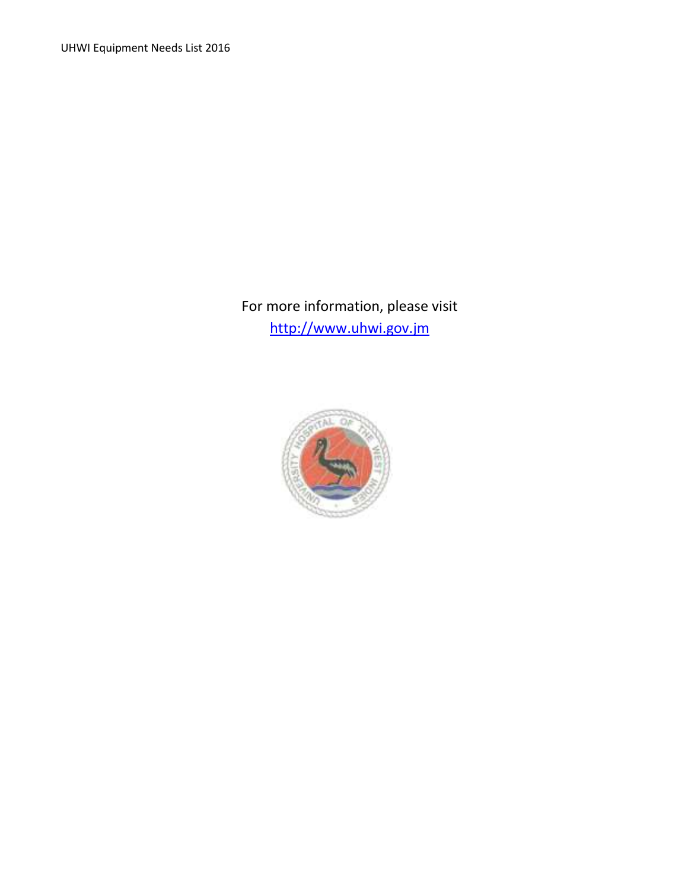For more information, please visit
http://www.uhwi.gov.jm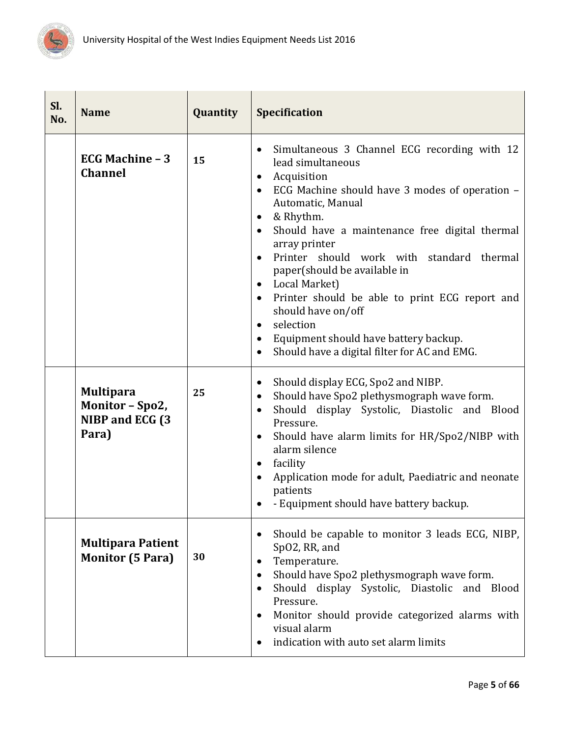| Sl. No. | Name | Quantity | Specification |
|---|---|---|---|
| | **ECG Machine – 3 Channel** | **15** | • Simultaneous 3 Channel ECG recording with 12 lead simultaneous<br>• Acquisition<br>• ECG Machine should have 3 modes of operation – Automatic, Manual<br>• & Rhythm.<br>• Should have a maintenance free digital thermal array printer<br>• Printer should work with standard thermal paper(should be available in<br>• Local Market)<br>• Printer should be able to print ECG report and should have on/off<br>• selection<br>• Equipment should have battery backup.<br>• Should have a digital filter for AC and EMG. |
| | **Multipara Monitor – Spo2, NIBP and ECG (3 Para)** | **25** | • Should display ECG, Spo2 and NIBP.<br>• Should have Spo2 plethysmograph wave form.<br>• Should display Systolic, Diastolic and Blood Pressure.<br>• Should have alarm limits for HR/Spo2/NIBP with alarm silence<br>• facility<br>• Application mode for adult, Paediatric and neonate patients<br>• - Equipment should have battery backup. |
| | **Multipara Patient Monitor (5 Para)** | **30** | • Should be capable to monitor 3 leads ECG, NIBP, SpO2, RR, and<br>• Temperature.<br>• Should have Spo2 plethysmograph wave form.<br>• Should display Systolic, Diastolic and Blood Pressure.<br>• Monitor should provide categorized alarms with visual alarm<br>• indication with auto set alarm limits |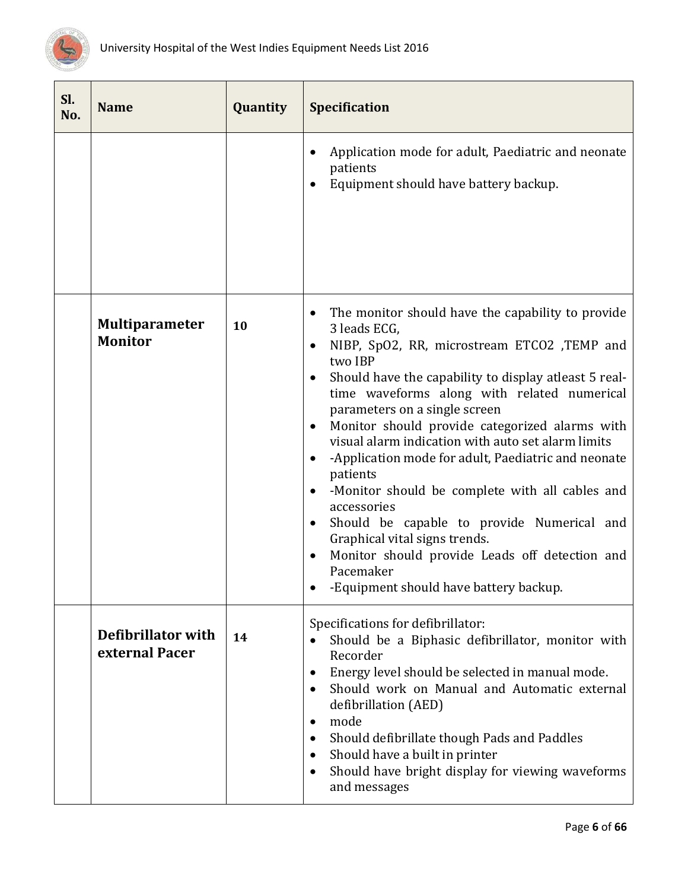| Sl. No. | Name | Quantity | Specification |
|---|---|---|---|
| | | | • Application mode for adult, Paediatric and neonate patients<br>• Equipment should have battery backup. |
| | **Multiparameter Monitor** | **10** | • The monitor should have the capability to provide 3 leads ECG,<br>• NIBP, SpO2, RR, microstream ETCO2 ,TEMP and two IBP<br>• Should have the capability to display atleast 5 real-time waveforms along with related numerical parameters on a single screen<br>• Monitor should provide categorized alarms with visual alarm indication with auto set alarm limits<br>• -Application mode for adult, Paediatric and neonate patients<br>• -Monitor should be complete with all cables and accessories<br>• Should be capable to provide Numerical and Graphical vital signs trends.<br>• Monitor should provide Leads off detection and Pacemaker<br>• -Equipment should have battery backup. |
| | **Defibrillator with external Pacer** | **14** | Specifications for defibrillator:<br>• Should be a Biphasic defibrillator, monitor with Recorder<br>• Energy level should be selected in manual mode.<br>• Should work on Manual and Automatic external defibrillation (AED)<br>• mode<br>• Should defibrillate though Pads and Paddles<br>• Should have a built in printer<br>• Should have bright display for viewing waveforms and messages |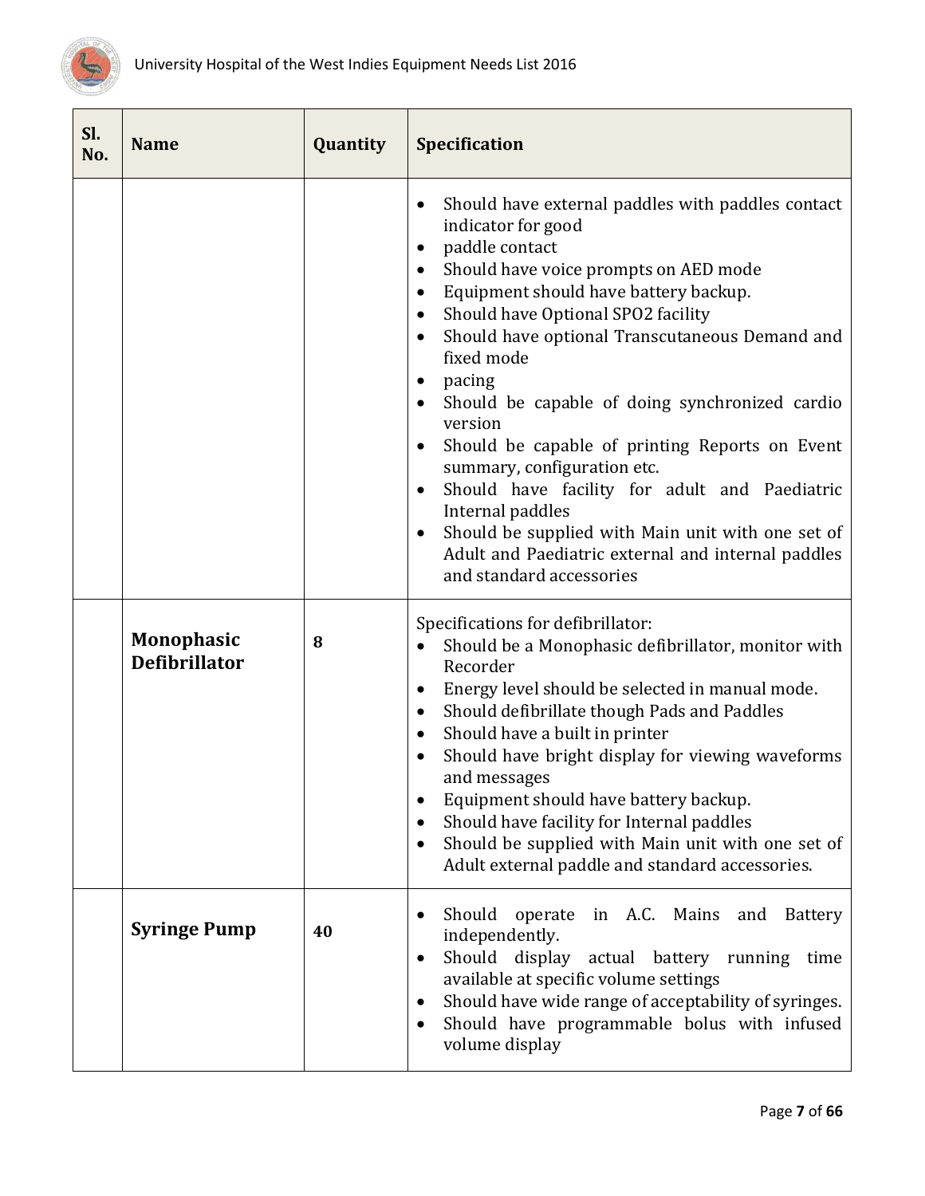| Sl. No. | Name | Quantity | Specification |
|---|---|---|---|
| | | | • Should have external paddles with paddles contact indicator for good<br>• paddle contact<br>• Should have voice prompts on AED mode<br>• Equipment should have battery backup.<br>• Should have Optional SPO2 facility<br>• Should have optional Transcutaneous Demand and fixed mode<br>• pacing<br>• Should be capable of doing synchronized cardio version<br>• Should be capable of printing Reports on Event summary, configuration etc.<br>• Should have facility for adult and Paediatric Internal paddles<br>• Should be supplied with Main unit with one set of Adult and Paediatric external and internal paddles and standard accessories |
| | **Monophasic Defibrillator** | **8** | Specifications for defibrillator:<br>• Should be a Monophasic defibrillator, monitor with Recorder<br>• Energy level should be selected in manual mode.<br>• Should defibrillate though Pads and Paddles<br>• Should have a built in printer<br>• Should have bright display for viewing waveforms and messages<br>• Equipment should have battery backup.<br>• Should have facility for Internal paddles<br>• Should be supplied with Main unit with one set of Adult external paddle and standard accessories. |
| | **Syringe Pump** | **40** | • Should operate in A.C. Mains and Battery independently.<br>• Should display actual battery running time available at specific volume settings<br>• Should have wide range of acceptability of syringes.<br>• Should have programmable bolus with infused volume display |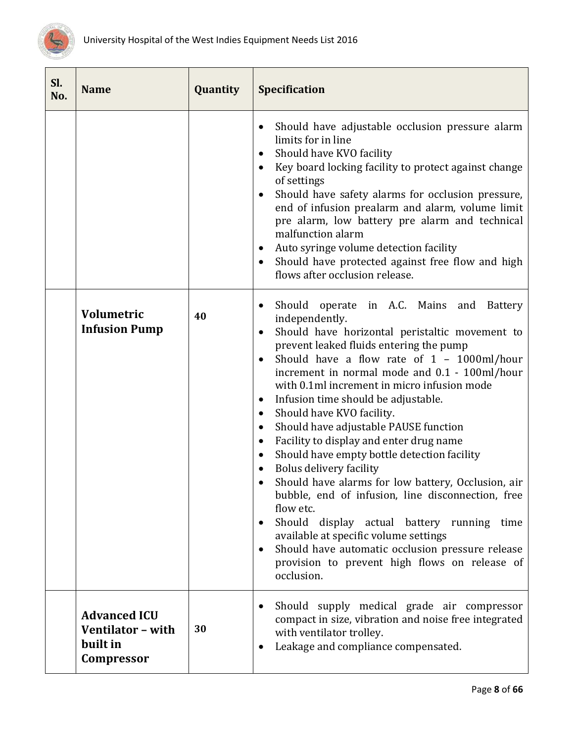| Sl. No. | Name | Quantity | Specification |
|---|---|---|---|
| | | | • Should have adjustable occlusion pressure alarm limits for in line<br>• Should have KVO facility<br>• Key board locking facility to protect against change of settings<br>• Should have safety alarms for occlusion pressure, end of infusion prealarm and alarm, volume limit pre alarm, low battery pre alarm and technical malfunction alarm<br>• Auto syringe volume detection facility<br>• Should have protected against free flow and high flows after occlusion release. |
| | **Volumetric Infusion Pump** | **40** | • Should operate in A.C. Mains and Battery independently.<br>• Should have horizontal peristaltic movement to prevent leaked fluids entering the pump<br>• Should have a flow rate of 1 – 1000ml/hour increment in normal mode and 0.1 - 100ml/hour with 0.1ml increment in micro infusion mode<br>• Infusion time should be adjustable.<br>• Should have KVO facility.<br>• Should have adjustable PAUSE function<br>• Facility to display and enter drug name<br>• Should have empty bottle detection facility<br>• Bolus delivery facility<br>• Should have alarms for low battery, Occlusion, air bubble, end of infusion, line disconnection, free flow etc.<br>• Should display actual battery running time available at specific volume settings<br>• Should have automatic occlusion pressure release provision to prevent high flows on release of occlusion. |
| | **Advanced ICU Ventilator – with built in Compressor** | **30** | • Should supply medical grade air compressor compact in size, vibration and noise free integrated with ventilator trolley.<br>• Leakage and compliance compensated. |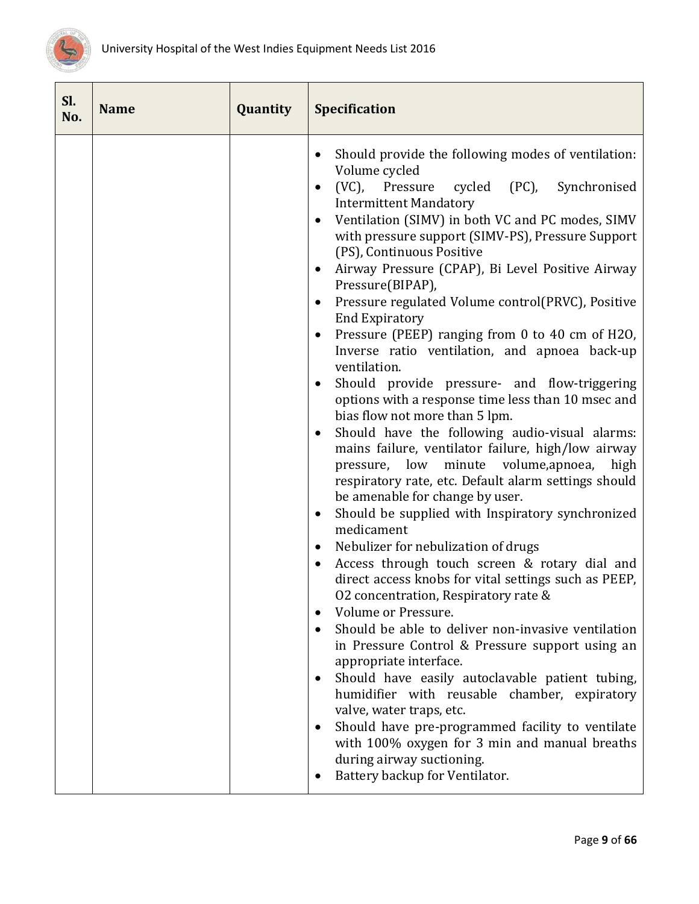| Sl. No. | Name | Quantity | Specification |
|---|---|---|---|
| | | | • Should provide the following modes of ventilation: Volume cycled<br>• (VC), Pressure cycled (PC), Synchronised Intermittent Mandatory<br>• Ventilation (SIMV) in both VC and PC modes, SIMV with pressure support (SIMV-PS), Pressure Support (PS), Continuous Positive<br>• Airway Pressure (CPAP), Bi Level Positive Airway Pressure(BIPAP),<br>• Pressure regulated Volume control(PRVC), Positive End Expiratory<br>• Pressure (PEEP) ranging from 0 to 40 cm of H2O, Inverse ratio ventilation, and apnoea back-up ventilation.<br>• Should provide pressure- and flow-triggering options with a response time less than 10 msec and bias flow not more than 5 lpm.<br>• Should have the following audio-visual alarms: mains failure, ventilator failure, high/low airway pressure, low minute volume,apnoea, high respiratory rate, etc. Default alarm settings should be amenable for change by user.<br>• Should be supplied with Inspiratory synchronized medicament<br>• Nebulizer for nebulization of drugs<br>• Access through touch screen & rotary dial and direct access knobs for vital settings such as PEEP, O2 concentration, Respiratory rate &<br>• Volume or Pressure.<br>• Should be able to deliver non-invasive ventilation in Pressure Control & Pressure support using an appropriate interface.<br>• Should have easily autoclavable patient tubing, humidifier with reusable chamber, expiratory valve, water traps, etc.<br>• Should have pre-programmed facility to ventilate with 100% oxygen for 3 min and manual breaths during airway suctioning.<br>• Battery backup for Ventilator. |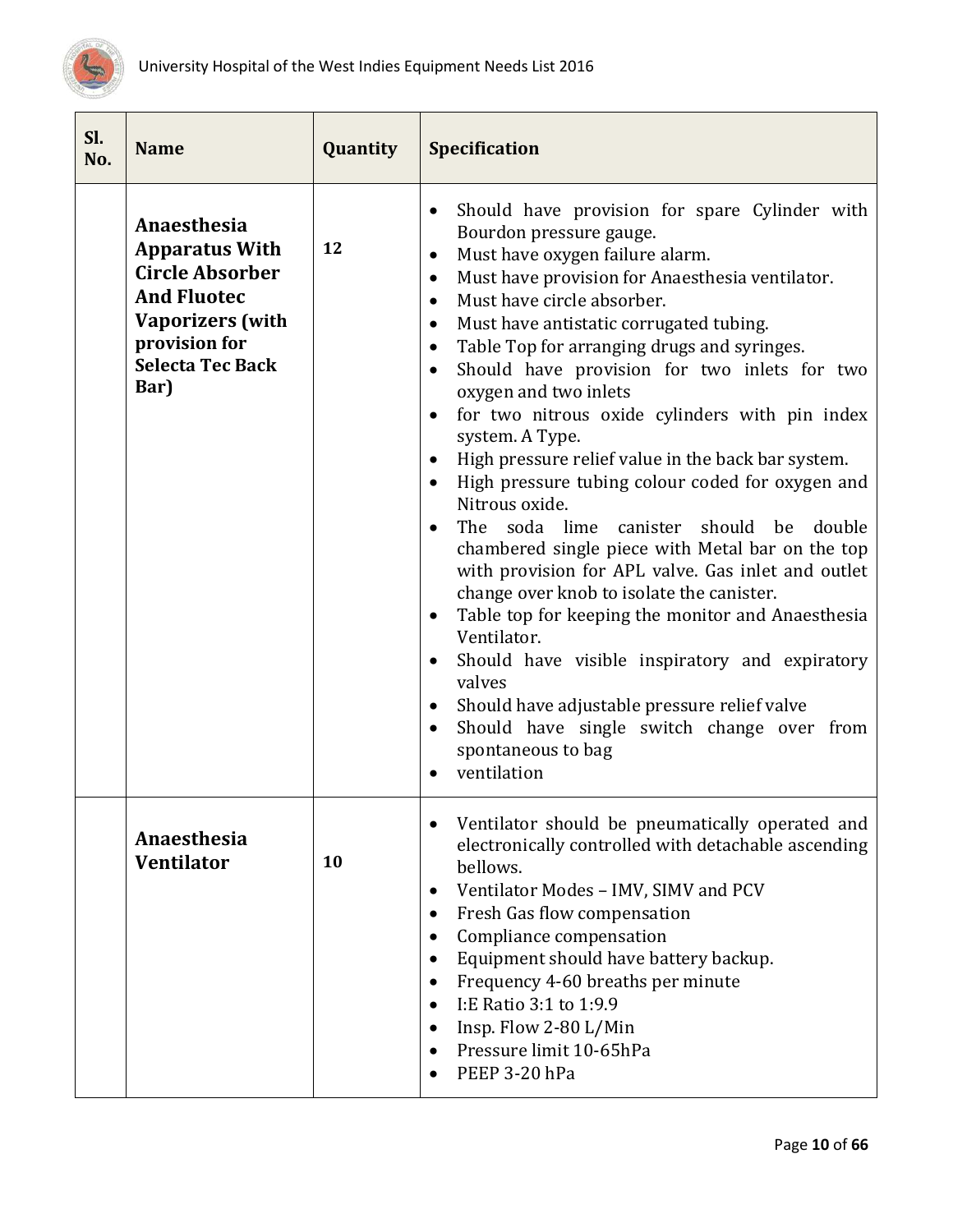| Sl. No. | Name | Quantity | Specification |
|---|---|---|---|
| | **Anaesthesia Apparatus With Circle Absorber And Fluotec Vaporizers (with provision for Selecta Tec Back Bar)** | **12** | • Should have provision for spare Cylinder with Bourdon pressure gauge.<br>• Must have oxygen failure alarm.<br>• Must have provision for Anaesthesia ventilator.<br>• Must have circle absorber.<br>• Must have antistatic corrugated tubing.<br>• Table Top for arranging drugs and syringes.<br>• Should have provision for two inlets for two oxygen and two inlets<br>• for two nitrous oxide cylinders with pin index system. A Type.<br>• High pressure relief value in the back bar system.<br>• High pressure tubing colour coded for oxygen and Nitrous oxide.<br>• The soda lime canister should be double chambered single piece with Metal bar on the top with provision for APL valve. Gas inlet and outlet change over knob to isolate the canister.<br>• Table top for keeping the monitor and Anaesthesia Ventilator.<br>• Should have visible inspiratory and expiratory valves<br>• Should have adjustable pressure relief valve<br>• Should have single switch change over from spontaneous to bag<br>• ventilation |
| | **Anaesthesia Ventilator** | **10** | • Ventilator should be pneumatically operated and electronically controlled with detachable ascending bellows.<br>• Ventilator Modes – IMV, SIMV and PCV<br>• Fresh Gas flow compensation<br>• Compliance compensation<br>• Equipment should have battery backup.<br>• Frequency 4-60 breaths per minute<br>• I:E Ratio 3:1 to 1:9.9<br>• Insp. Flow 2-80 L/Min<br>• Pressure limit 10-65hPa<br>• PEEP 3-20 hPa |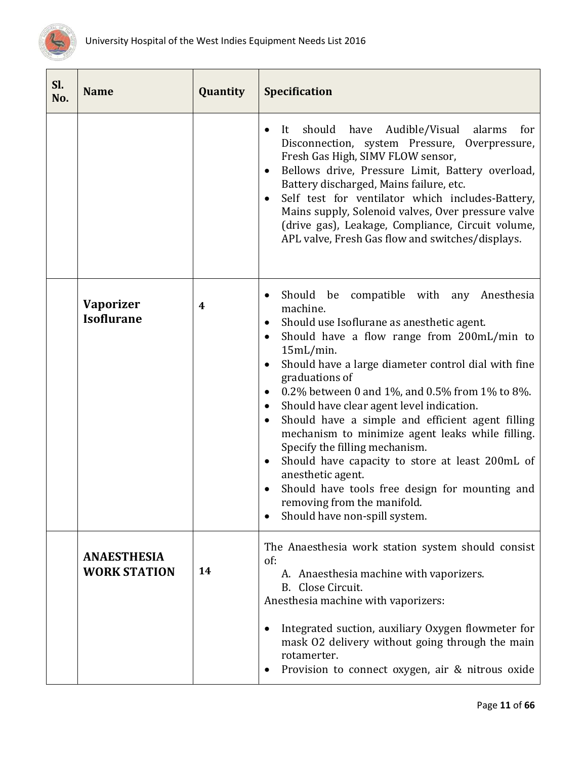| Sl. No. | Name | Quantity | Specification |
|---|---|---|---|
| | | | • It should have Audible/Visual alarms for Disconnection, system Pressure, Overpressure, Fresh Gas High, SIMV FLOW sensor,<br>• Bellows drive, Pressure Limit, Battery overload, Battery discharged, Mains failure, etc.<br>• Self test for ventilator which includes-Battery, Mains supply, Solenoid valves, Over pressure valve (drive gas), Leakage, Compliance, Circuit volume, APL valve, Fresh Gas flow and switches/displays. |
| | **Vaporizer Isoflurane** | **4** | • Should be compatible with any Anesthesia machine.<br>• Should use Isoflurane as anesthetic agent.<br>• Should have a flow range from 200mL/min to 15mL/min.<br>• Should have a large diameter control dial with fine graduations of<br>• 0.2% between 0 and 1%, and 0.5% from 1% to 8%.<br>• Should have clear agent level indication.<br>• Should have a simple and efficient agent filling mechanism to minimize agent leaks while filling. Specify the filling mechanism.<br>• Should have capacity to store at least 200mL of anesthetic agent.<br>• Should have tools free design for mounting and removing from the manifold.<br>• Should have non-spill system. |
| | **ANAESTHESIA WORK STATION** | **14** | The Anaesthesia work station system should consist of:<br>A. Anaesthesia machine with vaporizers.<br>B. Close Circuit.<br>Anesthesia machine with vaporizers:<br><br>• Integrated suction, auxiliary Oxygen flowmeter for mask O2 delivery without going through the main rotamerter.<br>• Provision to connect oxygen, air & nitrous oxide |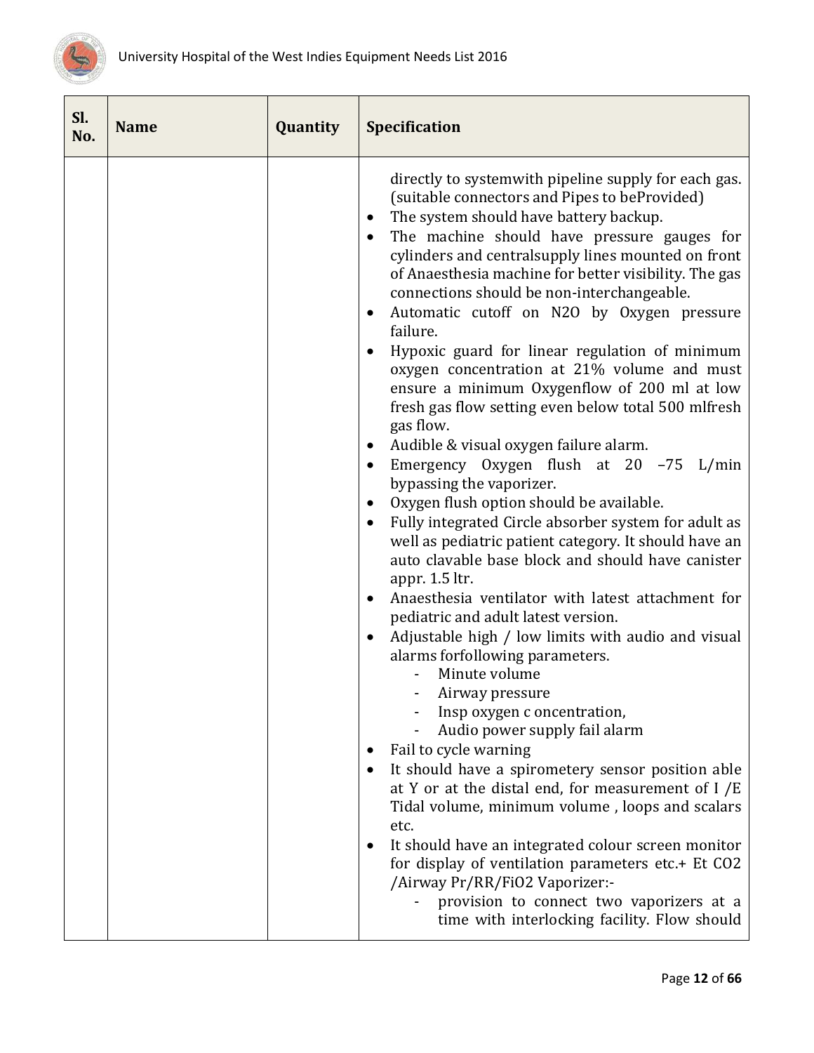| Sl. No. | Name | Quantity | Specification |
|---|---|---|---|
| | | | directly to systemwith pipeline supply for each gas. (suitable connectors and Pipes to beProvided)<br>• The system should have battery backup.<br>• The machine should have pressure gauges for cylinders and centralsupply lines mounted on front of Anaesthesia machine for better visibility. The gas connections should be non-interchangeable.<br>• Automatic cutoff on $N_2O$ by Oxygen pressure failure.<br>• Hypoxic guard for linear regulation of minimum oxygen concentration at 21% volume and must ensure a minimum Oxygenflow of 200 ml at low fresh gas flow setting even below total 500 mlfresh gas flow.<br>• Audible & visual oxygen failure alarm.<br>• Emergency Oxygen flush at 20 –75 L/min bypassing the vaporizer.<br>• Oxygen flush option should be available.<br>• Fully integrated Circle absorber system for adult as well as pediatric patient category. It should have an auto clavable base block and should have canister appr. 1.5 ltr.<br>• Anaesthesia ventilator with latest attachment for pediatric and adult latest version.<br>• Adjustable high / low limits with audio and visual alarms forfollowing parameters.<br>&nbsp;&nbsp;&nbsp;- Minute volume<br>&nbsp;&nbsp;&nbsp;- Airway pressure<br>&nbsp;&nbsp;&nbsp;- Insp oxygen c oncentration,<br>&nbsp;&nbsp;&nbsp;- Audio power supply fail alarm<br>• Fail to cycle warning<br>• It should have a spirometery sensor position able at Y or at the distal end, for measurement of I /E Tidal volume, minimum volume , loops and scalars etc.<br>• It should have an integrated colour screen monitor for display of ventilation parameters etc.+ Et $CO_2$ /Airway Pr/RR/$FiO_2$ Vaporizer:-<br>&nbsp;&nbsp;&nbsp;- provision to connect two vaporizers at a time with interlocking facility. Flow should |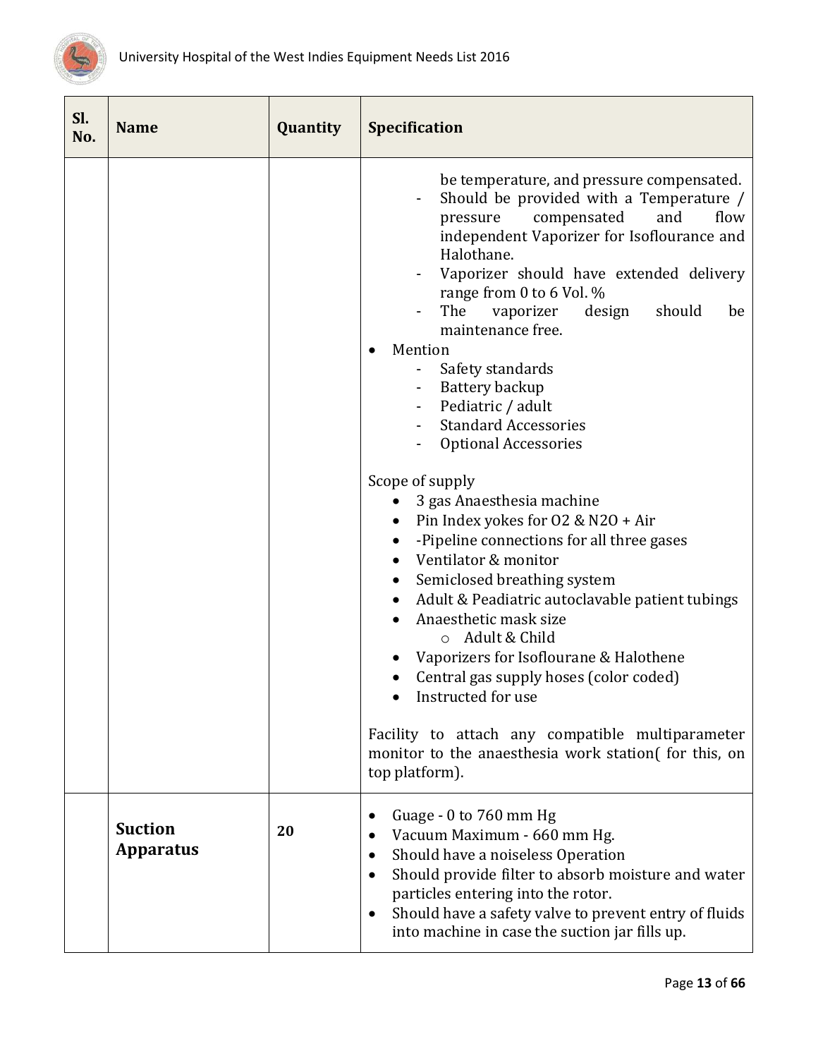| Sl. No. | Name | Quantity | Specification |
|---|---|---|---|
| | | | be temperature, and pressure compensated.<br>- Should be provided with a Temperature / pressure compensated and flow independent Vaporizer for Isoflourance and Halothane.<br>- Vaporizer should have extended delivery range from 0 to 6 Vol. %<br>- The vaporizer design should be maintenance free.<br>• Mention<br>- Safety standards<br>- Battery backup<br>- Pediatric / adult<br>- Standard Accessories<br>- Optional Accessories<br><br>Scope of supply<br>• 3 gas Anaesthesia machine<br>• Pin Index yokes for O2 & N2O + Air<br>• -Pipeline connections for all three gases<br>• Ventilator & monitor<br>• Semiclosed breathing system<br>• Adult & Peadiatric autoclavable patient tubings<br>• Anaesthetic mask size<br>○ Adult & Child<br>• Vaporizers for Isoflourane & Halothene<br>• Central gas supply hoses (color coded)<br>• Instructed for use<br><br>Facility to attach any compatible multiparameter monitor to the anaesthesia work station( for this, on top platform). |
| | **Suction Apparatus** | **20** | • Guage - 0 to 760 mm Hg<br>• Vacuum Maximum - 660 mm Hg.<br>• Should have a noiseless Operation<br>• Should provide filter to absorb moisture and water particles entering into the rotor.<br>• Should have a safety valve to prevent entry of fluids into machine in case the suction jar fills up. |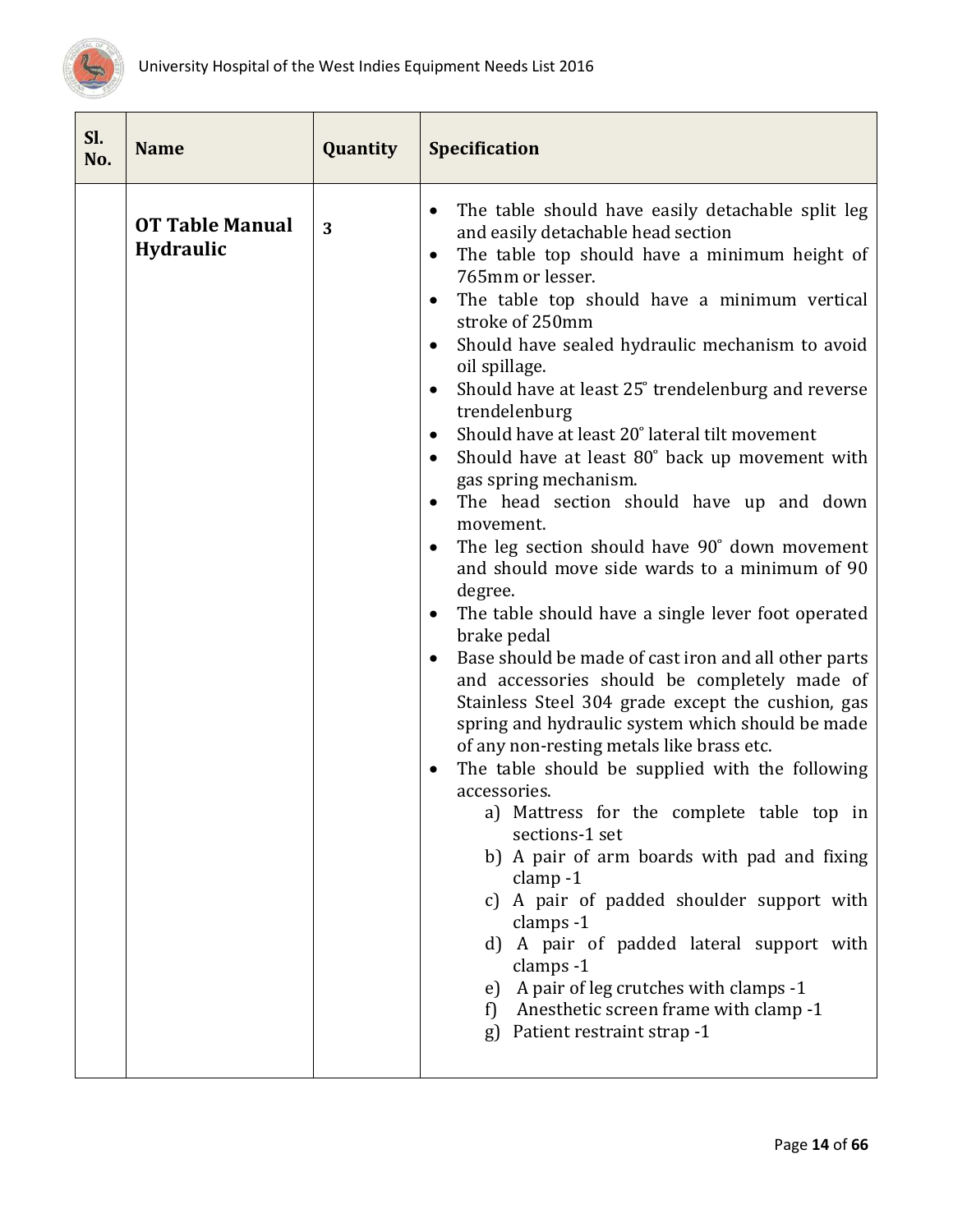| Sl. No. | Name | Quantity | Specification |
|---|---|---|---|
| | **OT Table Manual Hydraulic** | **3** | • The table should have easily detachable split leg and easily detachable head section<br>• The table top should have a minimum height of 765mm or lesser.<br>• The table top should have a minimum vertical stroke of 250mm<br>• Should have sealed hydraulic mechanism to avoid oil spillage.<br>• Should have at least 25° trendelenburg and reverse trendelenburg<br>• Should have at least 20° lateral tilt movement<br>• Should have at least 80° back up movement with gas spring mechanism.<br>• The head section should have up and down movement.<br>• The leg section should have 90° down movement and should move side wards to a minimum of 90 degree.<br>• The table should have a single lever foot operated brake pedal<br>• Base should be made of cast iron and all other parts and accessories should be completely made of Stainless Steel 304 grade except the cushion, gas spring and hydraulic system which should be made of any non-resting metals like brass etc.<br>• The table should be supplied with the following accessories.<br>a) Mattress for the complete table top in sections-1 set<br>b) A pair of arm boards with pad and fixing clamp -1<br>c) A pair of padded shoulder support with clamps -1<br>d) A pair of padded lateral support with clamps -1<br>e) A pair of leg crutches with clamps -1<br>f) Anesthetic screen frame with clamp -1<br>g) Patient restraint strap -1 |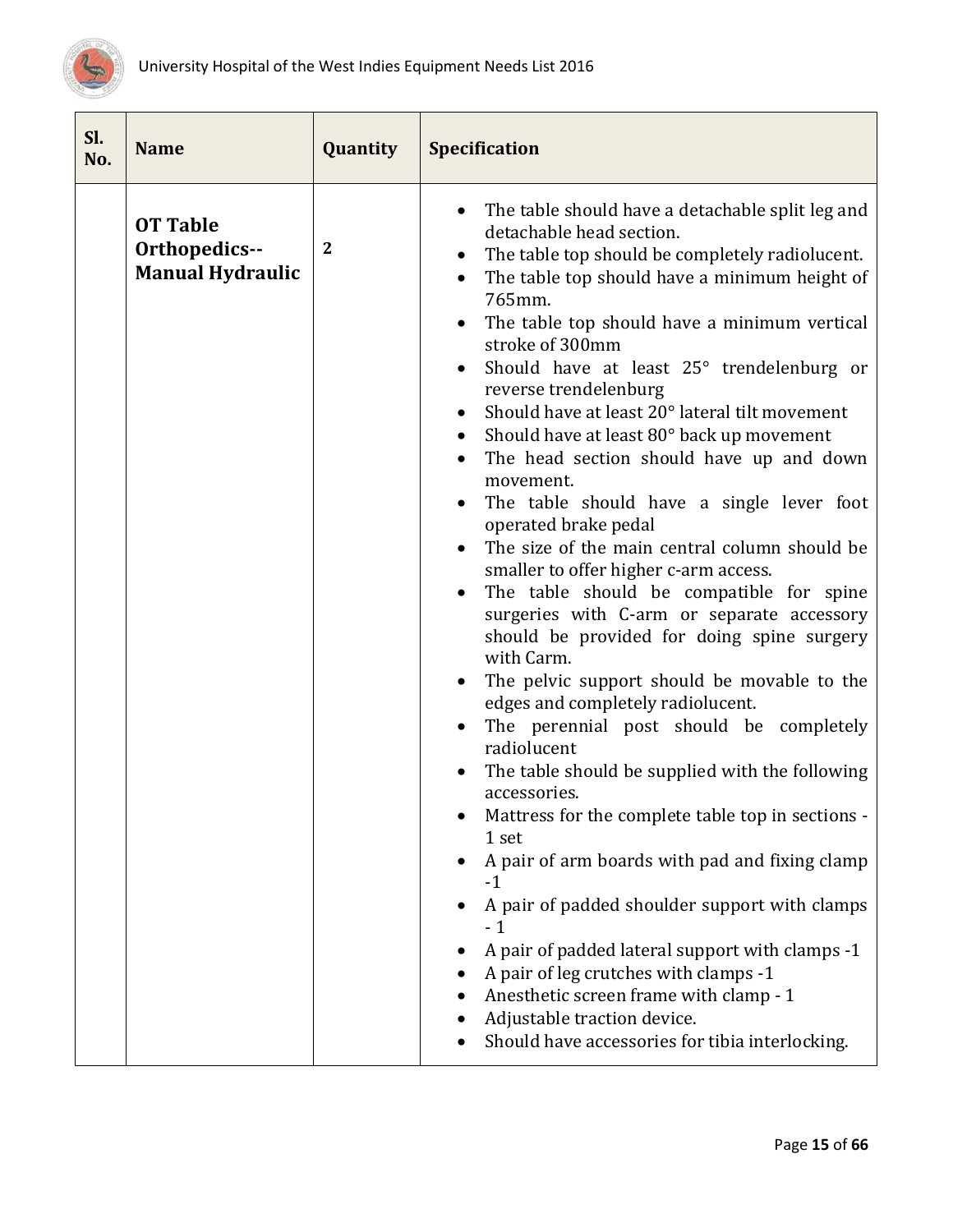| Sl. No. | Name | Quantity | Specification |
|---|---|---|---|
| | **OT Table Orthopedics--Manual Hydraulic** | **2** | • The table should have a detachable split leg and detachable head section.<br>• The table top should be completely radiolucent.<br>• The table top should have a minimum height of 765mm.<br>• The table top should have a minimum vertical stroke of 300mm<br>• Should have at least 25° trendelenburg or reverse trendelenburg<br>• Should have at least 20° lateral tilt movement<br>• Should have at least 80° back up movement<br>• The head section should have up and down movement.<br>• The table should have a single lever foot operated brake pedal<br>• The size of the main central column should be smaller to offer higher c-arm access.<br>• The table should be compatible for spine surgeries with C-arm or separate accessory should be provided for doing spine surgery with Carm.<br>• The pelvic support should be movable to the edges and completely radiolucent.<br>• The perennial post should be completely radiolucent<br>• The table should be supplied with the following accessories.<br>• Mattress for the complete table top in sections - 1 set<br>• A pair of arm boards with pad and fixing clamp -1<br>• A pair of padded shoulder support with clamps - 1<br>• A pair of padded lateral support with clamps -1<br>• A pair of leg crutches with clamps -1<br>• Anesthetic screen frame with clamp - 1<br>• Adjustable traction device.<br>• Should have accessories for tibia interlocking. |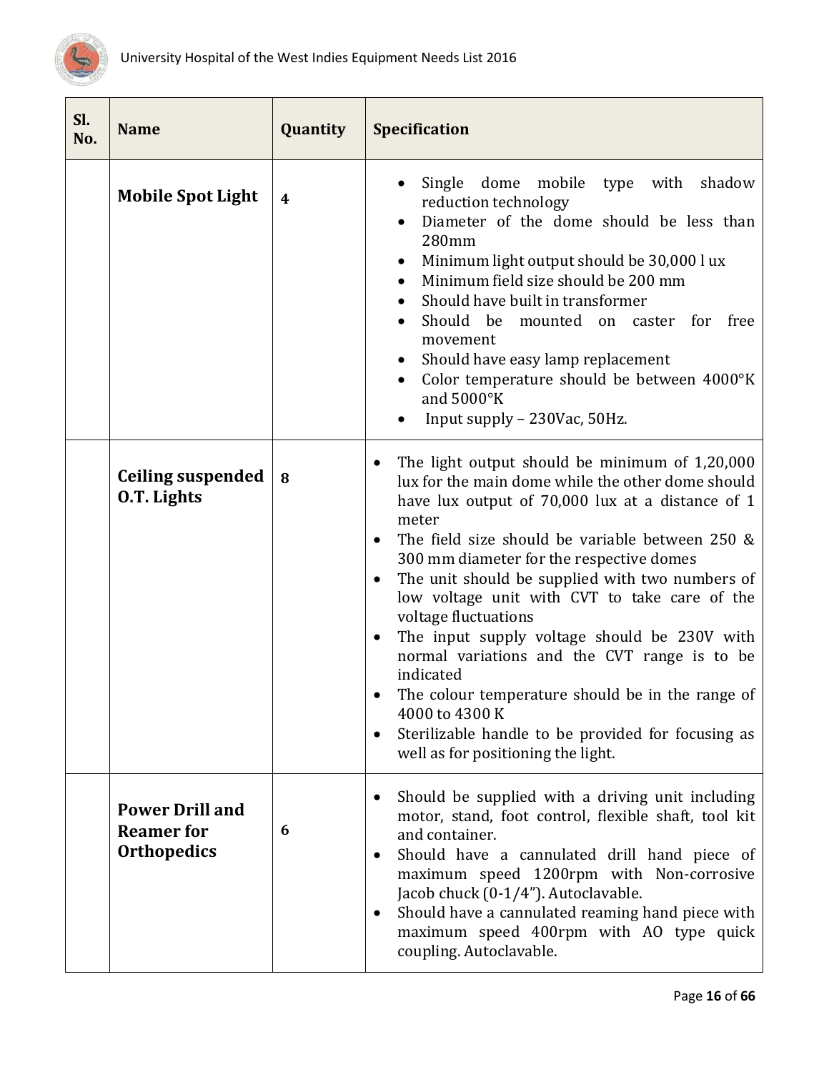| Sl. No. | Name | Quantity | Specification |
|---|---|---|---|
| | **Mobile Spot Light** | **4** | • Single dome mobile type with shadow reduction technology<br>• Diameter of the dome should be less than 280mm<br>• Minimum light output should be 30,000 l ux<br>• Minimum field size should be 200 mm<br>• Should have built in transformer<br>• Should be mounted on caster for free movement<br>• Should have easy lamp replacement<br>• Color temperature should be between 4000°K and 5000°K<br>• Input supply – 230Vac, 50Hz. |
| | **Ceiling suspended O.T. Lights** | **8** | • The light output should be minimum of 1,20,000 lux for the main dome while the other dome should have lux output of 70,000 lux at a distance of 1 meter<br>• The field size should be variable between 250 & 300 mm diameter for the respective domes<br>• The unit should be supplied with two numbers of low voltage unit with CVT to take care of the voltage fluctuations<br>• The input supply voltage should be 230V with normal variations and the CVT range is to be indicated<br>• The colour temperature should be in the range of 4000 to 4300 K<br>• Sterilizable handle to be provided for focusing as well as for positioning the light. |
| | **Power Drill and Reamer for Orthopedics** | **6** | • Should be supplied with a driving unit including motor, stand, foot control, flexible shaft, tool kit and container.<br>• Should have a cannulated drill hand piece of maximum speed 1200rpm with Non-corrosive Jacob chuck (0-1/4"). Autoclavable.<br>• Should have a cannulated reaming hand piece with maximum speed 400rpm with AO type quick coupling. Autoclavable. |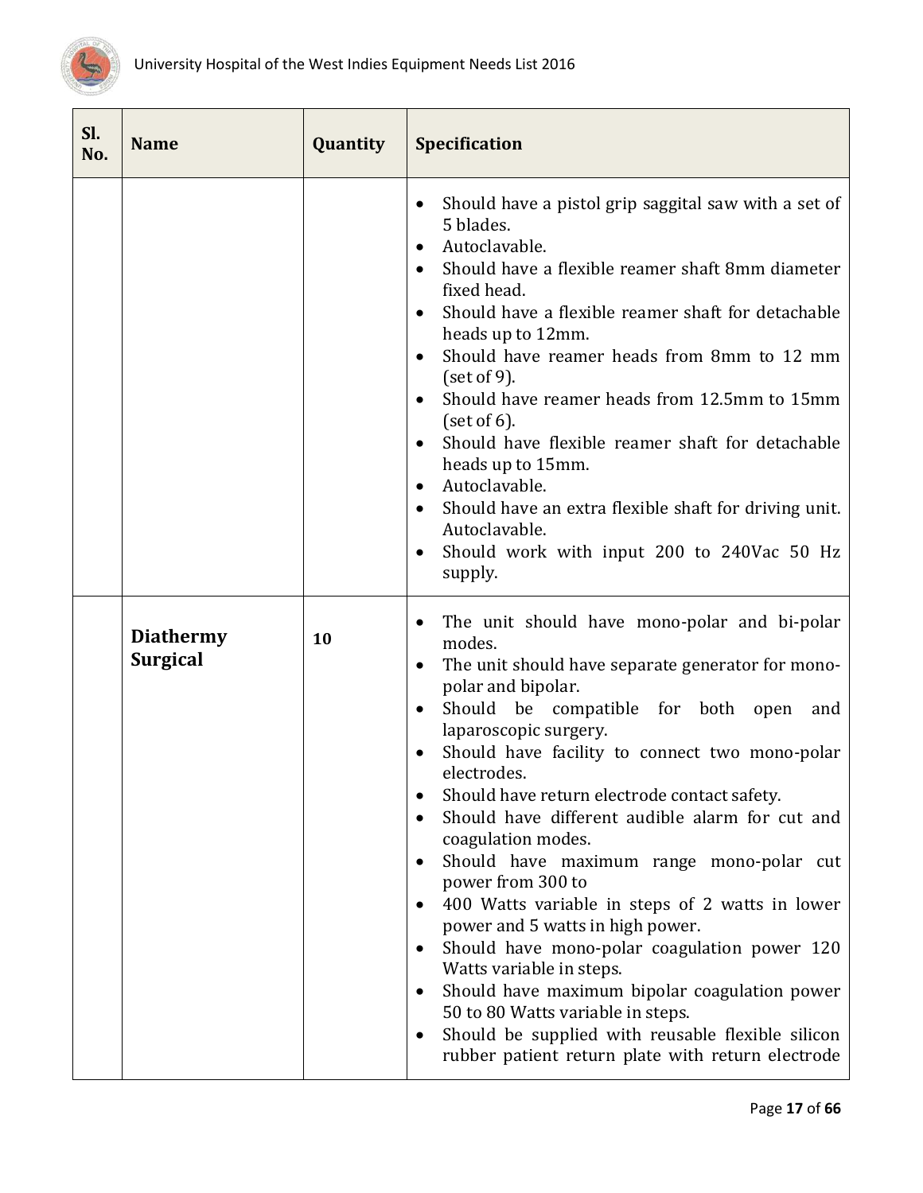| Sl. No. | Name | Quantity | Specification |
|---|---|---|---|
| | | | • Should have a pistol grip saggital saw with a set of 5 blades.<br>• Autoclavable.<br>• Should have a flexible reamer shaft 8mm diameter fixed head.<br>• Should have a flexible reamer shaft for detachable heads up to 12mm.<br>• Should have reamer heads from 8mm to 12 mm (set of 9).<br>• Should have reamer heads from 12.5mm to 15mm (set of 6).<br>• Should have flexible reamer shaft for detachable heads up to 15mm.<br>• Autoclavable.<br>• Should have an extra flexible shaft for driving unit. Autoclavable.<br>• Should work with input 200 to 240Vac 50 Hz supply. |
| | **Diathermy Surgical** | **10** | • The unit should have mono-polar and bi-polar modes.<br>• The unit should have separate generator for mono-polar and bipolar.<br>• Should be compatible for both open and laparoscopic surgery.<br>• Should have facility to connect two mono-polar electrodes.<br>• Should have return electrode contact safety.<br>• Should have different audible alarm for cut and coagulation modes.<br>• Should have maximum range mono-polar cut power from 300 to<br>• 400 Watts variable in steps of 2 watts in lower power and 5 watts in high power.<br>• Should have mono-polar coagulation power 120 Watts variable in steps.<br>• Should have maximum bipolar coagulation power 50 to 80 Watts variable in steps.<br>• Should be supplied with reusable flexible silicon rubber patient return plate with return electrode |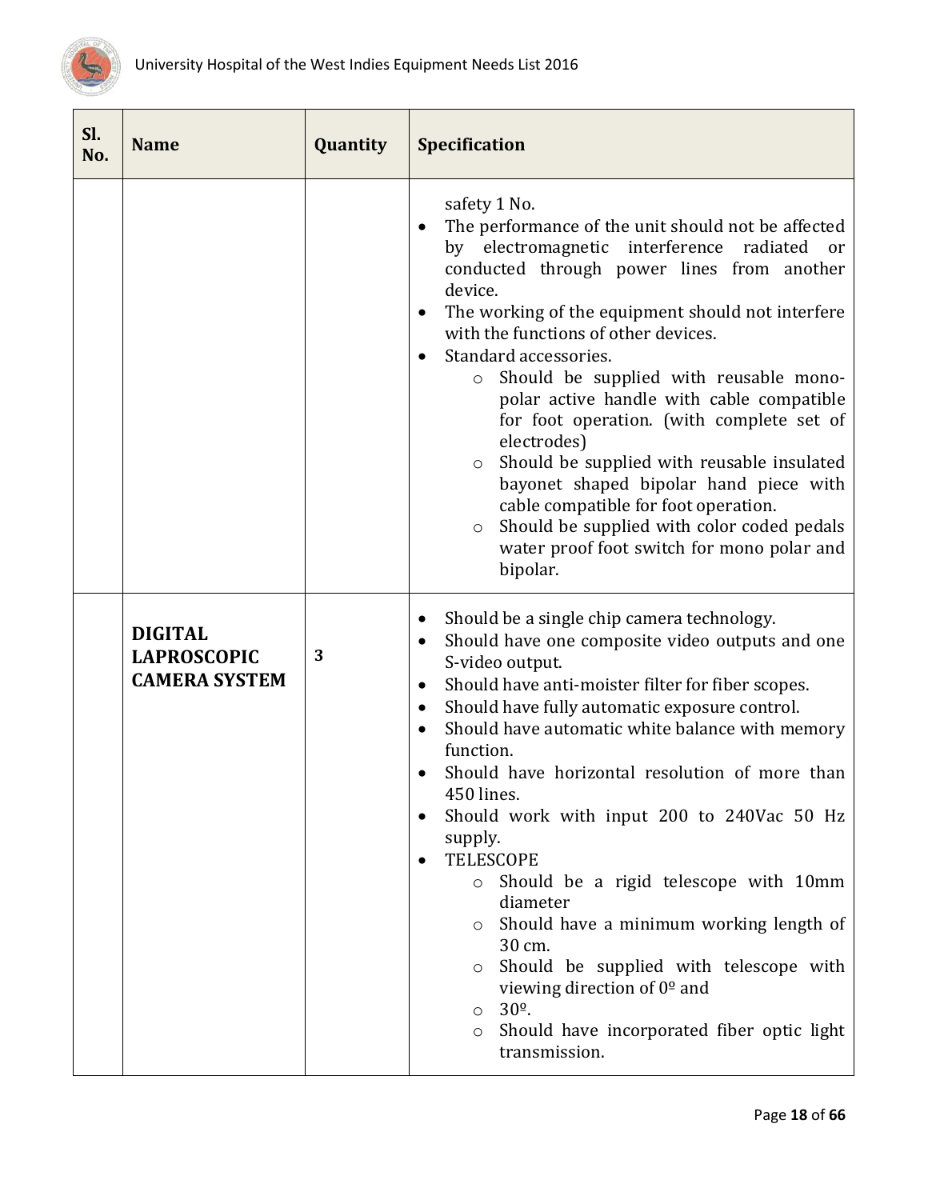| Sl. No. | Name | Quantity | Specification |
|---|---|---|---|
| | | | safety 1 No.<br>• The performance of the unit should not be affected by electromagnetic interference radiated or conducted through power lines from another device.<br>• The working of the equipment should not interfere with the functions of other devices.<br>• Standard accessories.<br>&nbsp;&nbsp;&nbsp;&nbsp;○ Should be supplied with reusable mono-polar active handle with cable compatible for foot operation. (with complete set of electrodes)<br>&nbsp;&nbsp;&nbsp;&nbsp;○ Should be supplied with reusable insulated bayonet shaped bipolar hand piece with cable compatible for foot operation.<br>&nbsp;&nbsp;&nbsp;&nbsp;○ Should be supplied with color coded pedals water proof foot switch for mono polar and bipolar. |
| | **DIGITAL LAPROSCOPIC CAMERA SYSTEM** | **3** | • Should be a single chip camera technology.<br>• Should have one composite video outputs and one S-video output.<br>• Should have anti-moister filter for fiber scopes.<br>• Should have fully automatic exposure control.<br>• Should have automatic white balance with memory function.<br>• Should have horizontal resolution of more than 450 lines.<br>• Should work with input 200 to 240Vac 50 Hz supply.<br>• TELESCOPE<br>&nbsp;&nbsp;&nbsp;&nbsp;○ Should be a rigid telescope with 10mm diameter<br>&nbsp;&nbsp;&nbsp;&nbsp;○ Should have a minimum working length of 30 cm.<br>&nbsp;&nbsp;&nbsp;&nbsp;○ Should be supplied with telescope with viewing direction of 0º and<br>&nbsp;&nbsp;&nbsp;&nbsp;○ 30º.<br>&nbsp;&nbsp;&nbsp;&nbsp;○ Should have incorporated fiber optic light transmission. |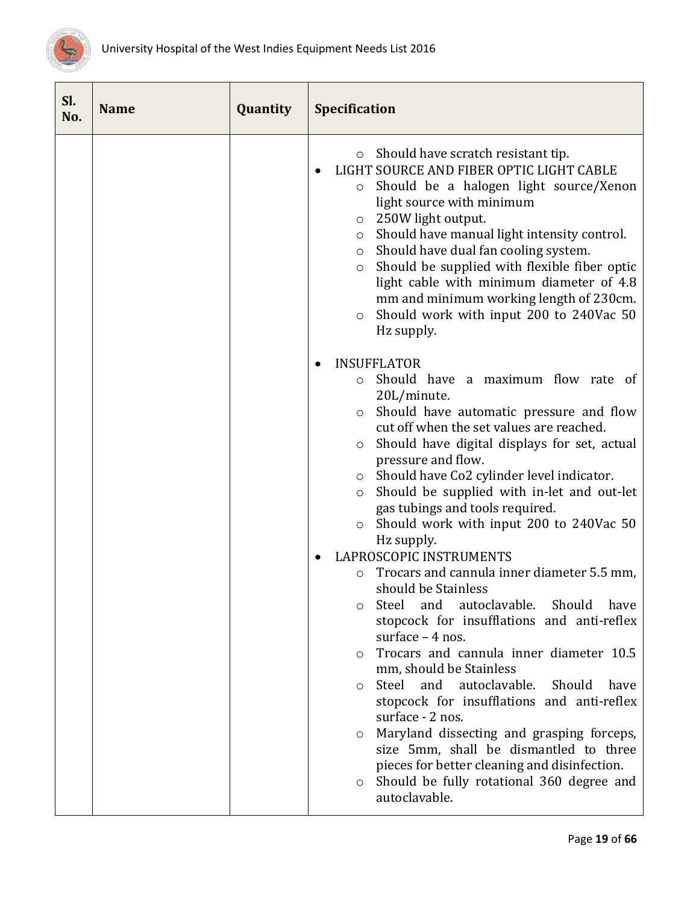| Sl. No. | Name | Quantity | Specification |
|---|---|---|---|
| | | | ◦ Should have scratch resistant tip.<br>• LIGHT SOURCE AND FIBER OPTIC LIGHT CABLE<br>◦ Should be a halogen light source/Xenon light source with minimum<br>◦ 250W light output.<br>◦ Should have manual light intensity control.<br>◦ Should have dual fan cooling system.<br>◦ Should be supplied with flexible fiber optic light cable with minimum diameter of 4.8 mm and minimum working length of 230cm.<br>◦ Should work with input 200 to 240Vac 50 Hz supply.<br><br>• INSUFFLATOR<br>◦ Should have a maximum flow rate of 20L/minute.<br>◦ Should have automatic pressure and flow cut off when the set values are reached.<br>◦ Should have digital displays for set, actual pressure and flow.<br>◦ Should have Co2 cylinder level indicator.<br>◦ Should be supplied with in-let and out-let gas tubings and tools required.<br>◦ Should work with input 200 to 240Vac 50 Hz supply.<br>• LAPROSCOPIC INSTRUMENTS<br>◦ Trocars and cannula inner diameter 5.5 mm, should be Stainless<br>◦ Steel and autoclavable. Should have stopcock for insufflations and anti-reflex surface – 4 nos.<br>◦ Trocars and cannula inner diameter 10.5 mm, should be Stainless<br>◦ Steel and autoclavable. Should have stopcock for insufflations and anti-reflex surface - 2 nos.<br>◦ Maryland dissecting and grasping forceps, size 5mm, shall be dismantled to three pieces for better cleaning and disinfection.<br>◦ Should be fully rotational 360 degree and autoclavable. |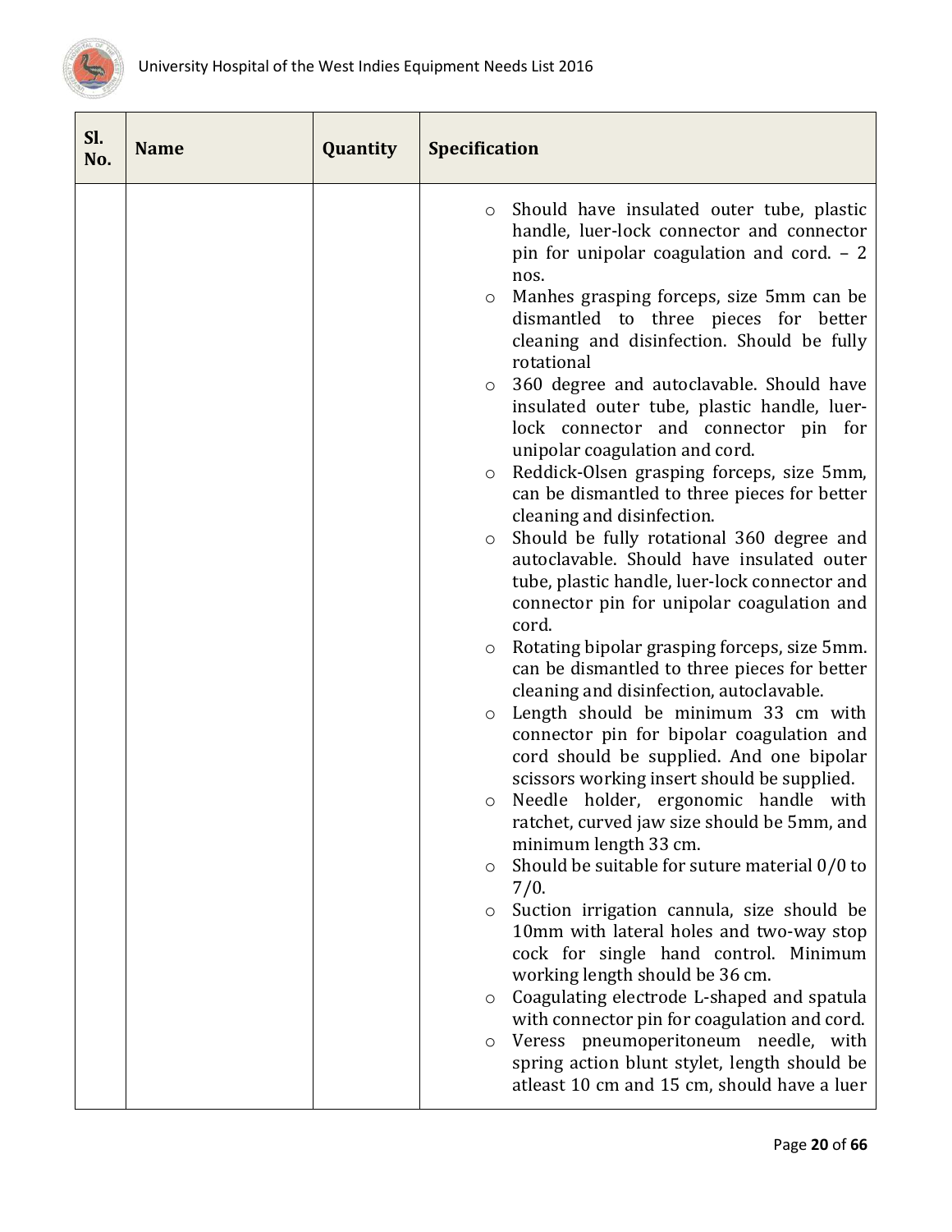| Sl. No. | Name | Quantity | Specification |
|---|---|---|---|
| | | | ○ Should have insulated outer tube, plastic handle, luer-lock connector and connector pin for unipolar coagulation and cord. – 2 nos.<br>○ Manhes grasping forceps, size 5mm can be dismantled to three pieces for better cleaning and disinfection. Should be fully rotational<br>○ 360 degree and autoclavable. Should have insulated outer tube, plastic handle, luer-lock connector and connector pin for unipolar coagulation and cord.<br>○ Reddick-Olsen grasping forceps, size 5mm, can be dismantled to three pieces for better cleaning and disinfection.<br>○ Should be fully rotational 360 degree and autoclavable. Should have insulated outer tube, plastic handle, luer-lock connector and connector pin for unipolar coagulation and cord.<br>○ Rotating bipolar grasping forceps, size 5mm. can be dismantled to three pieces for better cleaning and disinfection, autoclavable.<br>○ Length should be minimum 33 cm with connector pin for bipolar coagulation and cord should be supplied. And one bipolar scissors working insert should be supplied.<br>○ Needle holder, ergonomic handle with ratchet, curved jaw size should be 5mm, and minimum length 33 cm.<br>○ Should be suitable for suture material 0/0 to 7/0.<br>○ Suction irrigation cannula, size should be 10mm with lateral holes and two-way stop cock for single hand control. Minimum working length should be 36 cm.<br>○ Coagulating electrode L-shaped and spatula with connector pin for coagulation and cord.<br>○ Veress pneumoperitoneum needle, with spring action blunt stylet, length should be atleast 10 cm and 15 cm, should have a luer |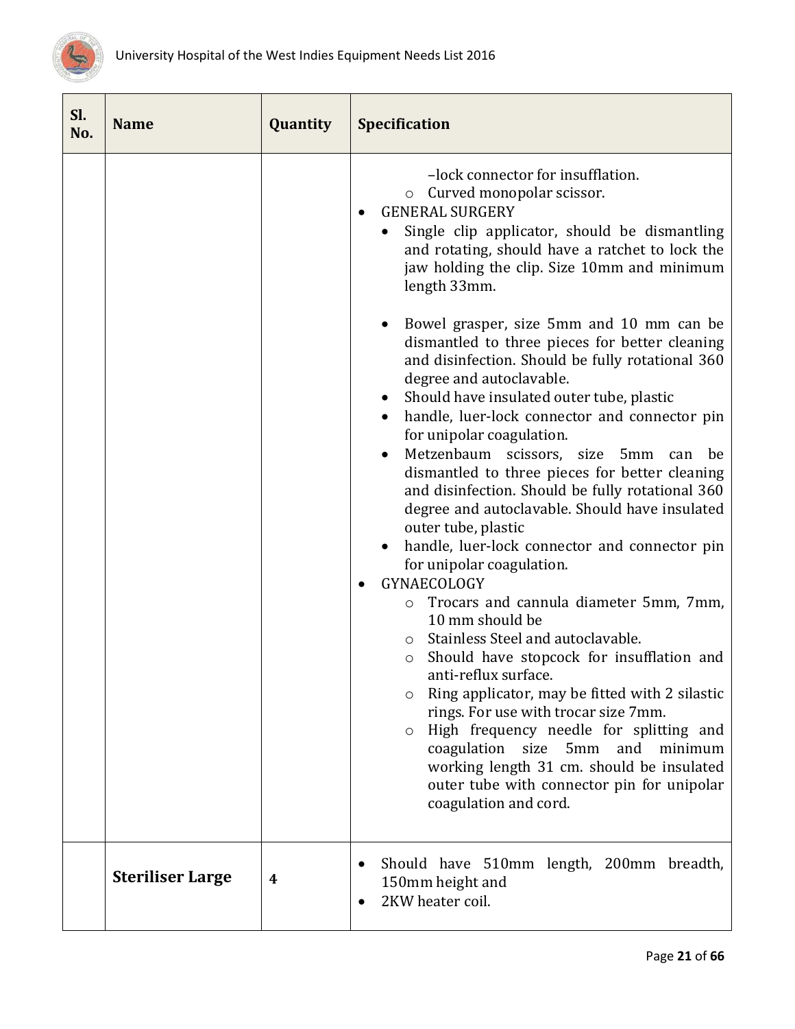| Sl. No. | Name | Quantity | Specification |
|---|---|---|---|
| | | | –lock connector for insufflation.<br>◦ Curved monopolar scissor.<br>• GENERAL SURGERY<br>• Single clip applicator, should be dismantling and rotating, should have a ratchet to lock the jaw holding the clip. Size 10mm and minimum length 33mm.<br>• Bowel grasper, size 5mm and 10 mm can be dismantled to three pieces for better cleaning and disinfection. Should be fully rotational 360 degree and autoclavable.<br>• Should have insulated outer tube, plastic<br>• handle, luer-lock connector and connector pin for unipolar coagulation.<br>• Metzenbaum scissors, size 5mm can be dismantled to three pieces for better cleaning and disinfection. Should be fully rotational 360 degree and autoclavable. Should have insulated outer tube, plastic<br>• handle, luer-lock connector and connector pin for unipolar coagulation.<br>• GYNAECOLOGY<br>◦ Trocars and cannula diameter 5mm, 7mm, 10 mm should be<br>◦ Stainless Steel and autoclavable.<br>◦ Should have stopcock for insufflation and anti-reflux surface.<br>◦ Ring applicator, may be fitted with 2 silastic rings. For use with trocar size 7mm.<br>◦ High frequency needle for splitting and coagulation size 5mm and minimum working length 31 cm. should be insulated outer tube with connector pin for unipolar coagulation and cord. |
| | **Steriliser Large** | **4** | • Should have 510mm length, 200mm breadth, 150mm height and<br>• 2KW heater coil. |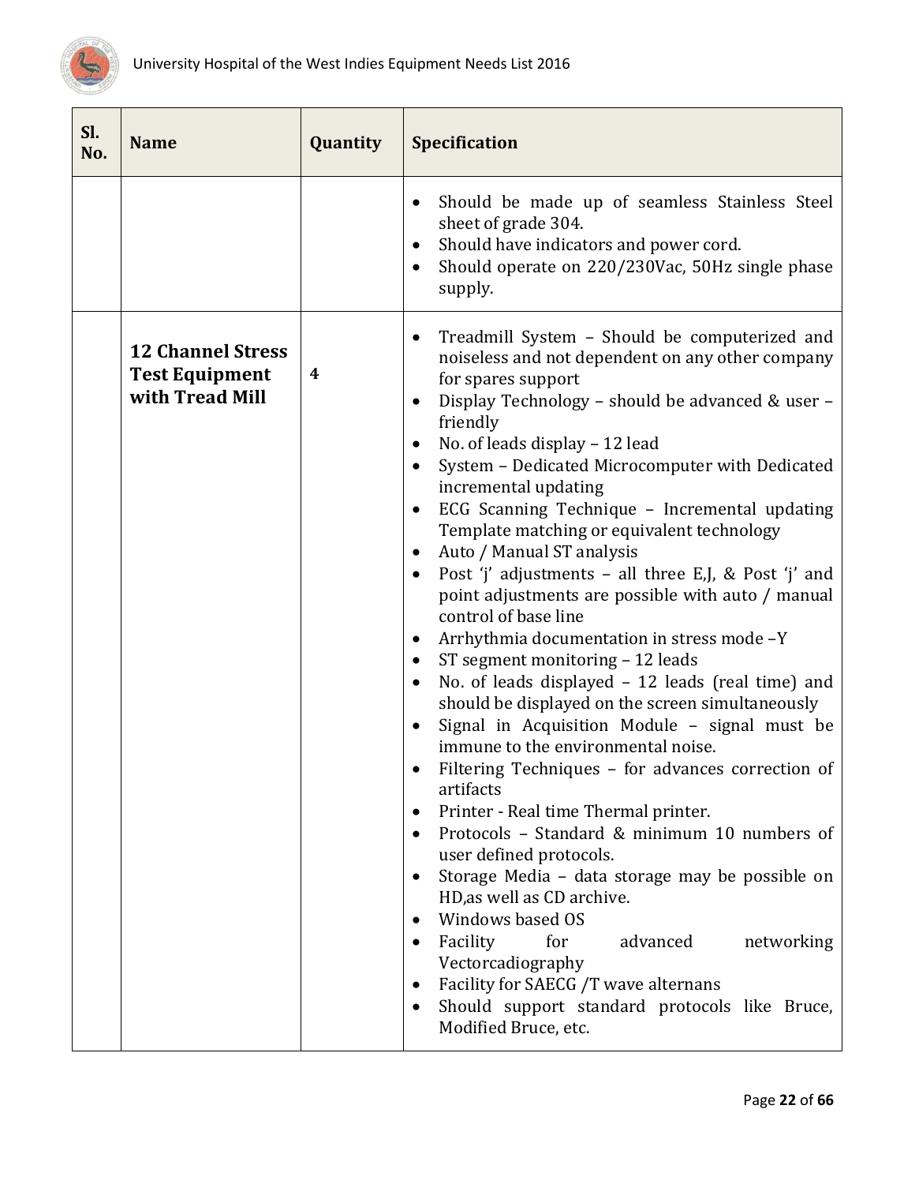| Sl. No. | Name | Quantity | Specification |
|---|---|---|---|
| | | | • Should be made up of seamless Stainless Steel sheet of grade 304.<br>• Should have indicators and power cord.<br>• Should operate on 220/230Vac, 50Hz single phase supply. |
| | **12 Channel Stress Test Equipment with Tread Mill** | **4** | • Treadmill System – Should be computerized and noiseless and not dependent on any other company for spares support<br>• Display Technology – should be advanced & user – friendly<br>• No. of leads display – 12 lead<br>• System – Dedicated Microcomputer with Dedicated incremental updating<br>• ECG Scanning Technique – Incremental updating Template matching or equivalent technology<br>• Auto / Manual ST analysis<br>• Post 'j' adjustments – all three E,J, & Post 'j' and point adjustments are possible with auto / manual control of base line<br>• Arrhythmia documentation in stress mode –Y<br>• ST segment monitoring – 12 leads<br>• No. of leads displayed – 12 leads (real time) and should be displayed on the screen simultaneously<br>• Signal in Acquisition Module – signal must be immune to the environmental noise.<br>• Filtering Techniques – for advances correction of artifacts<br>• Printer - Real time Thermal printer.<br>• Protocols – Standard & minimum 10 numbers of user defined protocols.<br>• Storage Media – data storage may be possible on HD,as well as CD archive.<br>• Windows based OS<br>• Facility for advanced networking Vectorcadiography<br>• Facility for SAECG /T wave alternans<br>• Should support standard protocols like Bruce, Modified Bruce, etc. |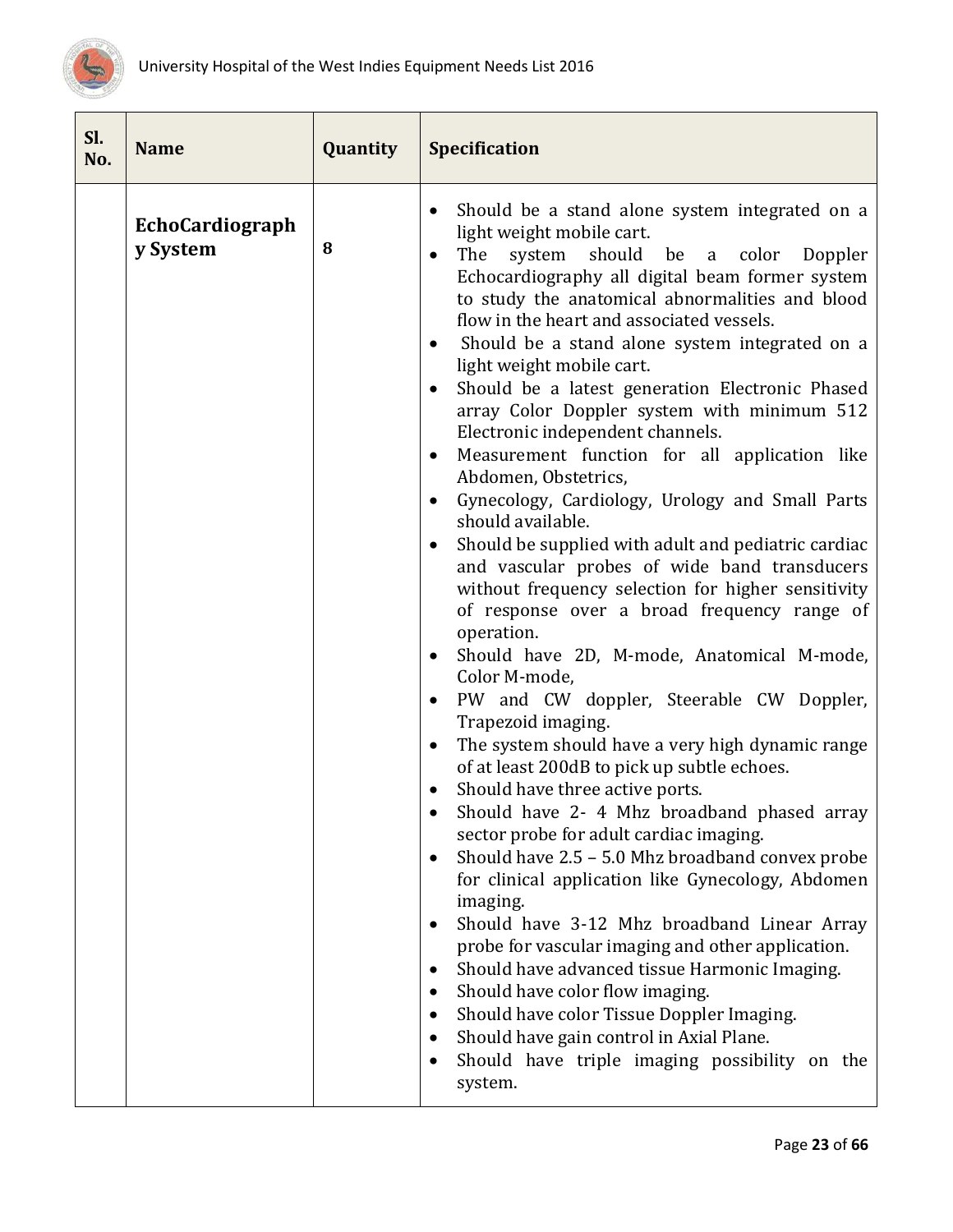| Sl. No. | Name | Quantity | Specification |
|---|---|---|---|
| | **EchoCardiography System** | **8** | • Should be a stand alone system integrated on a light weight mobile cart.<br>• The system should be a color Doppler Echocardiography all digital beam former system to study the anatomical abnormalities and blood flow in the heart and associated vessels.<br>• Should be a stand alone system integrated on a light weight mobile cart.<br>• Should be a latest generation Electronic Phased array Color Doppler system with minimum 512 Electronic independent channels.<br>• Measurement function for all application like Abdomen, Obstetrics,<br>• Gynecology, Cardiology, Urology and Small Parts should available.<br>• Should be supplied with adult and pediatric cardiac and vascular probes of wide band transducers without frequency selection for higher sensitivity of response over a broad frequency range of operation.<br>• Should have 2D, M-mode, Anatomical M-mode, Color M-mode,<br>• PW and CW doppler, Steerable CW Doppler, Trapezoid imaging.<br>• The system should have a very high dynamic range of at least 200dB to pick up subtle echoes.<br>• Should have three active ports.<br>• Should have 2- 4 Mhz broadband phased array sector probe for adult cardiac imaging.<br>• Should have 2.5 – 5.0 Mhz broadband convex probe for clinical application like Gynecology, Abdomen imaging.<br>• Should have 3-12 Mhz broadband Linear Array probe for vascular imaging and other application.<br>• Should have advanced tissue Harmonic Imaging.<br>• Should have color flow imaging.<br>• Should have color Tissue Doppler Imaging.<br>• Should have gain control in Axial Plane.<br>• Should have triple imaging possibility on the system. |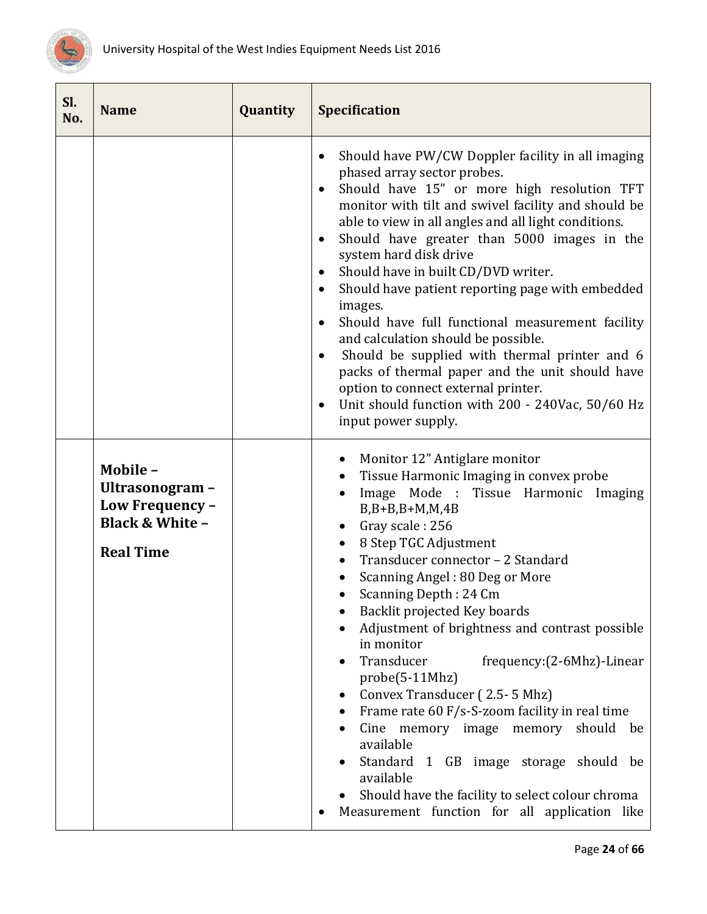| Sl. No. | Name | Quantity | Specification |
|---|---|---|---|
| | | | • Should have PW/CW Doppler facility in all imaging phased array sector probes.<br>• Should have 15" or more high resolution TFT monitor with tilt and swivel facility and should be able to view in all angles and all light conditions.<br>• Should have greater than 5000 images in the system hard disk drive<br>• Should have in built CD/DVD writer.<br>• Should have patient reporting page with embedded images.<br>• Should have full functional measurement facility and calculation should be possible.<br>• Should be supplied with thermal printer and 6 packs of thermal paper and the unit should have option to connect external printer.<br>• Unit should function with 200 - 240Vac, 50/60 Hz input power supply. |
| | **Mobile – Ultrasonogram – Low Frequency – Black & White – Real Time** | | • Monitor 12" Antiglare monitor<br>• Tissue Harmonic Imaging in convex probe<br>• Image Mode : Tissue Harmonic Imaging B,B+B,B+M,M,4B<br>• Gray scale : 256<br>• 8 Step TGC Adjustment<br>• Transducer connector – 2 Standard<br>• Scanning Angel : 80 Deg or More<br>• Scanning Depth : 24 Cm<br>• Backlit projected Key boards<br>• Adjustment of brightness and contrast possible in monitor<br>• Transducer frequency:(2-6Mhz)-Linear probe(5-11Mhz)<br>• Convex Transducer ( 2.5- 5 Mhz)<br>• Frame rate 60 F/s-S-zoom facility in real time<br>• Cine memory image memory should be available<br>• Standard 1 GB image storage should be available<br>• Should have the facility to select colour chroma<br>• Measurement function for all application like |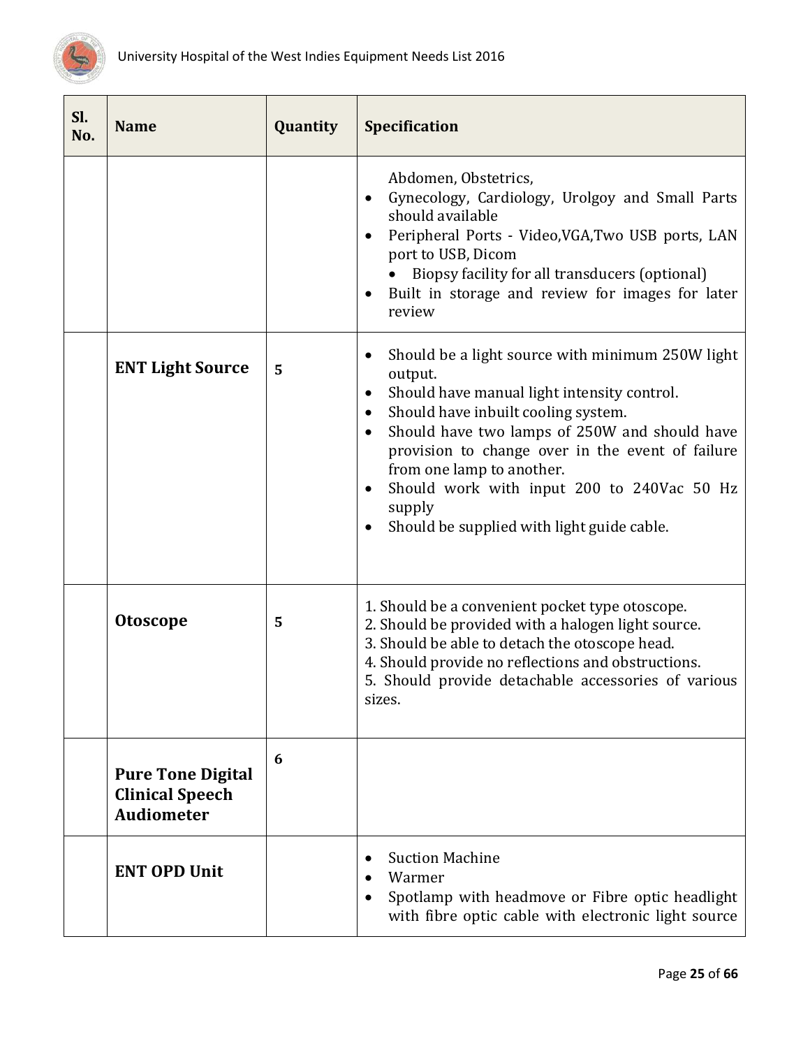| Sl. No. | Name | Quantity | Specification |
|---|---|---|---|
| | | | Abdomen, Obstetrics,<br>• Gynecology, Cardiology, Urolgoy and Small Parts should available<br>• Peripheral Ports - Video,VGA,Two USB ports, LAN port to USB, Dicom<br>• Biopsy facility for all transducers (optional)<br>• Built in storage and review for images for later review |
| | **ENT Light Source** | **5** | • Should be a light source with minimum 250W light output.<br>• Should have manual light intensity control.<br>• Should have inbuilt cooling system.<br>• Should have two lamps of 250W and should have provision to change over in the event of failure from one lamp to another.<br>• Should work with input 200 to 240Vac 50 Hz supply<br>• Should be supplied with light guide cable. |
| | **Otoscope** | **5** | 1. Should be a convenient pocket type otoscope.<br>2. Should be provided with a halogen light source.<br>3. Should be able to detach the otoscope head.<br>4. Should provide no reflections and obstructions.<br>5. Should provide detachable accessories of various sizes. |
| | **Pure Tone Digital Clinical Speech Audiometer** | **6** | |
| | **ENT OPD Unit** | | • Suction Machine<br>• Warmer<br>• Spotlamp with headmove or Fibre optic headlight with fibre optic cable with electronic light source |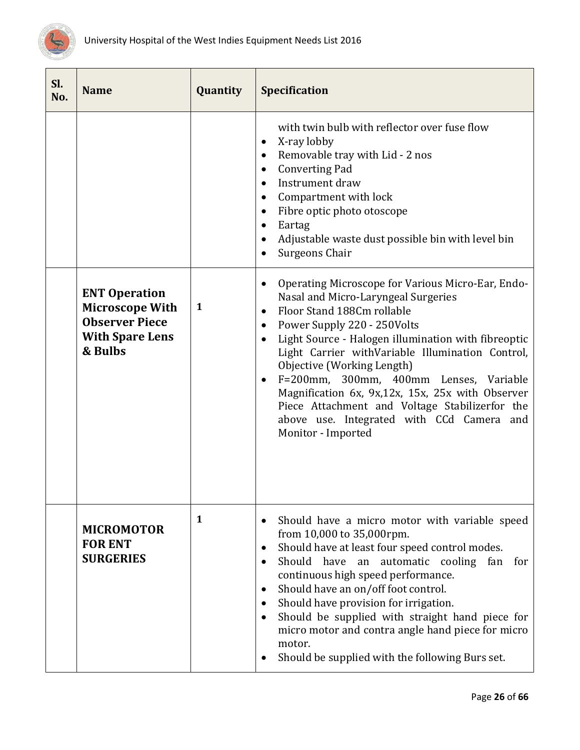| Sl. No. | Name | Quantity | Specification |
|---|---|---|---|
| | | | with twin bulb with reflector over fuse flow<br>• X-ray lobby<br>• Removable tray with Lid - 2 nos<br>• Converting Pad<br>• Instrument draw<br>• Compartment with lock<br>• Fibre optic photo otoscope<br>• Eartag<br>• Adjustable waste dust possible bin with level bin<br>• Surgeons Chair |
| | **ENT Operation Microscope With Observer Piece With Spare Lens & Bulbs** | **1** | • Operating Microscope for Various Micro-Ear, Endo-Nasal and Micro-Laryngeal Surgeries<br>• Floor Stand 188Cm rollable<br>• Power Supply 220 - 250Volts<br>• Light Source - Halogen illumination with fibreoptic Light Carrier withVariable Illumination Control, Objective (Working Length)<br>• F=200mm, 300mm, 400mm Lenses, Variable Magnification 6x, 9x,12x, 15x, 25x with Observer Piece Attachment and Voltage Stabilizerfor the above use. Integrated with CCd Camera and Monitor - Imported |
| | **MICROMOTOR FOR ENT SURGERIES** | **1** | • Should have a micro motor with variable speed from 10,000 to 35,000rpm.<br>• Should have at least four speed control modes.<br>• Should have an automatic cooling fan for continuous high speed performance.<br>• Should have an on/off foot control.<br>• Should have provision for irrigation.<br>• Should be supplied with straight hand piece for micro motor and contra angle hand piece for micro motor.<br>• Should be supplied with the following Burs set. |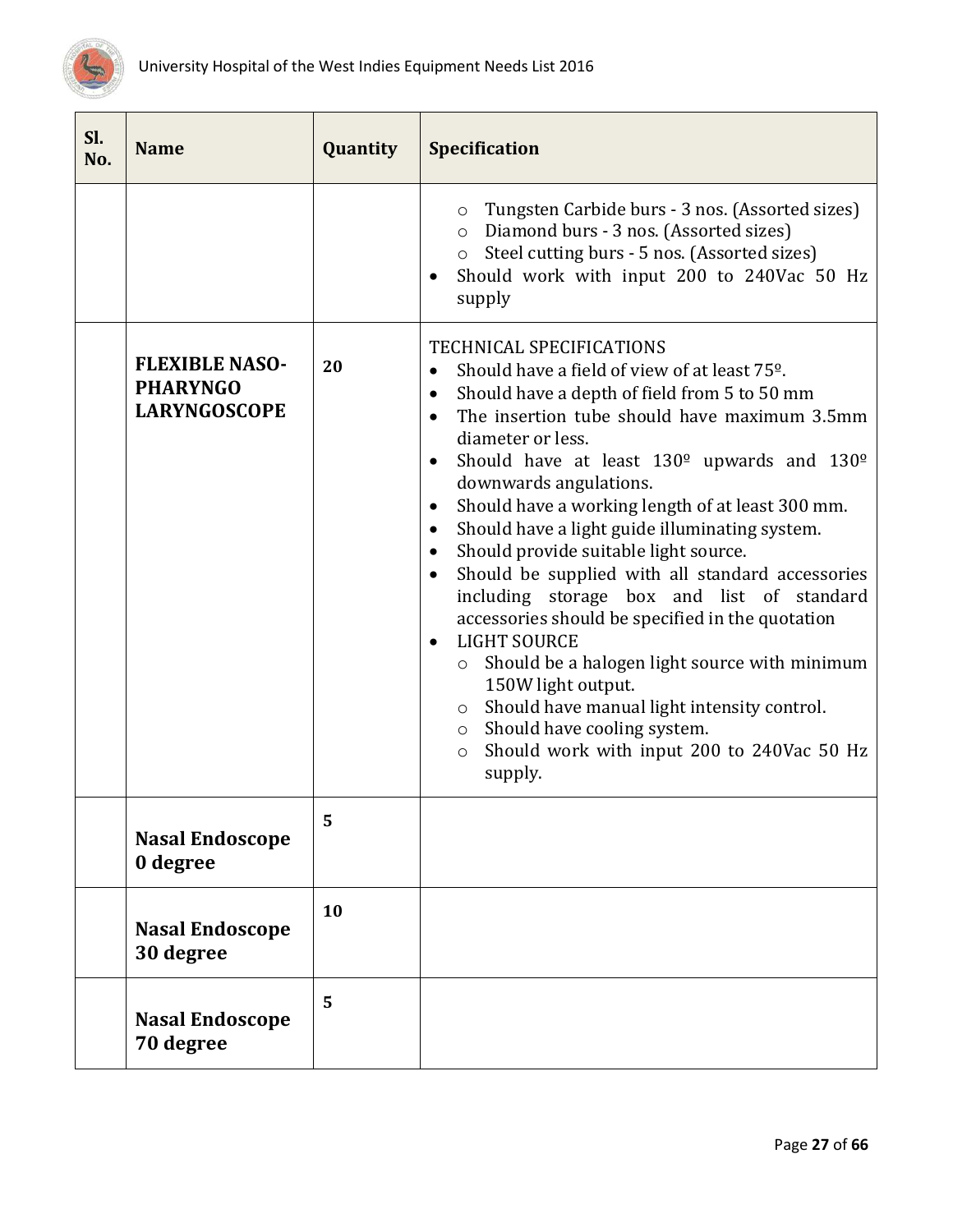| Sl. No. | Name | Quantity | Specification |
|---|---|---|---|
| | | | <ul><li>Tungsten Carbide burs - 3 nos. (Assorted sizes)</li><li>Diamond burs - 3 nos. (Assorted sizes)</li><li>Steel cutting burs - 5 nos. (Assorted sizes)</li></ul>• Should work with input 200 to 240Vac 50 Hz supply |
| | **FLEXIBLE NASO-PHARYNGO LARYNGOSCOPE** | **20** | TECHNICAL SPECIFICATIONS<br>• Should have a field of view of at least 75º.<br>• Should have a depth of field from 5 to 50 mm<br>• The insertion tube should have maximum 3.5mm diameter or less.<br>• Should have at least 130º upwards and 130º downwards angulations.<br>• Should have a working length of at least 300 mm.<br>• Should have a light guide illuminating system.<br>• Should provide suitable light source.<br>• Should be supplied with all standard accessories including storage box and list of standard accessories should be specified in the quotation<br>• LIGHT SOURCE<ul><li>Should be a halogen light source with minimum 150W light output.</li><li>Should have manual light intensity control.</li><li>Should have cooling system.</li><li>Should work with input 200 to 240Vac 50 Hz supply.</li></ul> |
| | **Nasal Endoscope 0 degree** | **5** | |
| | **Nasal Endoscope 30 degree** | **10** | |
| | **Nasal Endoscope 70 degree** | **5** | |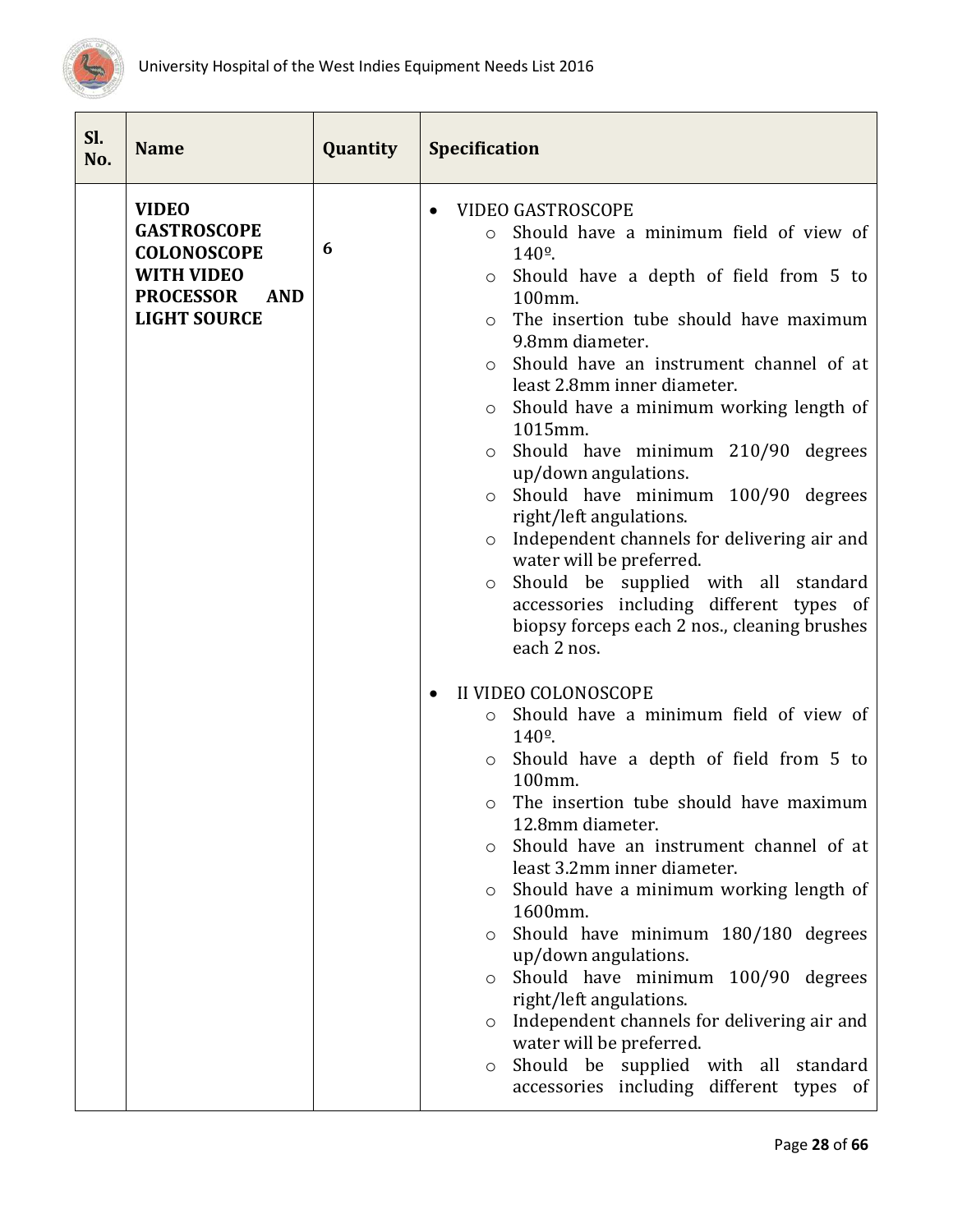| Sl. No. | Name | Quantity | Specification |
|---|---|---|---|
| | **VIDEO GASTROSCOPE COLONOSCOPE WITH VIDEO PROCESSOR AND LIGHT SOURCE** | **6** | • VIDEO GASTROSCOPE<br>○ Should have a minimum field of view of 140º.<br>○ Should have a depth of field from 5 to 100mm.<br>○ The insertion tube should have maximum 9.8mm diameter.<br>○ Should have an instrument channel of at least 2.8mm inner diameter.<br>○ Should have a minimum working length of 1015mm.<br>○ Should have minimum 210/90 degrees up/down angulations.<br>○ Should have minimum 100/90 degrees right/left angulations.<br>○ Independent channels for delivering air and water will be preferred.<br>○ Should be supplied with all standard accessories including different types of biopsy forceps each 2 nos., cleaning brushes each 2 nos.<br><br>• II VIDEO COLONOSCOPE<br>○ Should have a minimum field of view of 140º.<br>○ Should have a depth of field from 5 to 100mm.<br>○ The insertion tube should have maximum 12.8mm diameter.<br>○ Should have an instrument channel of at least 3.2mm inner diameter.<br>○ Should have a minimum working length of 1600mm.<br>○ Should have minimum 180/180 degrees up/down angulations.<br>○ Should have minimum 100/90 degrees right/left angulations.<br>○ Independent channels for delivering air and water will be preferred.<br>○ Should be supplied with all standard accessories including different types of |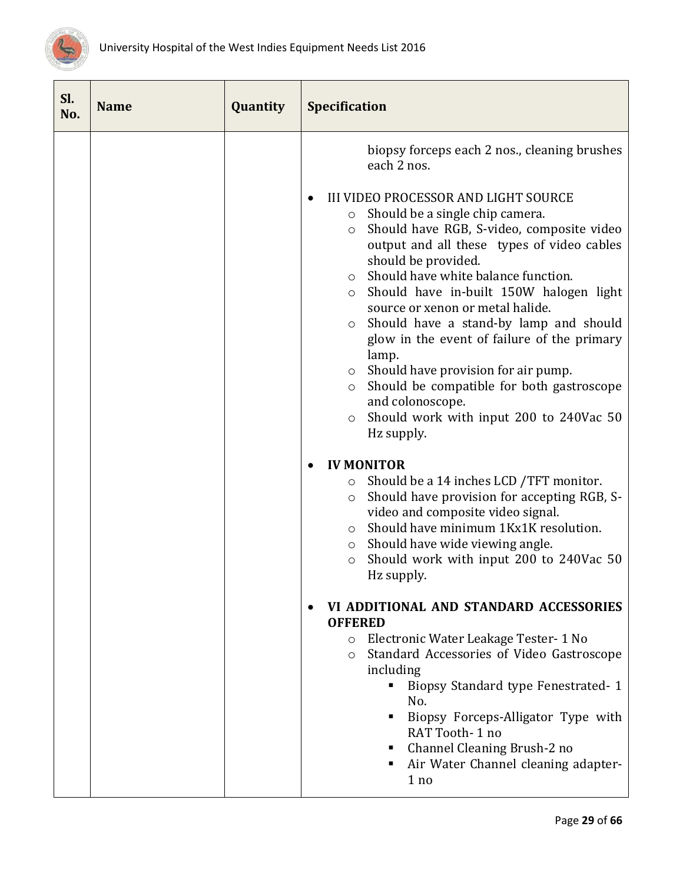| Sl. No. | Name | Quantity | Specification |
|---|---|---|---|
| | | | biopsy forceps each 2 nos., cleaning brushes each 2 nos.<br><br>• III VIDEO PROCESSOR AND LIGHT SOURCE<br>  ○ Should be a single chip camera.<br>  ○ Should have RGB, S-video, composite video output and all these types of video cables should be provided.<br>  ○ Should have white balance function.<br>  ○ Should have in-built 150W halogen light source or xenon or metal halide.<br>  ○ Should have a stand-by lamp and should glow in the event of failure of the primary lamp.<br>  ○ Should have provision for air pump.<br>  ○ Should be compatible for both gastroscope and colonoscope.<br>  ○ Should work with input 200 to 240Vac 50 Hz supply.<br><br>• **IV MONITOR**<br>  ○ Should be a 14 inches LCD /TFT monitor.<br>  ○ Should have provision for accepting RGB, S-video and composite video signal.<br>  ○ Should have minimum 1Kx1K resolution.<br>  ○ Should have wide viewing angle.<br>  ○ Should work with input 200 to 240Vac 50 Hz supply.<br><br>• **VI ADDITIONAL AND STANDARD ACCESSORIES OFFERED**<br>  ○ Electronic Water Leakage Tester- 1 No<br>  ○ Standard Accessories of Video Gastroscope including<br>    ▪ Biopsy Standard type Fenestrated- 1 No.<br>    ▪ Biopsy Forceps-Alligator Type with RAT Tooth- 1 no<br>    ▪ Channel Cleaning Brush-2 no<br>    ▪ Air Water Channel cleaning adapter- 1 no |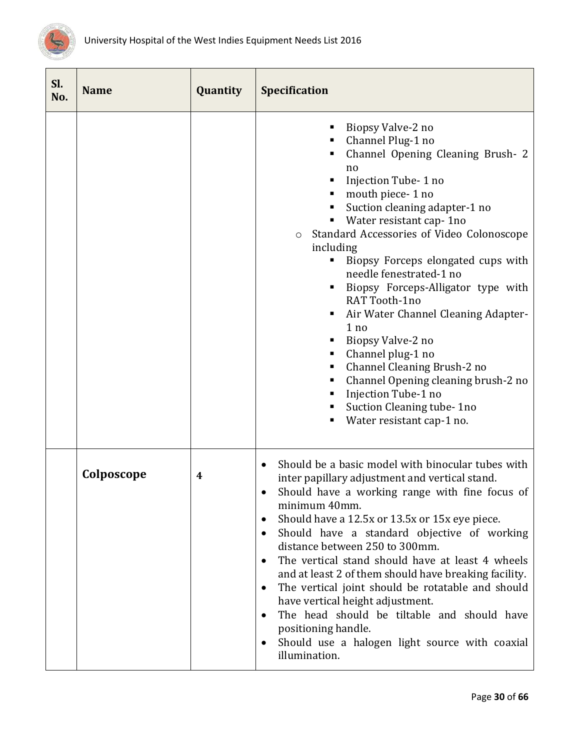| Sl. No. | Name | Quantity | Specification |
|---|---|---|---|
| | | | ▪ Biopsy Valve-2 no<br>▪ Channel Plug-1 no<br>▪ Channel Opening Cleaning Brush- 2 no<br>▪ Injection Tube- 1 no<br>▪ mouth piece- 1 no<br>▪ Suction cleaning adapter-1 no<br>▪ Water resistant cap- 1no<br>○ Standard Accessories of Video Colonoscope including<br>▪ Biopsy Forceps elongated cups with needle fenestrated-1 no<br>▪ Biopsy Forceps-Alligator type with RAT Tooth-1no<br>▪ Air Water Channel Cleaning Adapter-1 no<br>▪ Biopsy Valve-2 no<br>▪ Channel plug-1 no<br>▪ Channel Cleaning Brush-2 no<br>▪ Channel Opening cleaning brush-2 no<br>▪ Injection Tube-1 no<br>▪ Suction Cleaning tube- 1no<br>▪ Water resistant cap-1 no. |
| | **Colposcope** | **4** | • Should be a basic model with binocular tubes with inter papillary adjustment and vertical stand.<br>• Should have a working range with fine focus of minimum 40mm.<br>• Should have a 12.5x or 13.5x or 15x eye piece.<br>• Should have a standard objective of working distance between 250 to 300mm.<br>• The vertical stand should have at least 4 wheels and at least 2 of them should have breaking facility.<br>• The vertical joint should be rotatable and should have vertical height adjustment.<br>• The head should be tiltable and should have positioning handle.<br>• Should use a halogen light source with coaxial illumination. |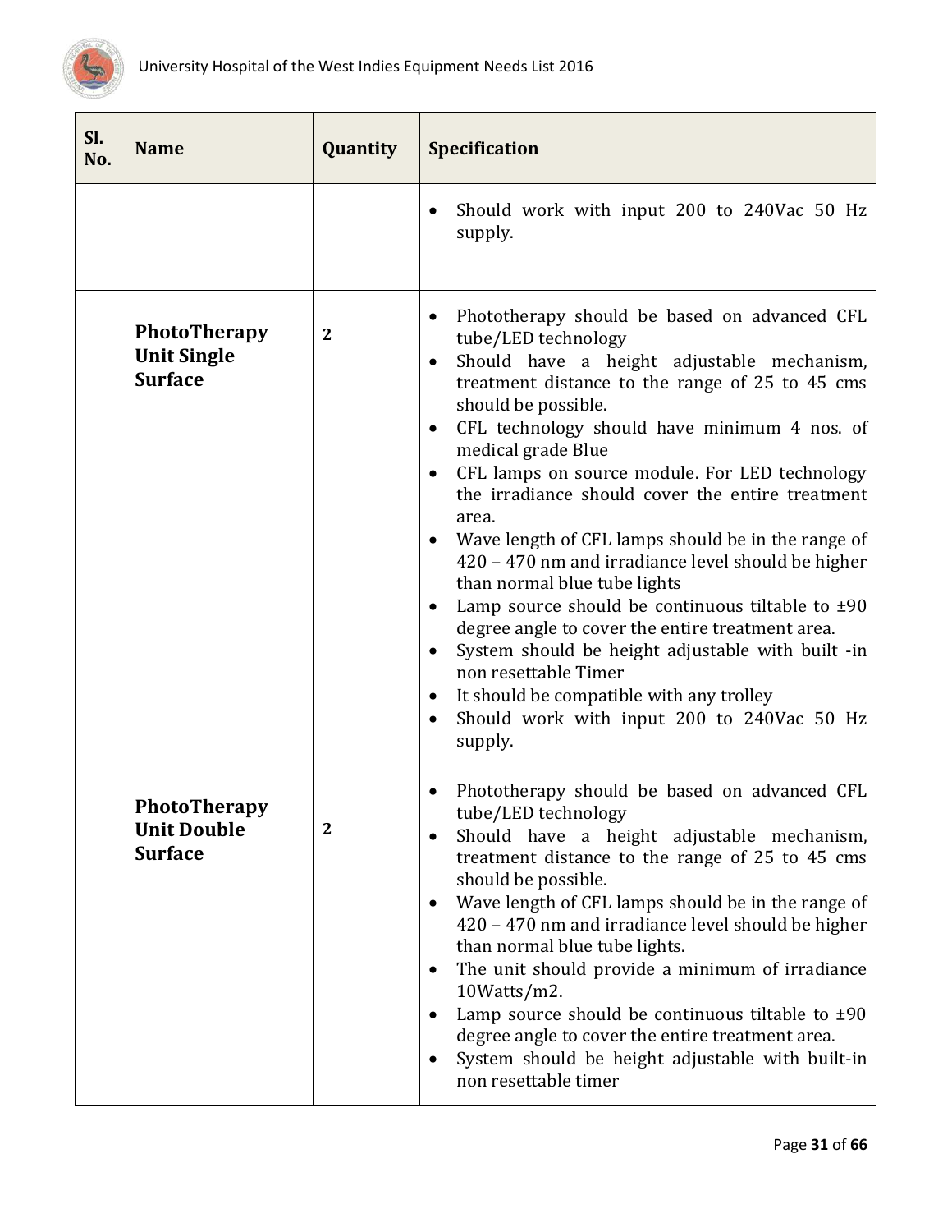| Sl. No. | Name | Quantity | Specification |
|---|---|---|---|
| | | | • Should work with input 200 to 240Vac 50 Hz supply. |
| | **PhotoTherapy Unit Single Surface** | **2** | • Phototherapy should be based on advanced CFL tube/LED technology<br>• Should have a height adjustable mechanism, treatment distance to the range of 25 to 45 cms should be possible.<br>• CFL technology should have minimum 4 nos. of medical grade Blue<br>• CFL lamps on source module. For LED technology the irradiance should cover the entire treatment area.<br>• Wave length of CFL lamps should be in the range of 420 – 470 nm and irradiance level should be higher than normal blue tube lights<br>• Lamp source should be continuous tiltable to ±90 degree angle to cover the entire treatment area.<br>• System should be height adjustable with built -in non resettable Timer<br>• It should be compatible with any trolley<br>• Should work with input 200 to 240Vac 50 Hz supply. |
| | **PhotoTherapy Unit Double Surface** | **2** | • Phototherapy should be based on advanced CFL tube/LED technology<br>• Should have a height adjustable mechanism, treatment distance to the range of 25 to 45 cms should be possible.<br>• Wave length of CFL lamps should be in the range of 420 – 470 nm and irradiance level should be higher than normal blue tube lights.<br>• The unit should provide a minimum of irradiance 10Watts/m2.<br>• Lamp source should be continuous tiltable to ±90 degree angle to cover the entire treatment area.<br>• System should be height adjustable with built-in non resettable timer |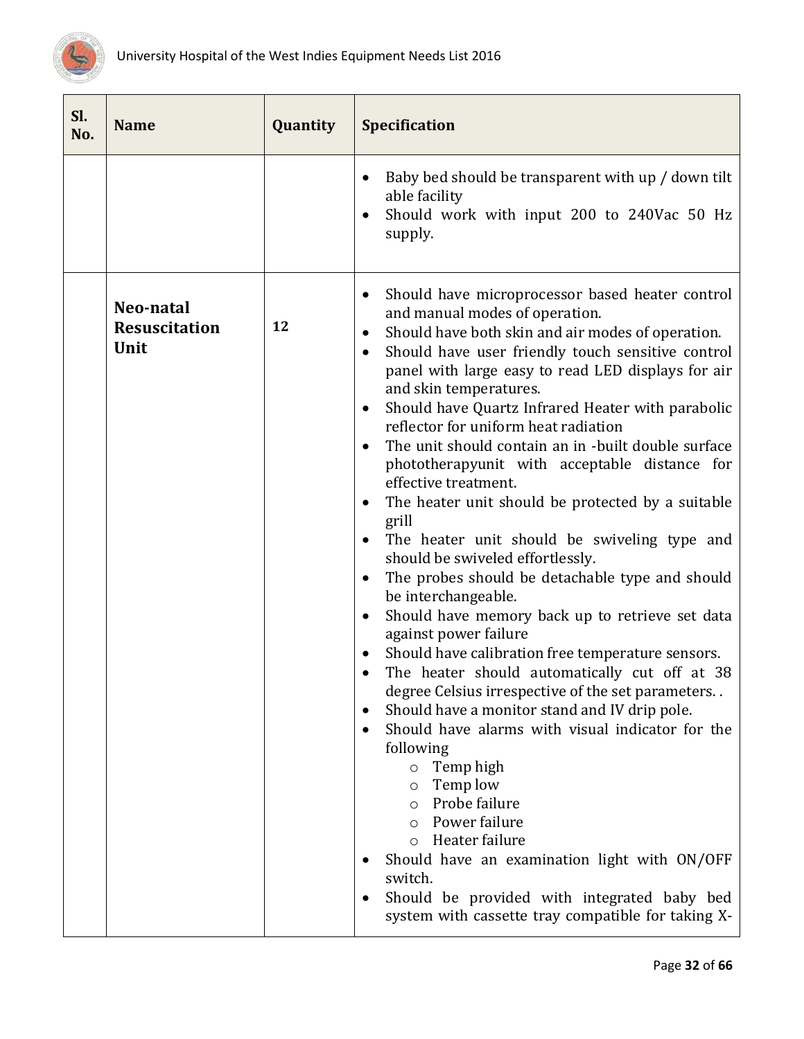| Sl. No. | Name | Quantity | Specification |
|---|---|---|---|
| | | | • Baby bed should be transparent with up / down tilt able facility<br>• Should work with input 200 to 240Vac 50 Hz supply. |
| | **Neo-natal Resuscitation Unit** | **12** | • Should have microprocessor based heater control and manual modes of operation.<br>• Should have both skin and air modes of operation.<br>• Should have user friendly touch sensitive control panel with large easy to read LED displays for air and skin temperatures.<br>• Should have Quartz Infrared Heater with parabolic reflector for uniform heat radiation<br>• The unit should contain an in -built double surface phototherapyunit with acceptable distance for effective treatment.<br>• The heater unit should be protected by a suitable grill<br>• The heater unit should be swiveling type and should be swiveled effortlessly.<br>• The probes should be detachable type and should be interchangeable.<br>• Should have memory back up to retrieve set data against power failure<br>• Should have calibration free temperature sensors.<br>• The heater should automatically cut off at 38 degree Celsius irrespective of the set parameters. .<br>• Should have a monitor stand and IV drip pole.<br>• Should have alarms with visual indicator for the following<br>&nbsp;&nbsp;&nbsp;&nbsp;○ Temp high<br>&nbsp;&nbsp;&nbsp;&nbsp;○ Temp low<br>&nbsp;&nbsp;&nbsp;&nbsp;○ Probe failure<br>&nbsp;&nbsp;&nbsp;&nbsp;○ Power failure<br>&nbsp;&nbsp;&nbsp;&nbsp;○ Heater failure<br>• Should have an examination light with ON/OFF switch.<br>• Should be provided with integrated baby bed system with cassette tray compatible for taking X- |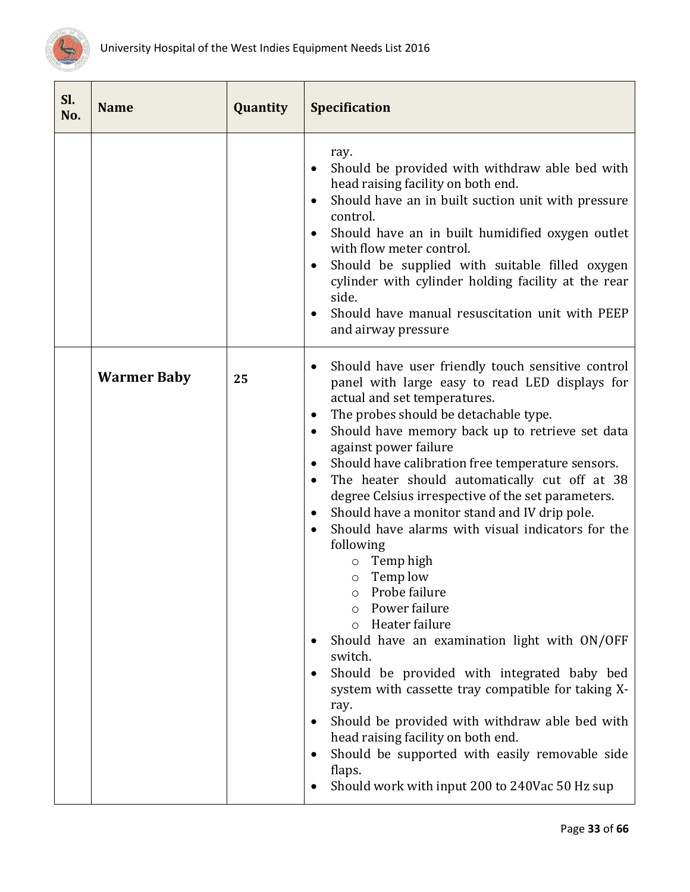| Sl. No. | Name | Quantity | Specification |
|---|---|---|---|
| | | | ray.<br>• Should be provided with withdraw able bed with head raising facility on both end.<br>• Should have an in built suction unit with pressure control.<br>• Should have an in built humidified oxygen outlet with flow meter control.<br>• Should be supplied with suitable filled oxygen cylinder with cylinder holding facility at the rear side.<br>• Should have manual resuscitation unit with PEEP and airway pressure |
| | **Warmer Baby** | **25** | • Should have user friendly touch sensitive control panel with large easy to read LED displays for actual and set temperatures.<br>• The probes should be detachable type.<br>• Should have memory back up to retrieve set data against power failure<br>• Should have calibration free temperature sensors.<br>• The heater should automatically cut off at 38 degree Celsius irrespective of the set parameters.<br>• Should have a monitor stand and IV drip pole.<br>• Should have alarms with visual indicators for the following<br>  ○ Temp high<br>  ○ Temp low<br>  ○ Probe failure<br>  ○ Power failure<br>  ○ Heater failure<br>• Should have an examination light with ON/OFF switch.<br>• Should be provided with integrated baby bed system with cassette tray compatible for taking X-ray.<br>• Should be provided with withdraw able bed with head raising facility on both end.<br>• Should be supported with easily removable side flaps.<br>• Should work with input 200 to 240Vac 50 Hz sup |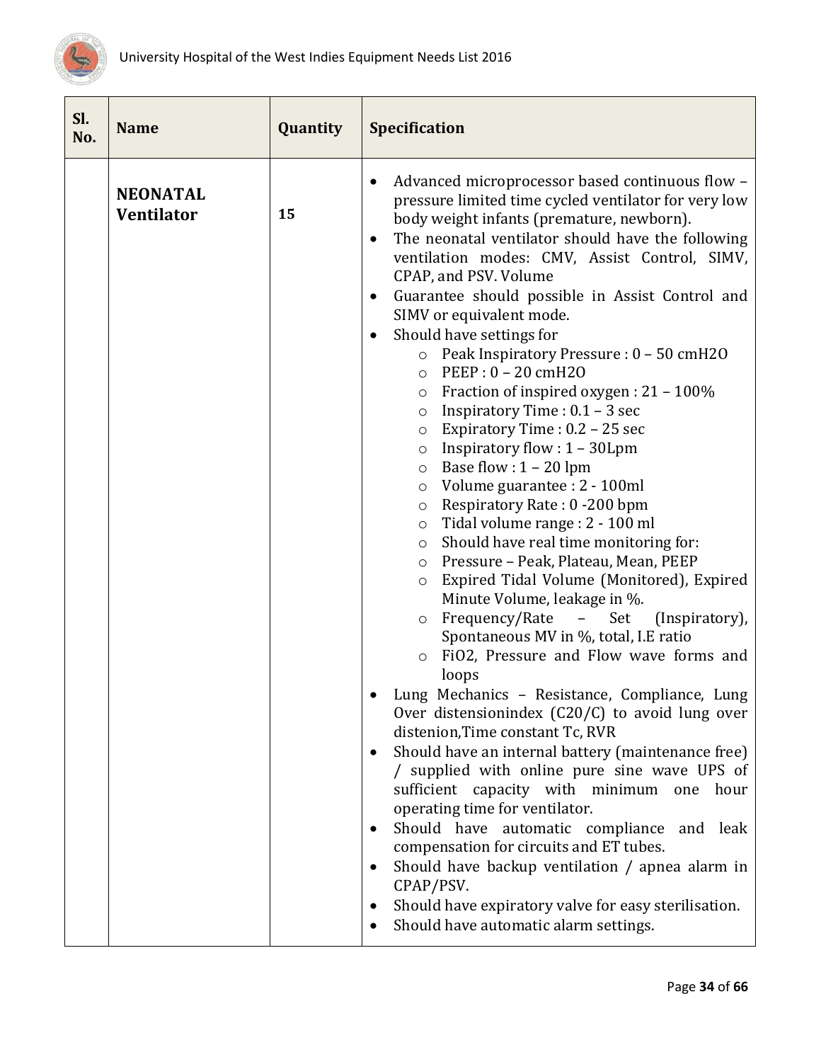| Sl. No. | Name | Quantity | Specification |
|---|---|---|---|
| | **NEONATAL Ventilator** | **15** | • Advanced microprocessor based continuous flow – pressure limited time cycled ventilator for very low body weight infants (premature, newborn).<br>• The neonatal ventilator should have the following ventilation modes: CMV, Assist Control, SIMV, CPAP, and PSV. Volume<br>• Guarantee should possible in Assist Control and SIMV or equivalent mode.<br>• Should have settings for<br>&nbsp;&nbsp;○ Peak Inspiratory Pressure : 0 – 50 cmH2O<br>&nbsp;&nbsp;○ PEEP : 0 – 20 cmH2O<br>&nbsp;&nbsp;○ Fraction of inspired oxygen : 21 – 100%<br>&nbsp;&nbsp;○ Inspiratory Time : 0.1 – 3 sec<br>&nbsp;&nbsp;○ Expiratory Time : 0.2 – 25 sec<br>&nbsp;&nbsp;○ Inspiratory flow : 1 – 30Lpm<br>&nbsp;&nbsp;○ Base flow : 1 – 20 lpm<br>&nbsp;&nbsp;○ Volume guarantee : 2 - 100ml<br>&nbsp;&nbsp;○ Respiratory Rate : 0 -200 bpm<br>&nbsp;&nbsp;○ Tidal volume range : 2 - 100 ml<br>&nbsp;&nbsp;○ Should have real time monitoring for:<br>&nbsp;&nbsp;○ Pressure – Peak, Plateau, Mean, PEEP<br>&nbsp;&nbsp;○ Expired Tidal Volume (Monitored), Expired Minute Volume, leakage in %.<br>&nbsp;&nbsp;○ Frequency/Rate – Set (Inspiratory), Spontaneous MV in %, total, I.E ratio<br>&nbsp;&nbsp;○ FiO2, Pressure and Flow wave forms and loops<br>• Lung Mechanics – Resistance, Compliance, Lung Over distensionindex (C20/C) to avoid lung over distenion,Time constant Tc, RVR<br>• Should have an internal battery (maintenance free) / supplied with online pure sine wave UPS of sufficient capacity with minimum one hour operating time for ventilator.<br>• Should have automatic compliance and leak compensation for circuits and ET tubes.<br>• Should have backup ventilation / apnea alarm in CPAP/PSV.<br>• Should have expiratory valve for easy sterilisation.<br>• Should have automatic alarm settings. |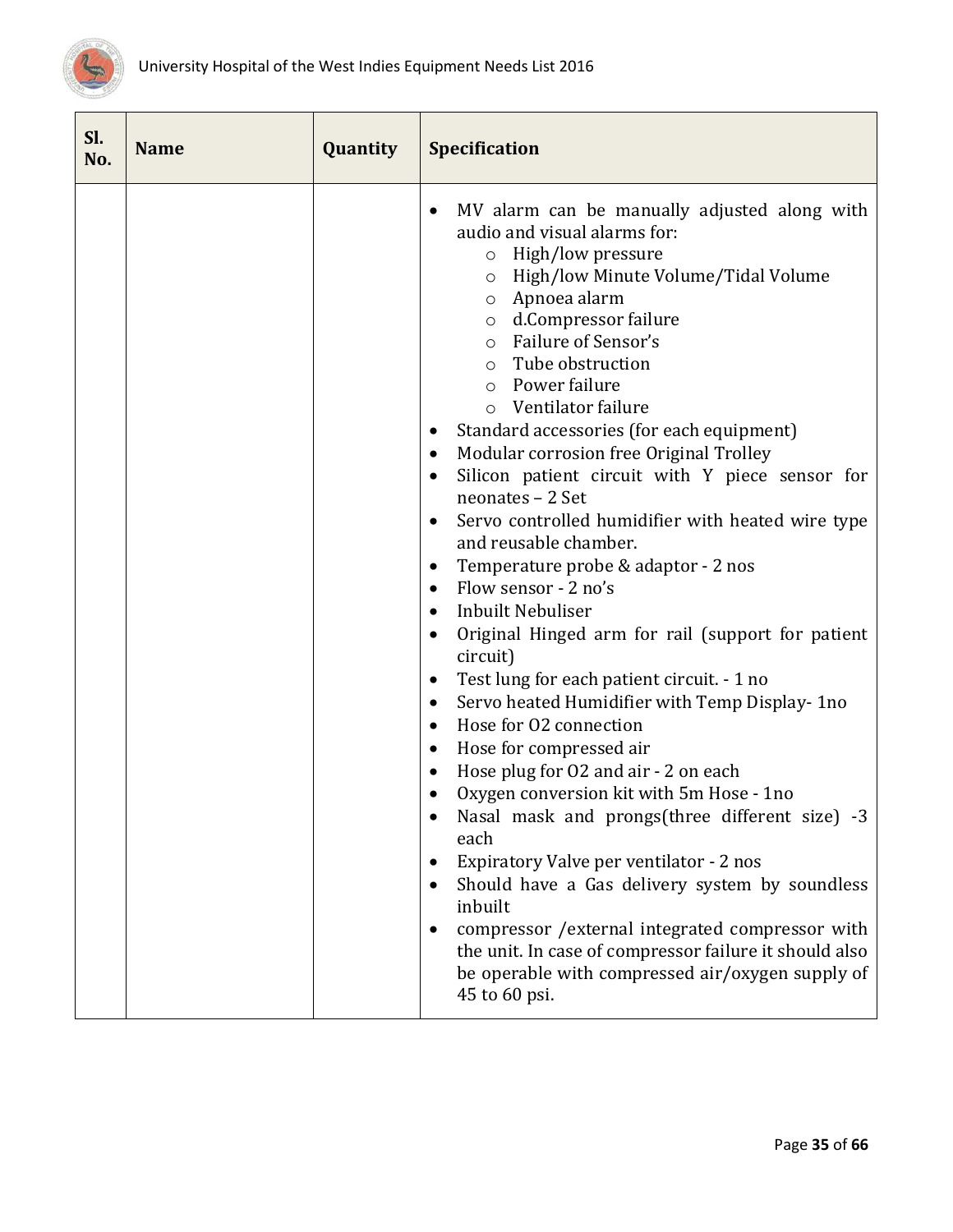| Sl. No. | Name | Quantity | Specification |
|---|---|---|---|
| | | | • MV alarm can be manually adjusted along with audio and visual alarms for:<br>  ○ High/low pressure<br>  ○ High/low Minute Volume/Tidal Volume<br>  ○ Apnoea alarm<br>  ○ d.Compressor failure<br>  ○ Failure of Sensor's<br>  ○ Tube obstruction<br>  ○ Power failure<br>  ○ Ventilator failure<br>• Standard accessories (for each equipment)<br>• Modular corrosion free Original Trolley<br>• Silicon patient circuit with Y piece sensor for neonates – 2 Set<br>• Servo controlled humidifier with heated wire type and reusable chamber.<br>• Temperature probe & adaptor - 2 nos<br>• Flow sensor - 2 no's<br>• Inbuilt Nebuliser<br>• Original Hinged arm for rail (support for patient circuit)<br>• Test lung for each patient circuit. - 1 no<br>• Servo heated Humidifier with Temp Display- 1no<br>• Hose for O2 connection<br>• Hose for compressed air<br>• Hose plug for O2 and air - 2 on each<br>• Oxygen conversion kit with 5m Hose - 1no<br>• Nasal mask and prongs(three different size) -3 each<br>• Expiratory Valve per ventilator - 2 nos<br>• Should have a Gas delivery system by soundless inbuilt<br>• compressor /external integrated compressor with the unit. In case of compressor failure it should also be operable with compressed air/oxygen supply of 45 to 60 psi. |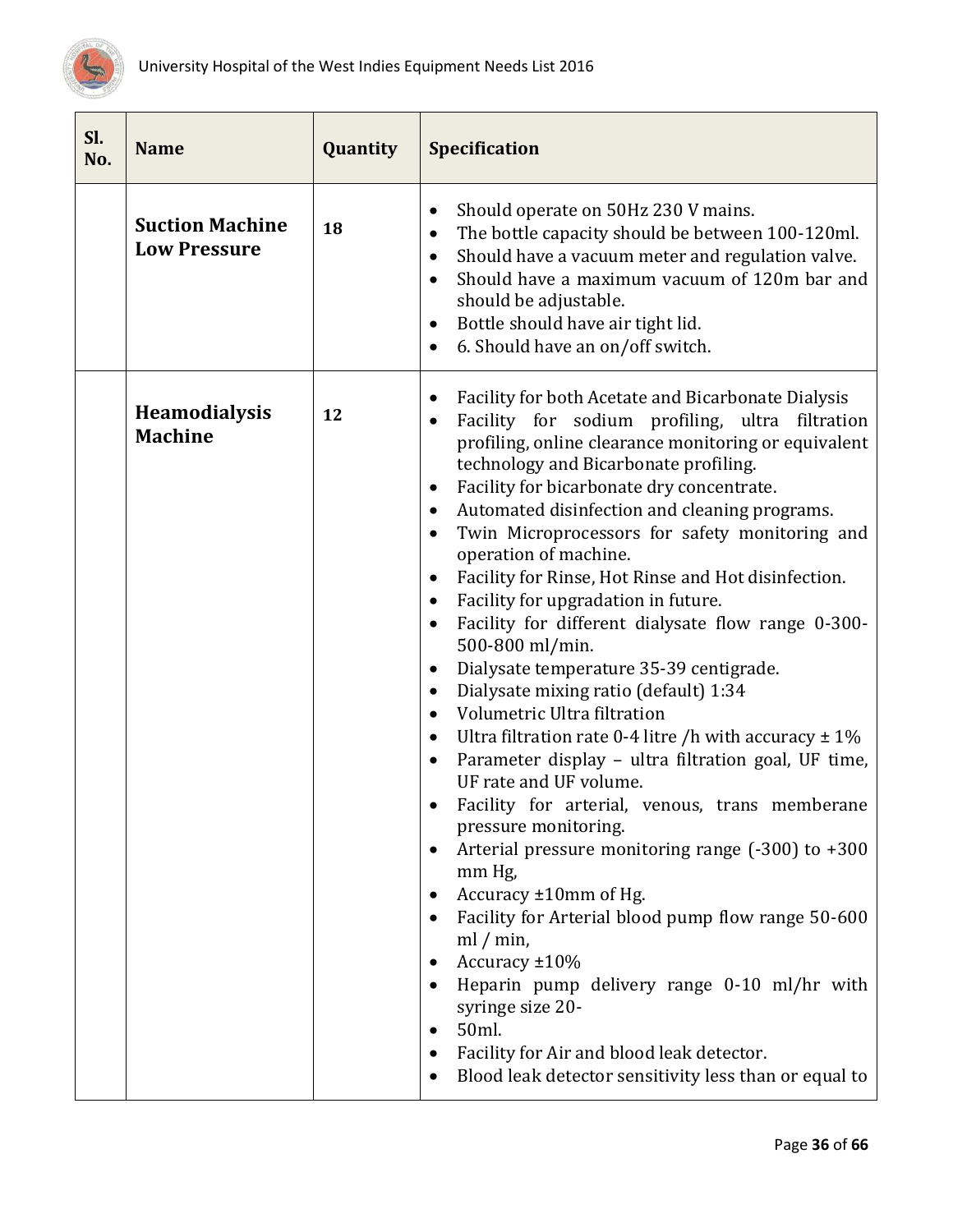| Sl. No. | Name | Quantity | Specification |
|---|---|---|---|
| | **Suction Machine Low Pressure** | **18** | • Should operate on 50Hz 230 V mains.<br>• The bottle capacity should be between 100-120ml.<br>• Should have a vacuum meter and regulation valve.<br>• Should have a maximum vacuum of 120m bar and should be adjustable.<br>• Bottle should have air tight lid.<br>• 6. Should have an on/off switch. |
| | **Heamodialysis Machine** | **12** | • Facility for both Acetate and Bicarbonate Dialysis<br>• Facility for sodium profiling, ultra filtration profiling, online clearance monitoring or equivalent technology and Bicarbonate profiling.<br>• Facility for bicarbonate dry concentrate.<br>• Automated disinfection and cleaning programs.<br>• Twin Microprocessors for safety monitoring and operation of machine.<br>• Facility for Rinse, Hot Rinse and Hot disinfection.<br>• Facility for upgradation in future.<br>• Facility for different dialysate flow range 0-300-500-800 ml/min.<br>• Dialysate temperature 35-39 centigrade.<br>• Dialysate mixing ratio (default) 1:34<br>• Volumetric Ultra filtration<br>• Ultra filtration rate 0-4 litre /h with accuracy ± 1%<br>• Parameter display – ultra filtration goal, UF time, UF rate and UF volume.<br>• Facility for arterial, venous, trans memberane pressure monitoring.<br>• Arterial pressure monitoring range (-300) to +300 mm Hg,<br>• Accuracy ±10mm of Hg.<br>• Facility for Arterial blood pump flow range 50-600 ml / min,<br>• Accuracy ±10%<br>• Heparin pump delivery range 0-10 ml/hr with syringe size 20-<br>• 50ml.<br>• Facility for Air and blood leak detector.<br>• Blood leak detector sensitivity less than or equal to |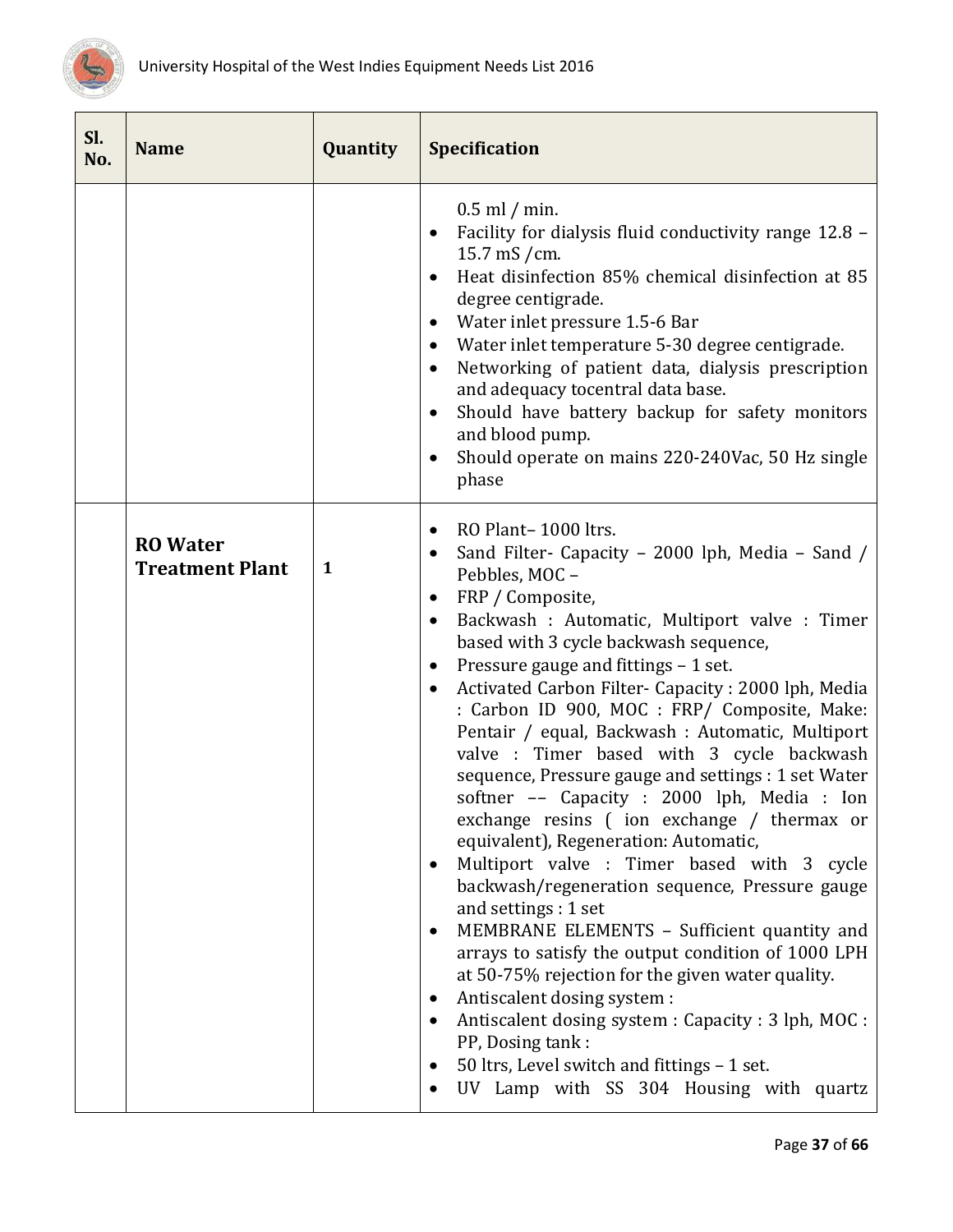| Sl. No. | Name | Quantity | Specification |
|---|---|---|---|
| | | | 0.5 ml / min.<br>• Facility for dialysis fluid conductivity range 12.8 – 15.7 mS /cm.<br>• Heat disinfection 85% chemical disinfection at 85 degree centigrade.<br>• Water inlet pressure 1.5-6 Bar<br>• Water inlet temperature 5-30 degree centigrade.<br>• Networking of patient data, dialysis prescription and adequacy tocentral data base.<br>• Should have battery backup for safety monitors and blood pump.<br>• Should operate on mains 220-240Vac, 50 Hz single phase |
| | **RO Water Treatment Plant** | **1** | • RO Plant– 1000 ltrs.<br>• Sand Filter- Capacity – 2000 lph, Media – Sand / Pebbles, MOC –<br>• FRP / Composite,<br>• Backwash : Automatic, Multiport valve : Timer based with 3 cycle backwash sequence,<br>• Pressure gauge and fittings – 1 set.<br>• Activated Carbon Filter- Capacity : 2000 lph, Media : Carbon ID 900, MOC : FRP/ Composite, Make: Pentair / equal, Backwash : Automatic, Multiport valve : Timer based with 3 cycle backwash sequence, Pressure gauge and settings : 1 set Water softner –– Capacity : 2000 lph, Media : Ion exchange resins ( ion exchange / thermax or equivalent), Regeneration: Automatic,<br>• Multiport valve : Timer based with 3 cycle backwash/regeneration sequence, Pressure gauge and settings : 1 set<br>• MEMBRANE ELEMENTS – Sufficient quantity and arrays to satisfy the output condition of 1000 LPH at 50-75% rejection for the given water quality.<br>• Antiscalent dosing system :<br>• Antiscalent dosing system : Capacity : 3 lph, MOC : PP, Dosing tank :<br>• 50 ltrs, Level switch and fittings – 1 set.<br>• UV Lamp with SS 304 Housing with quartz |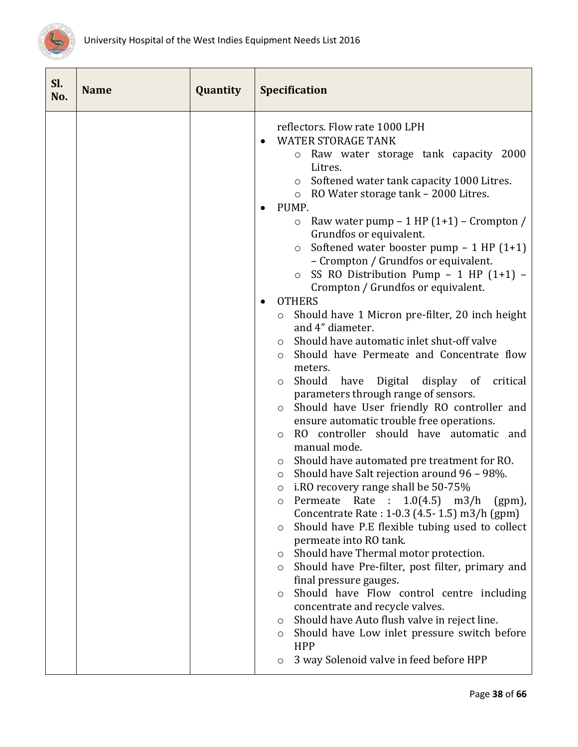| Sl. No. | Name | Quantity | Specification |
|---|---|---|---|
| | | | reflectors. Flow rate 1000 LPH<br>• WATER STORAGE TANK<br>  ○ Raw water storage tank capacity 2000 Litres.<br>  ○ Softened water tank capacity 1000 Litres.<br>  ○ RO Water storage tank – 2000 Litres.<br>• PUMP.<br>  ○ Raw water pump – 1 HP (1+1) – Crompton / Grundfos or equivalent.<br>  ○ Softened water booster pump – 1 HP (1+1) – Crompton / Grundfos or equivalent.<br>  ○ SS RO Distribution Pump – 1 HP (1+1) – Crompton / Grundfos or equivalent.<br>• OTHERS<br>  ○ Should have 1 Micron pre-filter, 20 inch height and 4" diameter.<br>  ○ Should have automatic inlet shut-off valve<br>  ○ Should have Permeate and Concentrate flow meters.<br>  ○ Should have Digital display of critical parameters through range of sensors.<br>  ○ Should have User friendly RO controller and ensure automatic trouble free operations.<br>  ○ RO controller should have automatic and manual mode.<br>  ○ Should have automated pre treatment for RO.<br>  ○ Should have Salt rejection around 96 – 98%.<br>  ○ i.RO recovery range shall be 50-75%<br>  ○ Permeate Rate : 1.0(4.5) m3/h (gpm), Concentrate Rate : 1-0.3 (4.5- 1.5) m3/h (gpm)<br>  ○ Should have P.E flexible tubing used to collect permeate into RO tank.<br>  ○ Should have Thermal motor protection.<br>  ○ Should have Pre-filter, post filter, primary and final pressure gauges.<br>  ○ Should have Flow control centre including concentrate and recycle valves.<br>  ○ Should have Auto flush valve in reject line.<br>  ○ Should have Low inlet pressure switch before HPP<br>  ○ 3 way Solenoid valve in feed before HPP |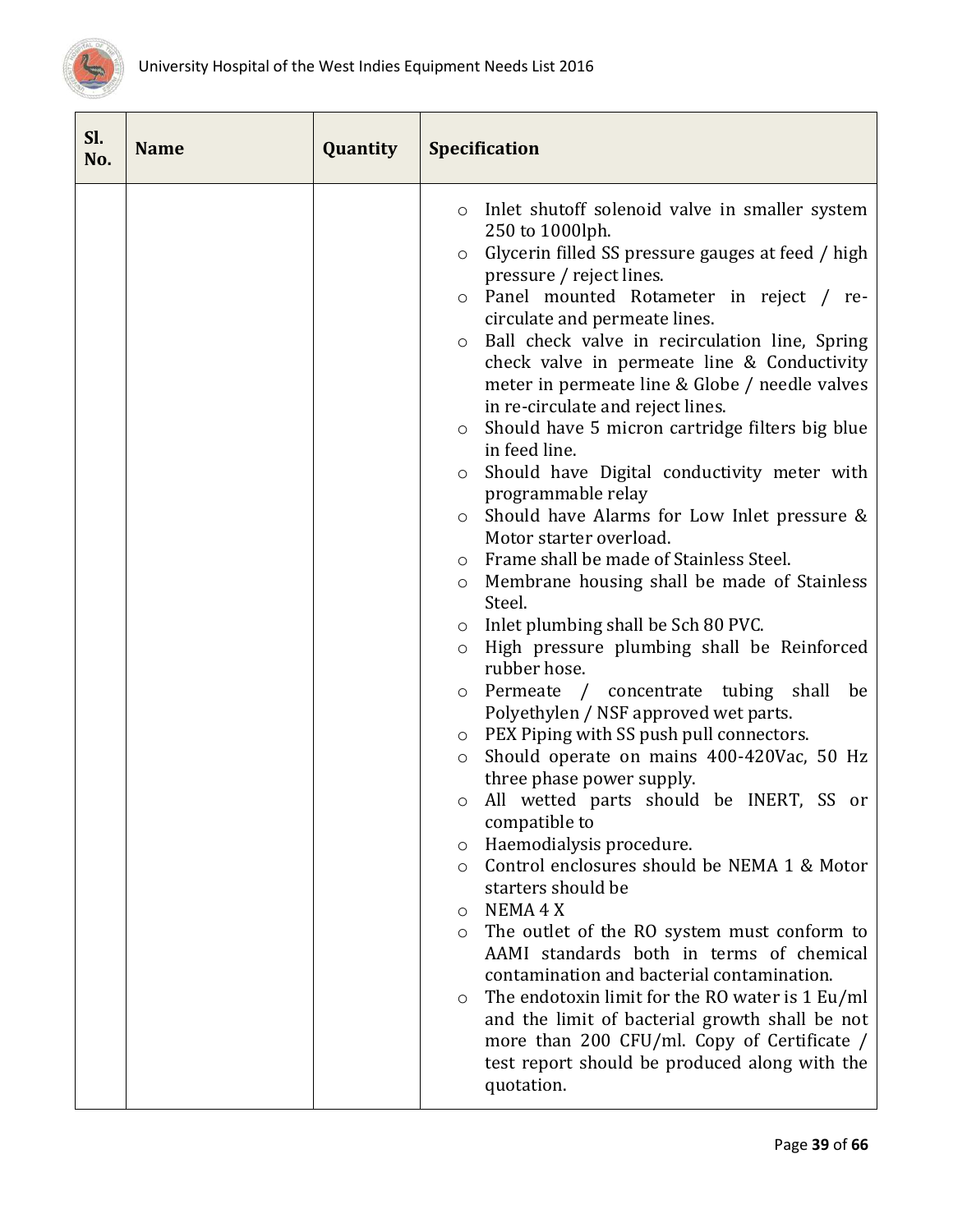| Sl. No. | Name | Quantity | Specification |
| --- | --- | --- | --- |
| | | | ○ Inlet shutoff solenoid valve in smaller system 250 to 1000lph.<br>○ Glycerin filled SS pressure gauges at feed / high pressure / reject lines.<br>○ Panel mounted Rotameter in reject / re-circulate and permeate lines.<br>○ Ball check valve in recirculation line, Spring check valve in permeate line & Conductivity meter in permeate line & Globe / needle valves in re-circulate and reject lines.<br>○ Should have 5 micron cartridge filters big blue in feed line.<br>○ Should have Digital conductivity meter with programmable relay<br>○ Should have Alarms for Low Inlet pressure & Motor starter overload.<br>○ Frame shall be made of Stainless Steel.<br>○ Membrane housing shall be made of Stainless Steel.<br>○ Inlet plumbing shall be Sch 80 PVC.<br>○ High pressure plumbing shall be Reinforced rubber hose.<br>○ Permeate / concentrate tubing shall be Polyethylen / NSF approved wet parts.<br>○ PEX Piping with SS push pull connectors.<br>○ Should operate on mains 400-420Vac, 50 Hz three phase power supply.<br>○ All wetted parts should be INERT, SS or compatible to<br>○ Haemodialysis procedure.<br>○ Control enclosures should be NEMA 1 & Motor starters should be<br>○ NEMA 4 X<br>○ The outlet of the RO system must conform to AAMI standards both in terms of chemical contamination and bacterial contamination.<br>○ The endotoxin limit for the RO water is 1 Eu/ml and the limit of bacterial growth shall be not more than 200 CFU/ml. Copy of Certificate / test report should be produced along with the quotation. |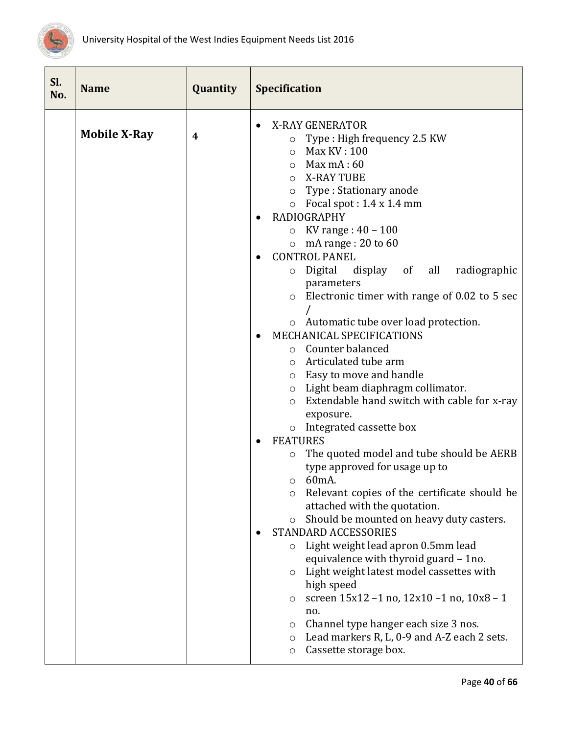| Sl. No. | Name | Quantity | Specification |
|---|---|---|---|
| | **Mobile X-Ray** | **4** | • X-RAY GENERATOR<br>  ○ Type : High frequency 2.5 KW<br>  ○ Max KV : 100<br>  ○ Max mA : 60<br>  ○ X-RAY TUBE<br>  ○ Type : Stationary anode<br>  ○ Focal spot : 1.4 x 1.4 mm<br>• RADIOGRAPHY<br>  ○ KV range : 40 – 100<br>  ○ mA range : 20 to 60<br>• CONTROL PANEL<br>  ○ Digital display of all radiographic parameters<br>  ○ Electronic timer with range of 0.02 to 5 sec /<br>  ○ Automatic tube over load protection.<br>• MECHANICAL SPECIFICATIONS<br>  ○ Counter balanced<br>  ○ Articulated tube arm<br>  ○ Easy to move and handle<br>  ○ Light beam diaphragm collimator.<br>  ○ Extendable hand switch with cable for x-ray exposure.<br>  ○ Integrated cassette box<br>• FEATURES<br>  ○ The quoted model and tube should be AERB type approved for usage up to<br>  ○ 60mA.<br>  ○ Relevant copies of the certificate should be attached with the quotation.<br>  ○ Should be mounted on heavy duty casters.<br>• STANDARD ACCESSORIES<br>  ○ Light weight lead apron 0.5mm lead equivalence with thyroid guard – 1no.<br>  ○ Light weight latest model cassettes with high speed<br>  ○ screen 15x12 –1 no, 12x10 –1 no, 10x8 – 1 no.<br>  ○ Channel type hanger each size 3 nos.<br>  ○ Lead markers R, L, 0-9 and A-Z each 2 sets.<br>  ○ Cassette storage box. |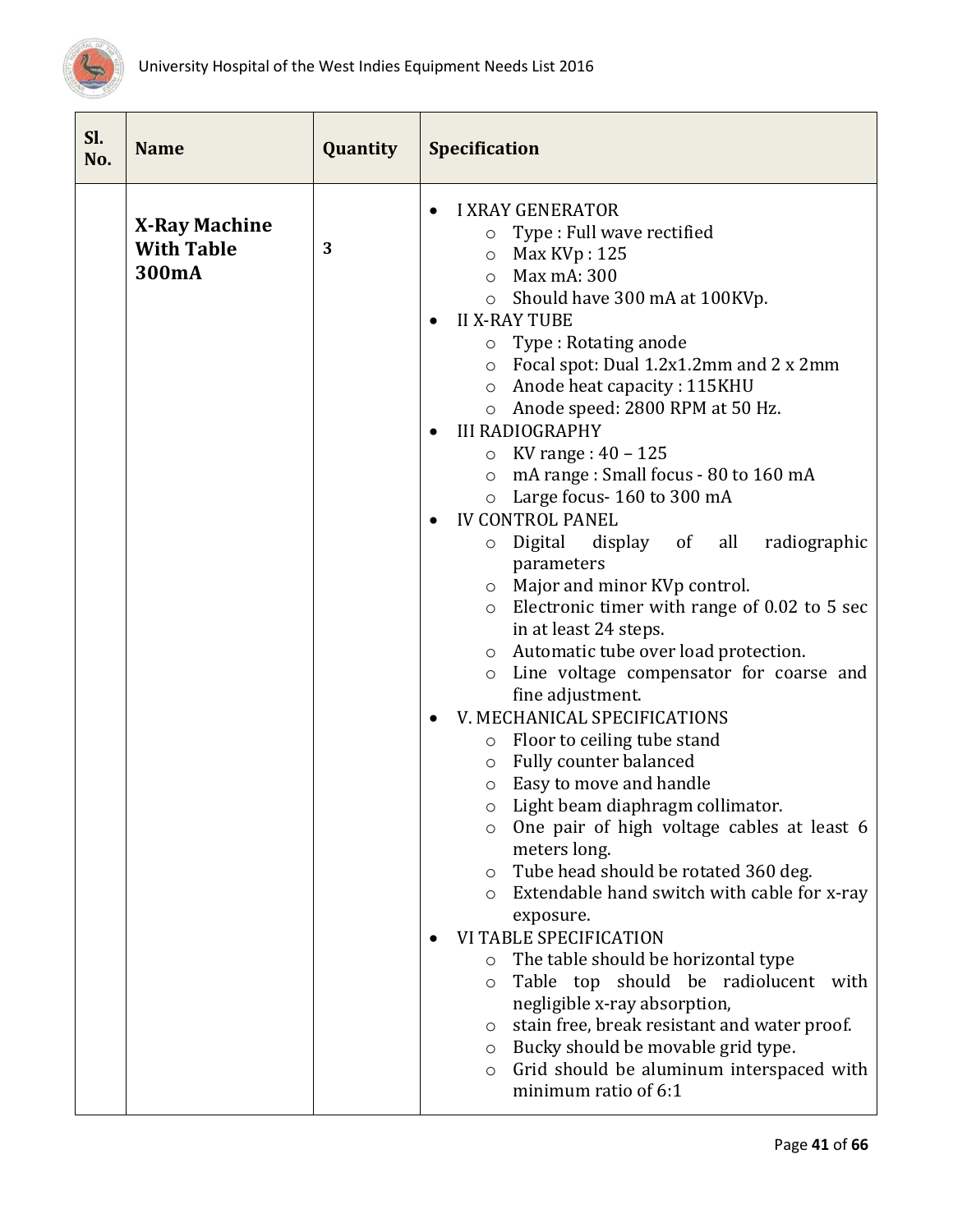| Sl. No. | Name | Quantity | Specification |
|---|---|---|---|
| | **X-Ray Machine With Table 300mA** | **3** | • I XRAY GENERATOR<br>○ Type : Full wave rectified<br>○ Max KVp : 125<br>○ Max mA: 300<br>○ Should have 300 mA at 100KVp.<br>• II X-RAY TUBE<br>○ Type : Rotating anode<br>○ Focal spot: Dual 1.2x1.2mm and 2 x 2mm<br>○ Anode heat capacity : 115KHU<br>○ Anode speed: 2800 RPM at 50 Hz.<br>• III RADIOGRAPHY<br>○ KV range : 40 – 125<br>○ mA range : Small focus - 80 to 160 mA<br>○ Large focus- 160 to 300 mA<br>• IV CONTROL PANEL<br>○ Digital display of all radiographic parameters<br>○ Major and minor KVp control.<br>○ Electronic timer with range of 0.02 to 5 sec in at least 24 steps.<br>○ Automatic tube over load protection.<br>○ Line voltage compensator for coarse and fine adjustment.<br>• V. MECHANICAL SPECIFICATIONS<br>○ Floor to ceiling tube stand<br>○ Fully counter balanced<br>○ Easy to move and handle<br>○ Light beam diaphragm collimator.<br>○ One pair of high voltage cables at least 6 meters long.<br>○ Tube head should be rotated 360 deg.<br>○ Extendable hand switch with cable for x-ray exposure.<br>• VI TABLE SPECIFICATION<br>○ The table should be horizontal type<br>○ Table top should be radiolucent with negligible x-ray absorption,<br>○ stain free, break resistant and water proof.<br>○ Bucky should be movable grid type.<br>○ Grid should be aluminum interspaced with minimum ratio of 6:1 |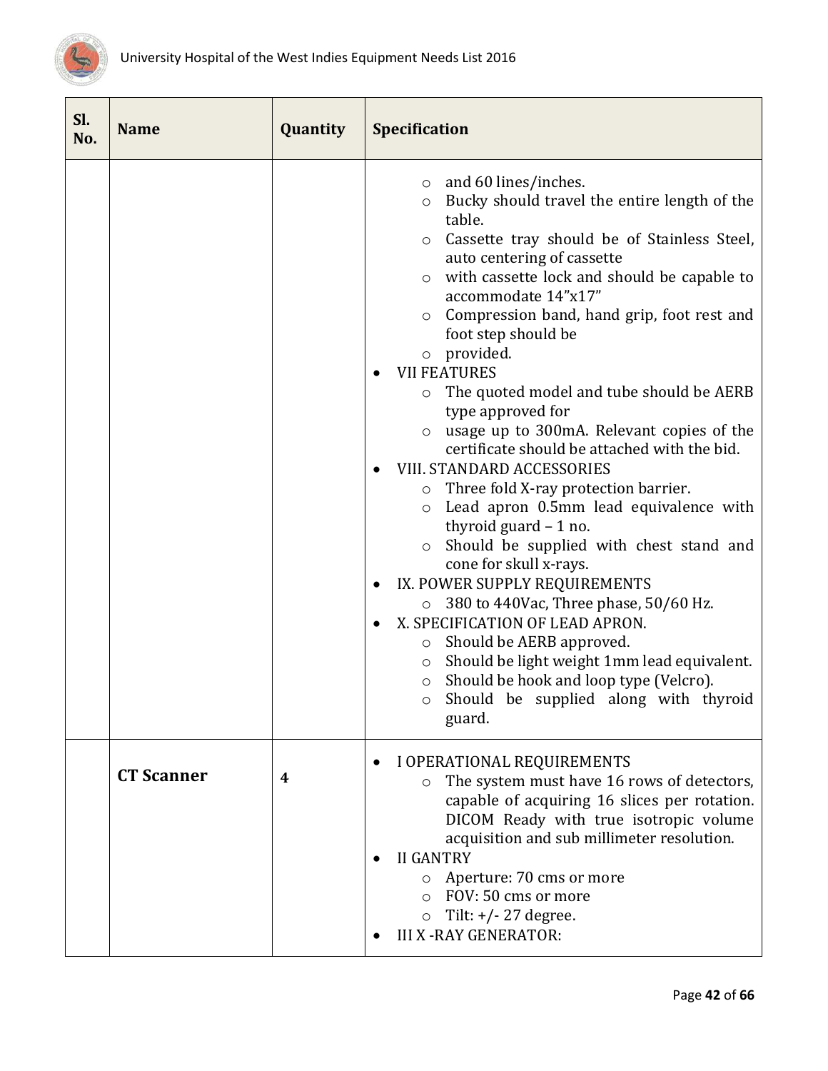| Sl. No. | Name | Quantity | Specification |
|---|---|---|---|
| | | | ◦ and 60 lines/inches.<br>◦ Bucky should travel the entire length of the table.<br>◦ Cassette tray should be of Stainless Steel, auto centering of cassette<br>◦ with cassette lock and should be capable to accommodate 14”x17”<br>◦ Compression band, hand grip, foot rest and foot step should be<br>◦ provided.<br>• VII FEATURES<br>◦ The quoted model and tube should be AERB type approved for<br>◦ usage up to 300mA. Relevant copies of the certificate should be attached with the bid.<br>• VIII. STANDARD ACCESSORIES<br>◦ Three fold X-ray protection barrier.<br>◦ Lead apron 0.5mm lead equivalence with thyroid guard – 1 no.<br>◦ Should be supplied with chest stand and cone for skull x-rays.<br>• IX. POWER SUPPLY REQUIREMENTS<br>◦ 380 to 440Vac, Three phase, 50/60 Hz.<br>• X. SPECIFICATION OF LEAD APRON.<br>◦ Should be AERB approved.<br>◦ Should be light weight 1mm lead equivalent.<br>◦ Should be hook and loop type (Velcro).<br>◦ Should be supplied along with thyroid guard. |
| | **CT Scanner** | **4** | • I OPERATIONAL REQUIREMENTS<br>◦ The system must have 16 rows of detectors, capable of acquiring 16 slices per rotation. DICOM Ready with true isotropic volume acquisition and sub millimeter resolution.<br>• II GANTRY<br>◦ Aperture: 70 cms or more<br>◦ FOV: 50 cms or more<br>◦ Tilt: +/- 27 degree.<br>• III X -RAY GENERATOR: |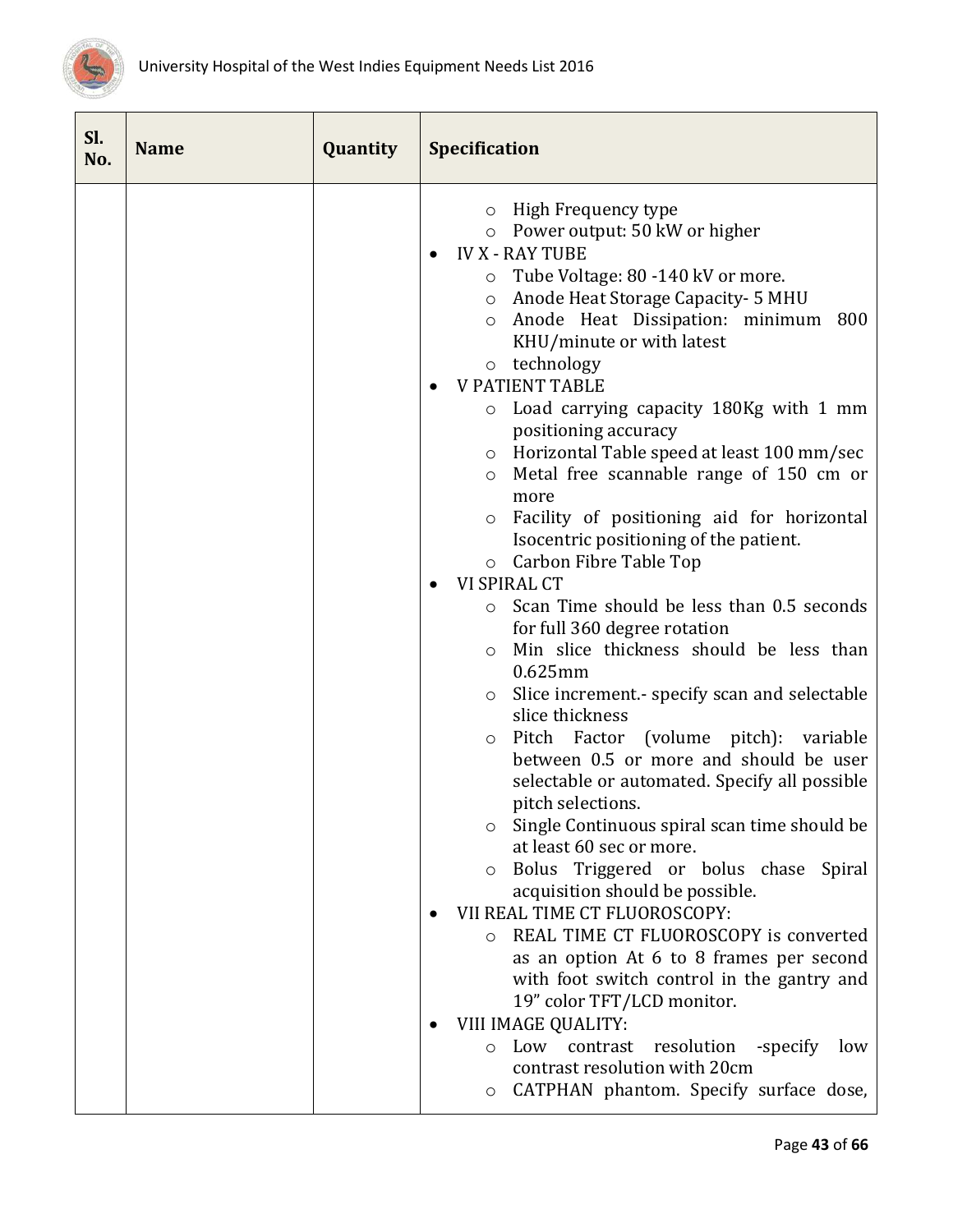| Sl. No. | Name | Quantity | Specification |
|---|---|---|---|
| | | | ◦ High Frequency type<br>◦ Power output: 50 kW or higher<br>• IV X - RAY TUBE<br>◦ Tube Voltage: 80 -140 kV or more.<br>◦ Anode Heat Storage Capacity- 5 MHU<br>◦ Anode Heat Dissipation: minimum 800 KHU/minute or with latest<br>◦ technology<br>• V PATIENT TABLE<br>◦ Load carrying capacity 180Kg with 1 mm positioning accuracy<br>◦ Horizontal Table speed at least 100 mm/sec<br>◦ Metal free scannable range of 150 cm or more<br>◦ Facility of positioning aid for horizontal Isocentric positioning of the patient.<br>◦ Carbon Fibre Table Top<br>• VI SPIRAL CT<br>◦ Scan Time should be less than 0.5 seconds for full 360 degree rotation<br>◦ Min slice thickness should be less than 0.625mm<br>◦ Slice increment.- specify scan and selectable slice thickness<br>◦ Pitch Factor (volume pitch): variable between 0.5 or more and should be user selectable or automated. Specify all possible pitch selections.<br>◦ Single Continuous spiral scan time should be at least 60 sec or more.<br>◦ Bolus Triggered or bolus chase Spiral acquisition should be possible.<br>• VII REAL TIME CT FLUOROSCOPY:<br>◦ REAL TIME CT FLUOROSCOPY is converted as an option At 6 to 8 frames per second with foot switch control in the gantry and 19" color TFT/LCD monitor.<br>• VIII IMAGE QUALITY:<br>◦ Low contrast resolution -specify low contrast resolution with 20cm<br>◦ CATPHAN phantom. Specify surface dose, |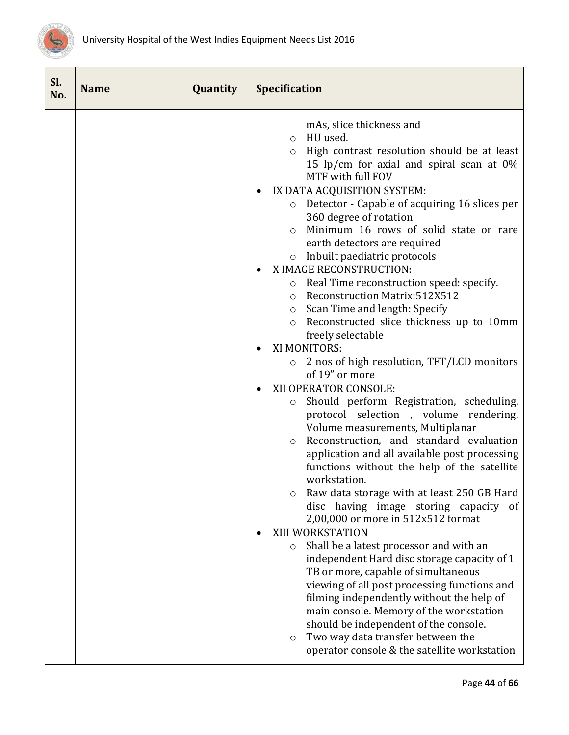| Sl. No. | Name | Quantity | Specification |
|---|---|---|---|
| | | | mAs, slice thickness and<br>◦ HU used.<br>◦ High contrast resolution should be at least 15 lp/cm for axial and spiral scan at 0% MTF with full FOV<br>• IX DATA ACQUISITION SYSTEM:<br>◦ Detector - Capable of acquiring 16 slices per 360 degree of rotation<br>◦ Minimum 16 rows of solid state or rare earth detectors are required<br>◦ Inbuilt paediatric protocols<br>• X IMAGE RECONSTRUCTION:<br>◦ Real Time reconstruction speed: specify.<br>◦ Reconstruction Matrix:512X512<br>◦ Scan Time and length: Specify<br>◦ Reconstructed slice thickness up to 10mm freely selectable<br>• XI MONITORS:<br>◦ 2 nos of high resolution, TFT/LCD monitors of 19" or more<br>• XII OPERATOR CONSOLE:<br>◦ Should perform Registration, scheduling, protocol selection , volume rendering, Volume measurements, Multiplanar<br>◦ Reconstruction, and standard evaluation application and all available post processing functions without the help of the satellite workstation.<br>◦ Raw data storage with at least 250 GB Hard disc having image storing capacity of 2,00,000 or more in 512x512 format<br>• XIII WORKSTATION<br>◦ Shall be a latest processor and with an independent Hard disc storage capacity of 1 TB or more, capable of simultaneous viewing of all post processing functions and filming independently without the help of main console. Memory of the workstation should be independent of the console.<br>◦ Two way data transfer between the operator console & the satellite workstation |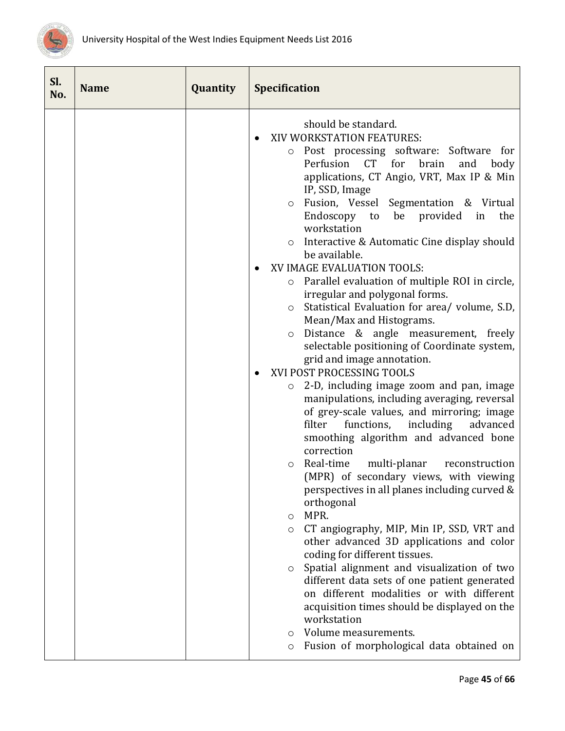| Sl. No. | Name | Quantity | Specification |
|---|---|---|---|
| | | | should be standard.<br>• XIV WORKSTATION FEATURES:<br>  ○ Post processing software: Software for Perfusion CT for brain and body applications, CT Angio, VRT, Max IP & Min IP, SSD, Image<br>  ○ Fusion, Vessel Segmentation & Virtual Endoscopy to be provided in the workstation<br>  ○ Interactive & Automatic Cine display should be available.<br>• XV IMAGE EVALUATION TOOLS:<br>  ○ Parallel evaluation of multiple ROI in circle, irregular and polygonal forms.<br>  ○ Statistical Evaluation for area/ volume, S.D, Mean/Max and Histograms.<br>  ○ Distance & angle measurement, freely selectable positioning of Coordinate system, grid and image annotation.<br>• XVI POST PROCESSING TOOLS<br>  ○ 2-D, including image zoom and pan, image manipulations, including averaging, reversal of grey-scale values, and mirroring; image filter functions, including advanced smoothing algorithm and advanced bone correction<br>  ○ Real-time multi-planar reconstruction (MPR) of secondary views, with viewing perspectives in all planes including curved & orthogonal<br>  ○ MPR.<br>  ○ CT angiography, MIP, Min IP, SSD, VRT and other advanced 3D applications and color coding for different tissues.<br>  ○ Spatial alignment and visualization of two different data sets of one patient generated on different modalities or with different acquisition times should be displayed on the workstation<br>  ○ Volume measurements.<br>  ○ Fusion of morphological data obtained on |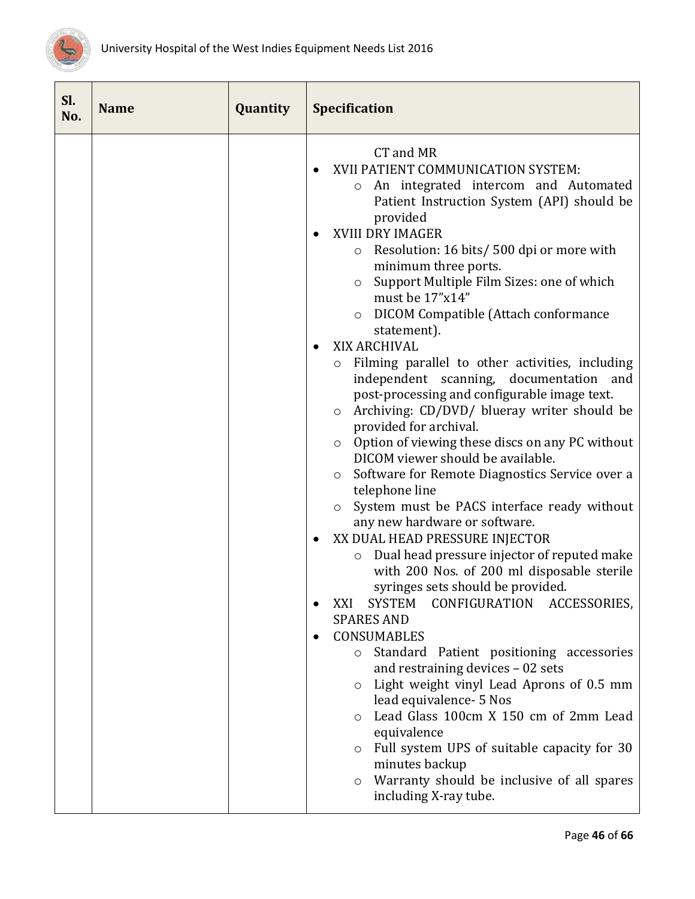| Sl. No. | Name | Quantity | Specification |
|---|---|---|---|
| | | | CT and MR<br>• XVII PATIENT COMMUNICATION SYSTEM:<br>  ○ An integrated intercom and Automated Patient Instruction System (API) should be provided<br>• XVIII DRY IMAGER<br>  ○ Resolution: 16 bits/ 500 dpi or more with minimum three ports.<br>  ○ Support Multiple Film Sizes: one of which must be 17"x14"<br>  ○ DICOM Compatible (Attach conformance statement).<br>• XIX ARCHIVAL<br>  ○ Filming parallel to other activities, including independent scanning, documentation and post-processing and configurable image text.<br>  ○ Archiving: CD/DVD/ blueray writer should be provided for archival.<br>  ○ Option of viewing these discs on any PC without DICOM viewer should be available.<br>  ○ Software for Remote Diagnostics Service over a telephone line<br>  ○ System must be PACS interface ready without any new hardware or software.<br>• XX DUAL HEAD PRESSURE INJECTOR<br>  ○ Dual head pressure injector of reputed make with 200 Nos. of 200 ml disposable sterile syringes sets should be provided.<br>• XXI SYSTEM CONFIGURATION ACCESSORIES, SPARES AND<br>• CONSUMABLES<br>  ○ Standard Patient positioning accessories and restraining devices – 02 sets<br>  ○ Light weight vinyl Lead Aprons of 0.5 mm lead equivalence- 5 Nos<br>  ○ Lead Glass 100cm X 150 cm of 2mm Lead equivalence<br>  ○ Full system UPS of suitable capacity for 30 minutes backup<br>  ○ Warranty should be inclusive of all spares including X-ray tube. |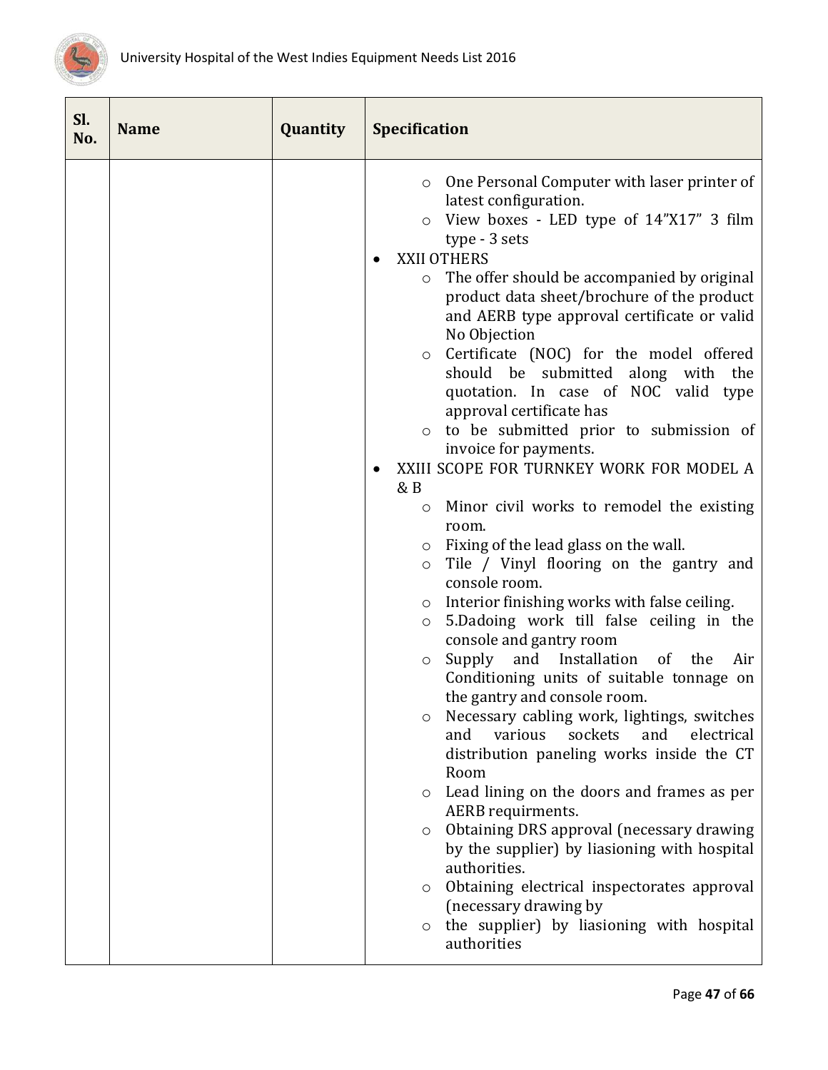| Sl. No. | Name | Quantity | Specification |
|---|---|---|---|
| | | | ◦ One Personal Computer with laser printer of latest configuration.<br>◦ View boxes - LED type of 14"X17" 3 film type - 3 sets<br>• XXII OTHERS<br>◦ The offer should be accompanied by original product data sheet/brochure of the product and AERB type approval certificate or valid No Objection<br>◦ Certificate (NOC) for the model offered should be submitted along with the quotation. In case of NOC valid type approval certificate has<br>◦ to be submitted prior to submission of invoice for payments.<br>• XXIII SCOPE FOR TURNKEY WORK FOR MODEL A & B<br>◦ Minor civil works to remodel the existing room.<br>◦ Fixing of the lead glass on the wall.<br>◦ Tile / Vinyl flooring on the gantry and console room.<br>◦ Interior finishing works with false ceiling.<br>◦ 5.Dadoing work till false ceiling in the console and gantry room<br>◦ Supply and Installation of the Air Conditioning units of suitable tonnage on the gantry and console room.<br>◦ Necessary cabling work, lightings, switches and various sockets and electrical distribution paneling works inside the CT Room<br>◦ Lead lining on the doors and frames as per AERB requirments.<br>◦ Obtaining DRS approval (necessary drawing by the supplier) by liasioning with hospital authorities.<br>◦ Obtaining electrical inspectorates approval (necessary drawing by<br>◦ the supplier) by liasioning with hospital authorities |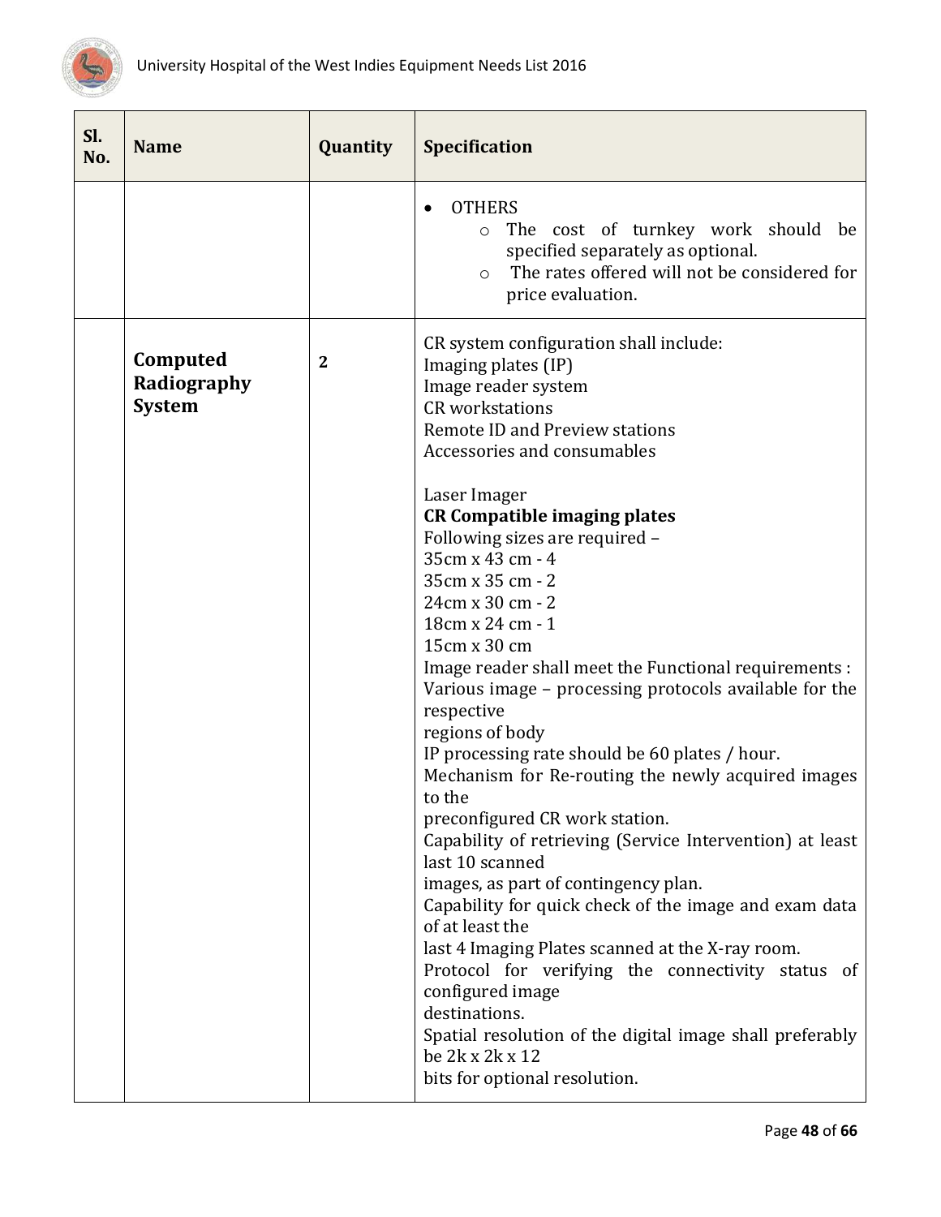| Sl. No. | Name | Quantity | Specification |
|---|---|---|---|
| | | | • OTHERS<br>&nbsp;&nbsp;&nbsp;&nbsp;○ The cost of turnkey work should be specified separately as optional.<br>&nbsp;&nbsp;&nbsp;&nbsp;○ The rates offered will not be considered for price evaluation. |
| | **Computed Radiography System** | **2** | CR system configuration shall include:<br>Imaging plates (IP)<br>Image reader system<br>CR workstations<br>Remote ID and Preview stations<br>Accessories and consumables<br><br>Laser Imager<br>**CR Compatible imaging plates**<br>Following sizes are required –<br>35cm x 43 cm - 4<br>35cm x 35 cm - 2<br>24cm x 30 cm - 2<br>18cm x 24 cm - 1<br>15cm x 30 cm<br>Image reader shall meet the Functional requirements :<br>Various image – processing protocols available for the respective<br>regions of body<br>IP processing rate should be 60 plates / hour.<br>Mechanism for Re-routing the newly acquired images to the<br>preconfigured CR work station.<br>Capability of retrieving (Service Intervention) at least last 10 scanned<br>images, as part of contingency plan.<br>Capability for quick check of the image and exam data of at least the<br>last 4 Imaging Plates scanned at the X-ray room.<br>Protocol for verifying the connectivity status of configured image<br>destinations.<br>Spatial resolution of the digital image shall preferably be 2k x 2k x 12<br>bits for optional resolution. |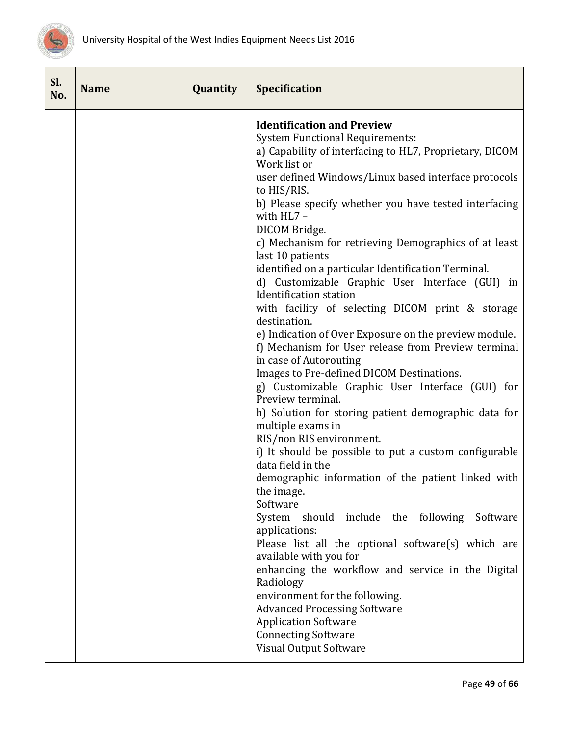| Sl. No. | Name | Quantity | Specification |
| --- | --- | --- | --- |
| | | | **Identification and Preview**<br>System Functional Requirements:<br>a) Capability of interfacing to HL7, Proprietary, DICOM Work list or<br>user defined Windows/Linux based interface protocols to HIS/RIS.<br>b) Please specify whether you have tested interfacing with HL7 –<br>DICOM Bridge.<br>c) Mechanism for retrieving Demographics of at least last 10 patients<br>identified on a particular Identification Terminal.<br>d) Customizable Graphic User Interface (GUI) in Identification station<br>with facility of selecting DICOM print & storage destination.<br>e) Indication of Over Exposure on the preview module.<br>f) Mechanism for User release from Preview terminal in case of Autorouting<br>Images to Pre-defined DICOM Destinations.<br>g) Customizable Graphic User Interface (GUI) for Preview terminal.<br>h) Solution for storing patient demographic data for multiple exams in<br>RIS/non RIS environment.<br>i) It should be possible to put a custom configurable data field in the<br>demographic information of the patient linked with the image.<br>Software<br>System should include the following Software applications:<br>Please list all the optional software(s) which are available with you for<br>enhancing the workflow and service in the Digital Radiology<br>environment for the following.<br>Advanced Processing Software<br>Application Software<br>Connecting Software<br>Visual Output Software |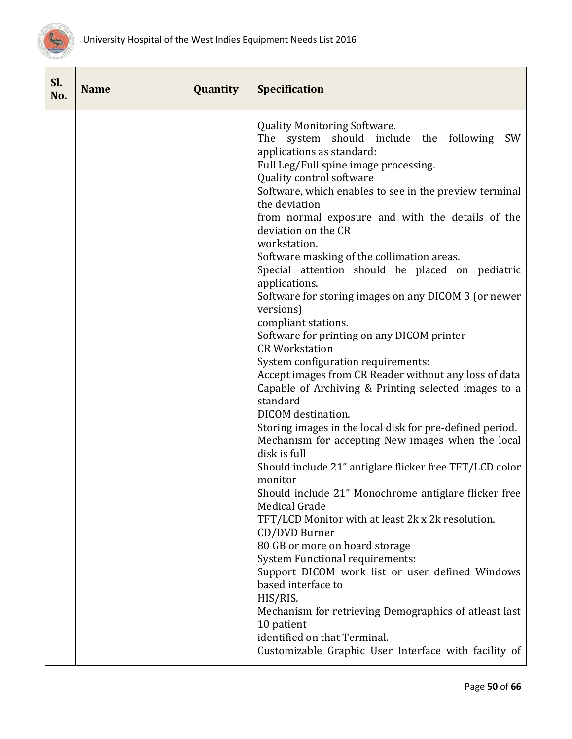| Sl. No. | Name | Quantity | Specification |
|---|---|---|---|
| | | | Quality Monitoring Software.<br>The system should include the following SW applications as standard:<br>Full Leg/Full spine image processing.<br>Quality control software<br>Software, which enables to see in the preview terminal the deviation<br>from normal exposure and with the details of the deviation on the CR<br>workstation.<br>Software masking of the collimation areas.<br>Special attention should be placed on pediatric applications.<br>Software for storing images on any DICOM 3 (or newer versions)<br>compliant stations.<br>Software for printing on any DICOM printer<br>CR Workstation<br>System configuration requirements:<br>Accept images from CR Reader without any loss of data<br>Capable of Archiving & Printing selected images to a standard<br>DICOM destination.<br>Storing images in the local disk for pre-defined period.<br>Mechanism for accepting New images when the local disk is full<br>Should include 21" antiglare flicker free TFT/LCD color monitor<br>Should include 21" Monochrome antiglare flicker free Medical Grade<br>TFT/LCD Monitor with at least 2k x 2k resolution.<br>CD/DVD Burner<br>80 GB or more on board storage<br>System Functional requirements:<br>Support DICOM work list or user defined Windows based interface to<br>HIS/RIS.<br>Mechanism for retrieving Demographics of atleast last 10 patient<br>identified on that Terminal.<br>Customizable Graphic User Interface with facility of |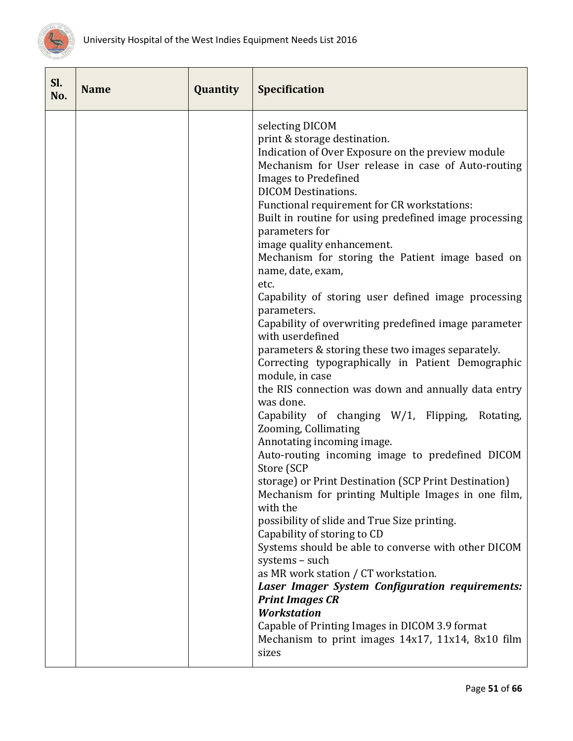| Sl. No. | Name | Quantity | Specification |
| --- | --- | --- | --- |
| | | | selecting DICOM<br>print & storage destination.<br>Indication of Over Exposure on the preview module<br>Mechanism for User release in case of Auto-routing Images to Predefined<br>DICOM Destinations.<br>Functional requirement for CR workstations:<br>Built in routine for using predefined image processing parameters for<br>image quality enhancement.<br>Mechanism for storing the Patient image based on name, date, exam,<br>etc.<br>Capability of storing user defined image processing parameters.<br>Capability of overwriting predefined image parameter with userdefined<br>parameters & storing these two images separately.<br>Correcting typographically in Patient Demographic module, in case<br>the RIS connection was down and annually data entry was done.<br>Capability of changing W/1, Flipping, Rotating, Zooming, Collimating<br>Annotating incoming image.<br>Auto-routing incoming image to predefined DICOM Store (SCP<br>storage) or Print Destination (SCP Print Destination)<br>Mechanism for printing Multiple Images in one film, with the<br>possibility of slide and True Size printing.<br>Capability of storing to CD<br>Systems should be able to converse with other DICOM systems – such<br>as MR work station / CT workstation.<br>***Laser Imager System Configuration requirements: Print Images CR***<br>***Workstation***<br>Capable of Printing Images in DICOM 3.9 format<br>Mechanism to print images 14x17, 11x14, 8x10 film sizes |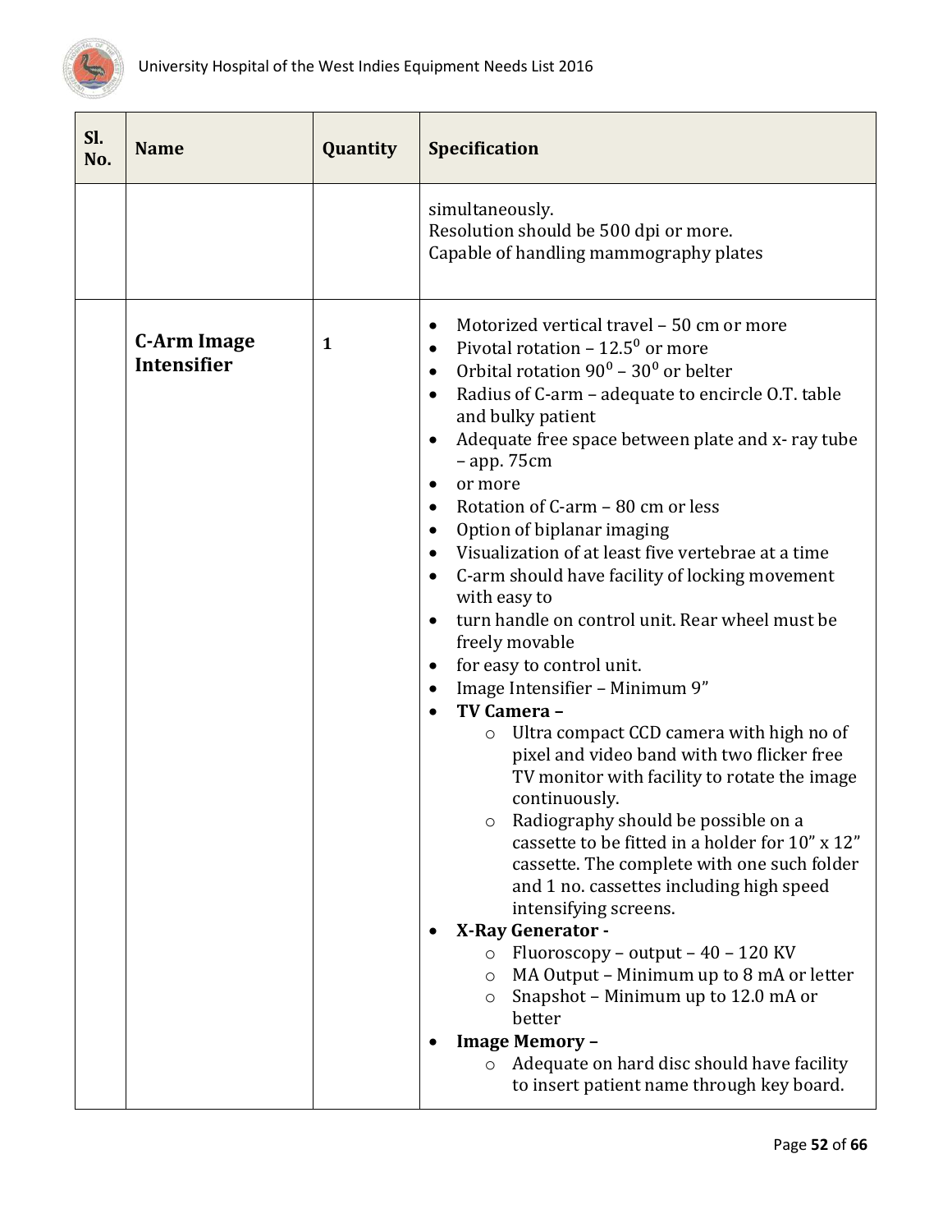| Sl. No. | Name | Quantity | Specification |
|---|---|---|---|
| | | | simultaneously.<br>Resolution should be 500 dpi or more.<br>Capable of handling mammography plates |
| | **C-Arm Image Intensifier** | **1** | • Motorized vertical travel – 50 cm or more<br>• Pivotal rotation – $12.5^0$ or more<br>• Orbital rotation $90^0$ – $30^0$ or belter<br>• Radius of C-arm – adequate to encircle O.T. table and bulky patient<br>• Adequate free space between plate and x- ray tube – app. 75cm<br>• or more<br>• Rotation of C-arm – 80 cm or less<br>• Option of biplanar imaging<br>• Visualization of at least five vertebrae at a time<br>• C-arm should have facility of locking movement with easy to<br>• turn handle on control unit. Rear wheel must be freely movable<br>• for easy to control unit.<br>• Image Intensifier – Minimum 9"<br>• **TV Camera –**<br>  ○ Ultra compact CCD camera with high no of pixel and video band with two flicker free TV monitor with facility to rotate the image continuously.<br>  ○ Radiography should be possible on a cassette to be fitted in a holder for 10" x 12" cassette. The complete with one such folder and 1 no. cassettes including high speed intensifying screens.<br>• **X-Ray Generator -**<br>  ○ Fluoroscopy – output – 40 – 120 KV<br>  ○ MA Output – Minimum up to 8 mA or letter<br>  ○ Snapshot – Minimum up to 12.0 mA or better<br>• **Image Memory –**<br>  ○ Adequate on hard disc should have facility to insert patient name through key board. |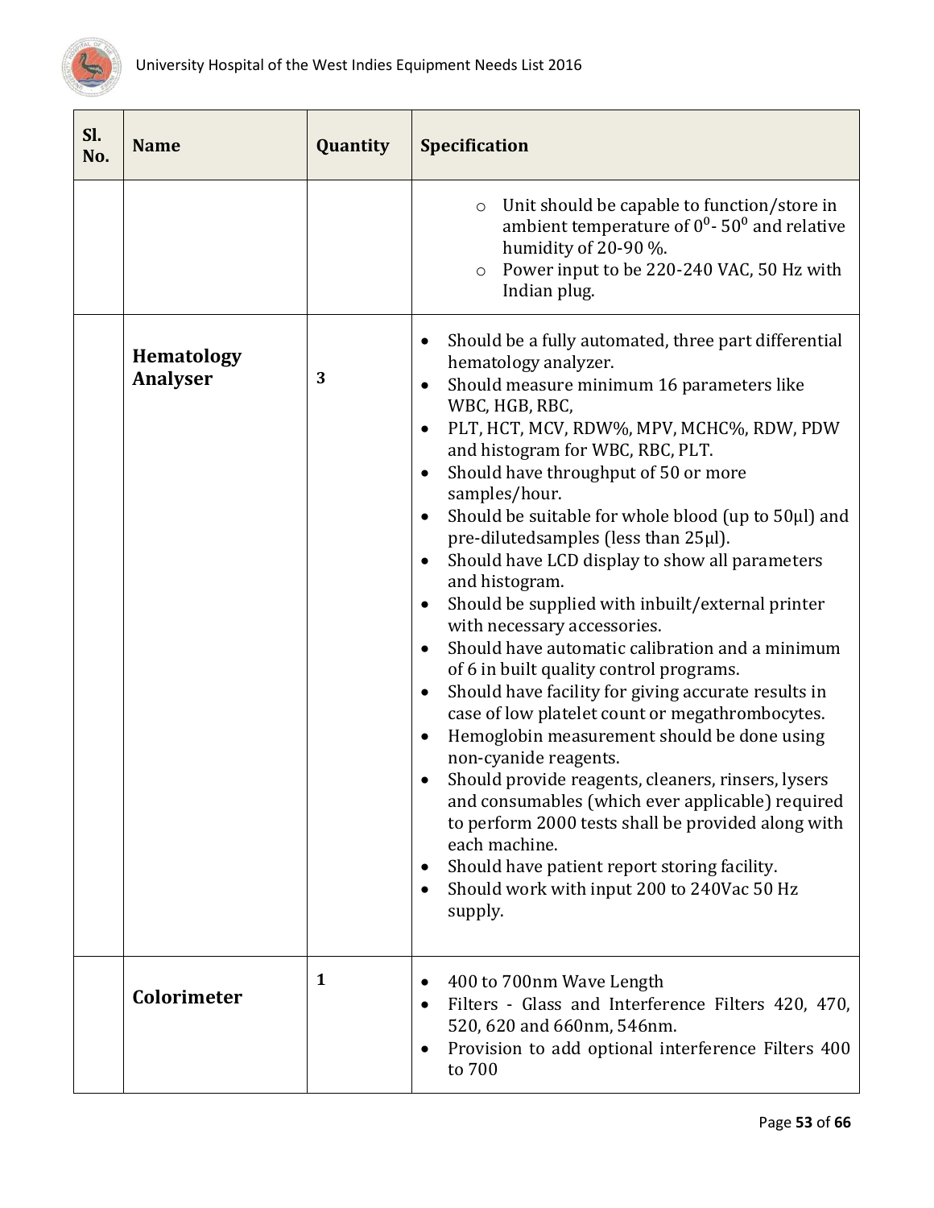| Sl. No. | Name | Quantity | Specification |
|---|---|---|---|
| | | | ◦ Unit should be capable to function/store in ambient temperature of $0^0$- $50^0$ and relative humidity of 20-90 %.<br>◦ Power input to be 220-240 VAC, 50 Hz with Indian plug. |
| | **Hematology Analyser** | **3** | • Should be a fully automated, three part differential hematology analyzer.<br>• Should measure minimum 16 parameters like WBC, HGB, RBC,<br>• PLT, HCT, MCV, RDW%, MPV, MCHC%, RDW, PDW and histogram for WBC, RBC, PLT.<br>• Should have throughput of 50 or more samples/hour.<br>• Should be suitable for whole blood (up to 50μl) and pre-dilutedsamples (less than 25μl).<br>• Should have LCD display to show all parameters and histogram.<br>• Should be supplied with inbuilt/external printer with necessary accessories.<br>• Should have automatic calibration and a minimum of 6 in built quality control programs.<br>• Should have facility for giving accurate results in case of low platelet count or megathrombocytes.<br>• Hemoglobin measurement should be done using non-cyanide reagents.<br>• Should provide reagents, cleaners, rinsers, lysers and consumables (which ever applicable) required to perform 2000 tests shall be provided along with each machine.<br>• Should have patient report storing facility.<br>• Should work with input 200 to 240Vac 50 Hz supply. |
| | **Colorimeter** | **1** | • 400 to 700nm Wave Length<br>• Filters - Glass and Interference Filters 420, 470, 520, 620 and 660nm, 546nm.<br>• Provision to add optional interference Filters 400 to 700 |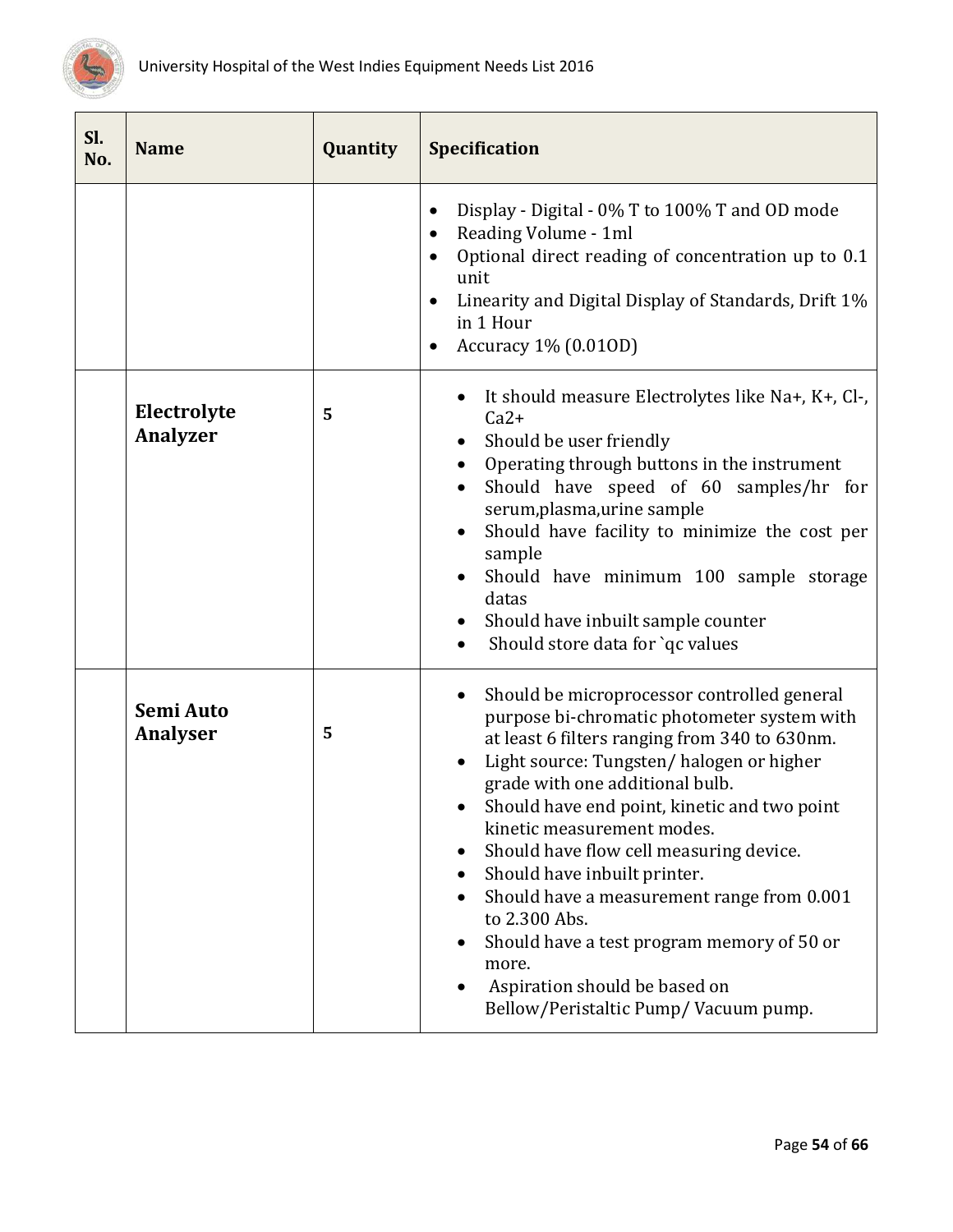| Sl. No. | Name | Quantity | Specification |
|---|---|---|---|
| | | | • Display - Digital - 0% T to 100% T and OD mode<br>• Reading Volume - 1ml<br>• Optional direct reading of concentration up to 0.1 unit<br>• Linearity and Digital Display of Standards, Drift 1% in 1 Hour<br>• Accuracy 1% (0.01OD) |
| | **Electrolyte Analyzer** | **5** | • It should measure Electrolytes like $Na^{+}$, $K^{+}$, $Cl^{-}$, $Ca^{2+}$<br>• Should be user friendly<br>• Operating through buttons in the instrument<br>• Should have speed of 60 samples/hr for serum,plasma,urine sample<br>• Should have facility to minimize the cost per sample<br>• Should have minimum 100 sample storage datas<br>• Should have inbuilt sample counter<br>• Should store data for `qc values |
| | **Semi Auto Analyser** | **5** | • Should be microprocessor controlled general purpose bi-chromatic photometer system with at least 6 filters ranging from 340 to 630nm.<br>• Light source: Tungsten/ halogen or higher grade with one additional bulb.<br>• Should have end point, kinetic and two point kinetic measurement modes.<br>• Should have flow cell measuring device.<br>• Should have inbuilt printer.<br>• Should have a measurement range from 0.001 to 2.300 Abs.<br>• Should have a test program memory of 50 or more.<br>• Aspiration should be based on Bellow/Peristaltic Pump/ Vacuum pump. |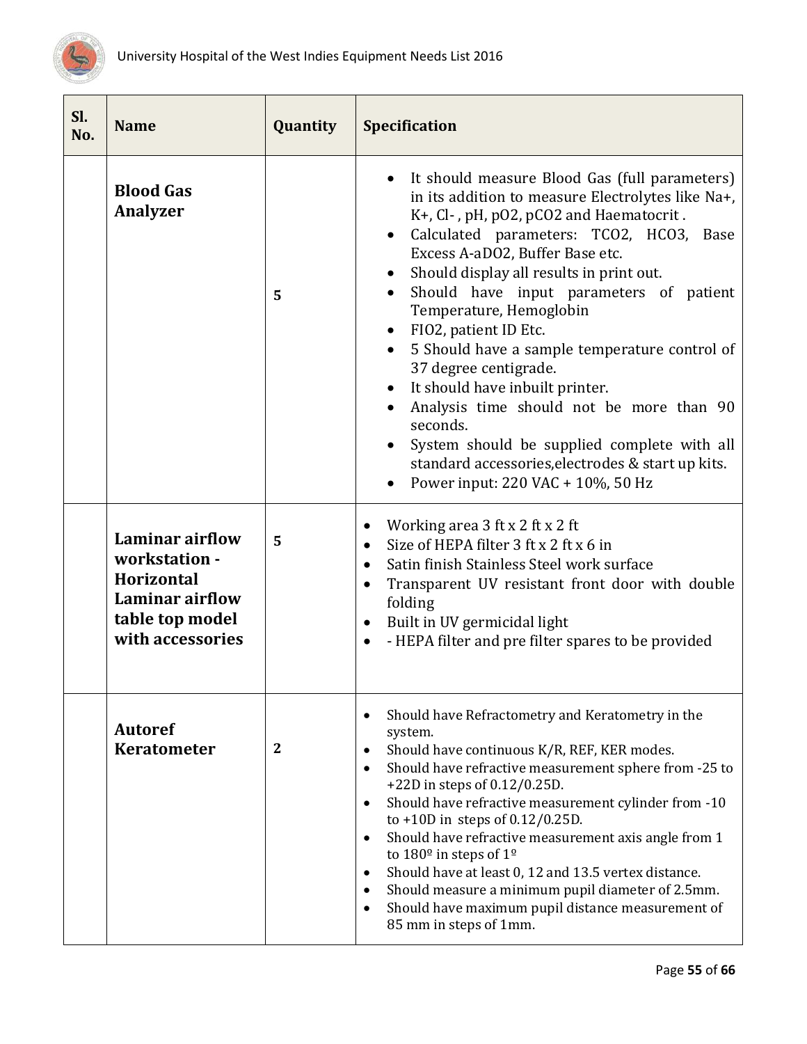| Sl. No. | Name | Quantity | Specification |
|---|---|---|---|
| | **Blood Gas Analyzer** | 5 | • It should measure Blood Gas (full parameters) in its addition to measure Electrolytes like Na+, K+, Cl- , pH, pO2, pCO2 and Haematocrit .<br>• Calculated parameters: TCO2, HCO3, Base Excess A-aDO2, Buffer Base etc.<br>• Should display all results in print out.<br>• Should have input parameters of patient Temperature, Hemoglobin<br>• FIO2, patient ID Etc.<br>• 5 Should have a sample temperature control of 37 degree centigrade.<br>• It should have inbuilt printer.<br>• Analysis time should not be more than 90 seconds.<br>• System should be supplied complete with all standard accessories,electrodes & start up kits.<br>• Power input: 220 VAC + 10%, 50 Hz |
| | **Laminar airflow workstation - Horizontal Laminar airflow table top model with accessories** | 5 | • Working area 3 ft x 2 ft x 2 ft<br>• Size of HEPA filter 3 ft x 2 ft x 6 in<br>• Satin finish Stainless Steel work surface<br>• Transparent UV resistant front door with double folding<br>• Built in UV germicidal light<br>• - HEPA filter and pre filter spares to be provided |
| | **Autoref Keratometer** | 2 | • Should have Refractometry and Keratometry in the system.<br>• Should have continuous K/R, REF, KER modes.<br>• Should have refractive measurement sphere from -25 to +22D in steps of 0.12/0.25D.<br>• Should have refractive measurement cylinder from -10 to +10D in steps of 0.12/0.25D.<br>• Should have refractive measurement axis angle from 1 to 180º in steps of 1º<br>• Should have at least 0, 12 and 13.5 vertex distance.<br>• Should measure a minimum pupil diameter of 2.5mm.<br>• Should have maximum pupil distance measurement of 85 mm in steps of 1mm. |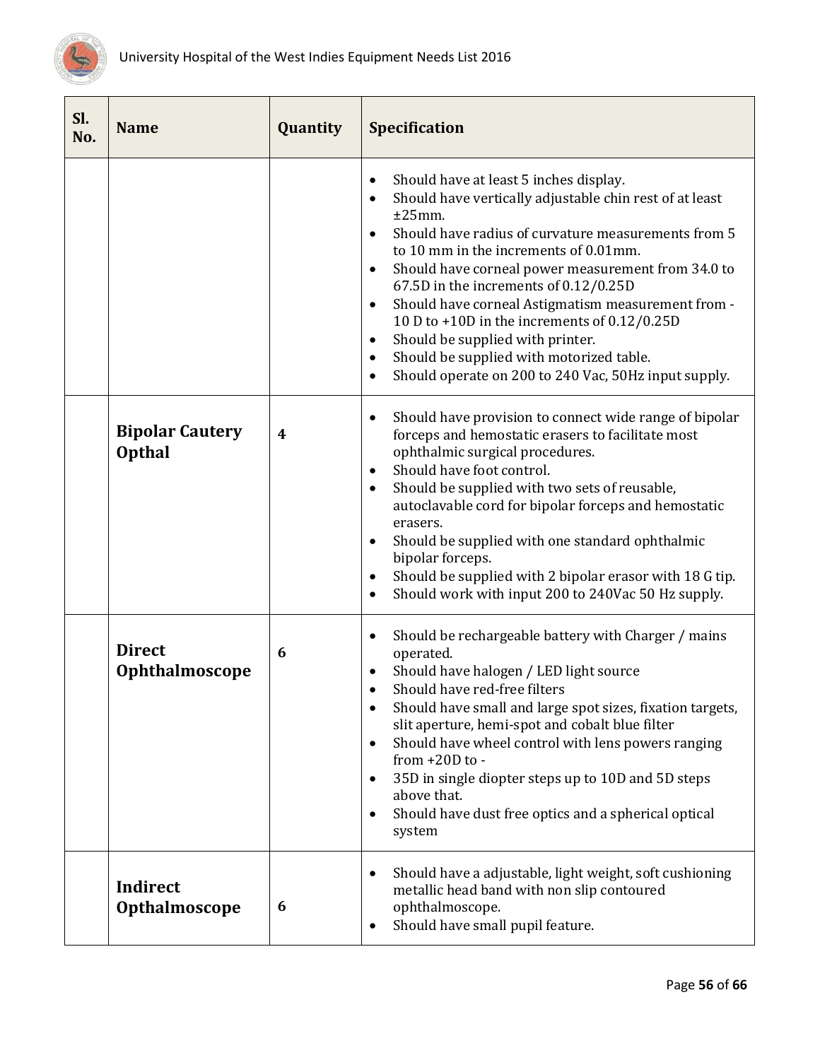| Sl. No. | Name | Quantity | Specification |
|---|---|---|---|
| | | | • Should have at least 5 inches display.<br>• Should have vertically adjustable chin rest of at least ±25mm.<br>• Should have radius of curvature measurements from 5 to 10 mm in the increments of 0.01mm.<br>• Should have corneal power measurement from 34.0 to 67.5D in the increments of 0.12/0.25D<br>• Should have corneal Astigmatism measurement from -10 D to +10D in the increments of 0.12/0.25D<br>• Should be supplied with printer.<br>• Should be supplied with motorized table.<br>• Should operate on 200 to 240 Vac, 50Hz input supply. |
| | **Bipolar Cautery Opthal** | **4** | • Should have provision to connect wide range of bipolar forceps and hemostatic erasers to facilitate most ophthalmic surgical procedures.<br>• Should have foot control.<br>• Should be supplied with two sets of reusable, autoclavable cord for bipolar forceps and hemostatic erasers.<br>• Should be supplied with one standard ophthalmic bipolar forceps.<br>• Should be supplied with 2 bipolar erasor with 18 G tip.<br>• Should work with input 200 to 240Vac 50 Hz supply. |
| | **Direct Ophthalmoscope** | **6** | • Should be rechargeable battery with Charger / mains operated.<br>• Should have halogen / LED light source<br>• Should have red-free filters<br>• Should have small and large spot sizes, fixation targets, slit aperture, hemi-spot and cobalt blue filter<br>• Should have wheel control with lens powers ranging from +20D to -<br>• 35D in single diopter steps up to 10D and 5D steps above that.<br>• Should have dust free optics and a spherical optical system |
| | **Indirect Opthalmoscope** | **6** | • Should have a adjustable, light weight, soft cushioning metallic head band with non slip contoured ophthalmoscope.<br>• Should have small pupil feature. |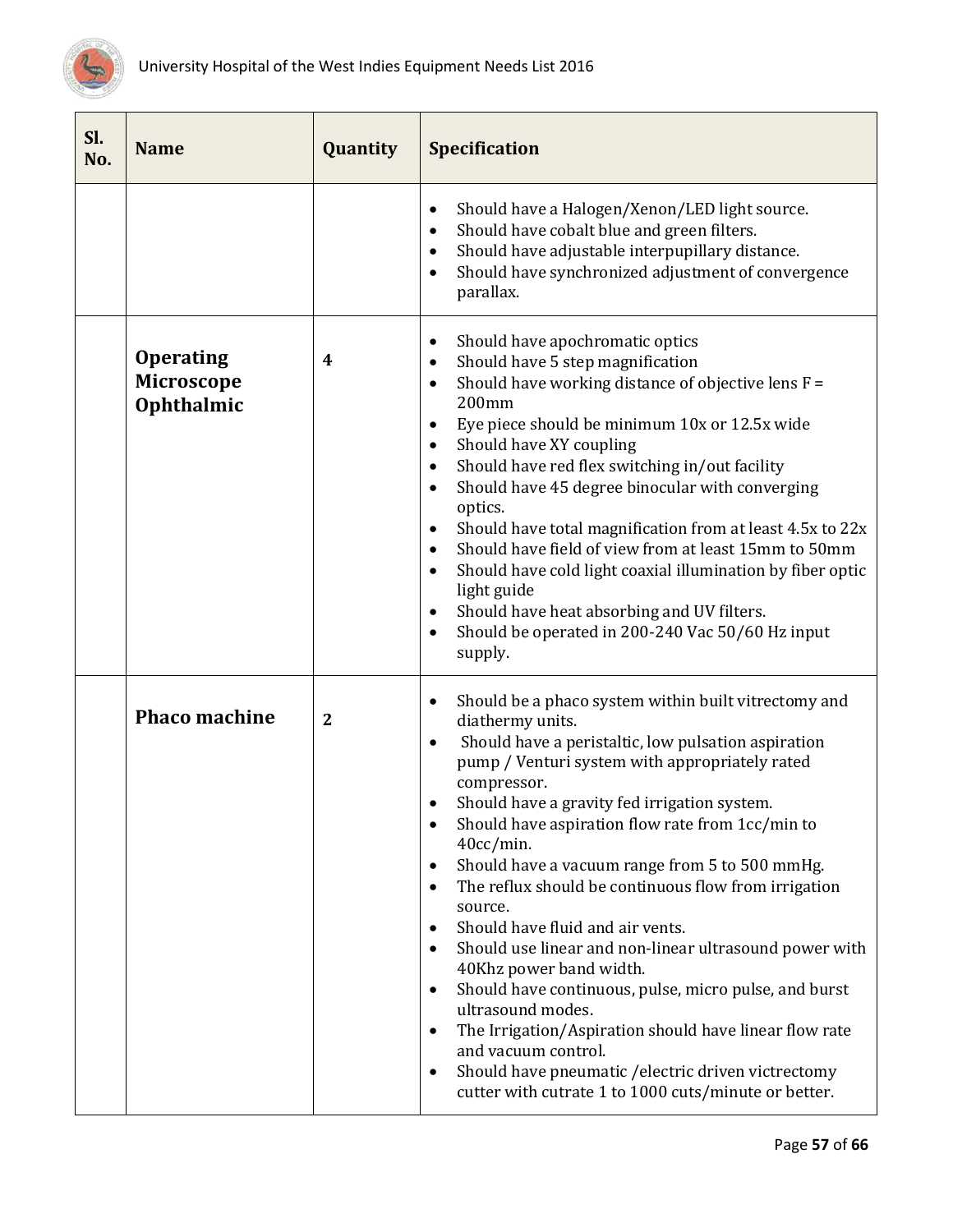| Sl. No. | Name | Quantity | Specification |
|---|---|---|---|
| | | | • Should have a Halogen/Xenon/LED light source.<br>• Should have cobalt blue and green filters.<br>• Should have adjustable interpupillary distance.<br>• Should have synchronized adjustment of convergence parallax. |
| | **Operating Microscope Ophthalmic** | **4** | • Should have apochromatic optics<br>• Should have 5 step magnification<br>• Should have working distance of objective lens F = 200mm<br>• Eye piece should be minimum 10x or 12.5x wide<br>• Should have XY coupling<br>• Should have red flex switching in/out facility<br>• Should have 45 degree binocular with converging optics.<br>• Should have total magnification from at least 4.5x to 22x<br>• Should have field of view from at least 15mm to 50mm<br>• Should have cold light coaxial illumination by fiber optic light guide<br>• Should have heat absorbing and UV filters.<br>• Should be operated in 200-240 Vac 50/60 Hz input supply. |
| | **Phaco machine** | **2** | • Should be a phaco system within built vitrectomy and diathermy units.<br>• Should have a peristaltic, low pulsation aspiration pump / Venturi system with appropriately rated compressor.<br>• Should have a gravity fed irrigation system.<br>• Should have aspiration flow rate from 1cc/min to 40cc/min.<br>• Should have a vacuum range from 5 to 500 mmHg.<br>• The reflux should be continuous flow from irrigation source.<br>• Should have fluid and air vents.<br>• Should use linear and non-linear ultrasound power with 40Khz power band width.<br>• Should have continuous, pulse, micro pulse, and burst ultrasound modes.<br>• The Irrigation/Aspiration should have linear flow rate and vacuum control.<br>• Should have pneumatic /electric driven victrectomy cutter with cutrate 1 to 1000 cuts/minute or better. |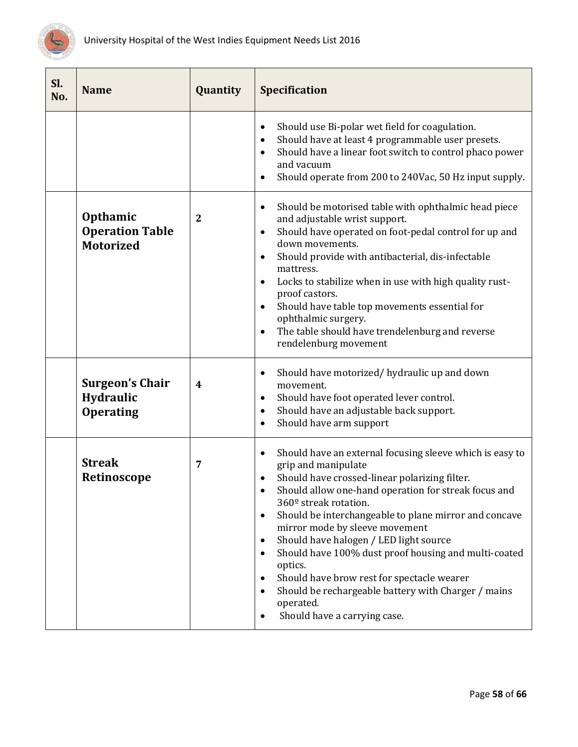| Sl. No. | Name | Quantity | Specification |
|---|---|---|---|
| | | | • Should use Bi-polar wet field for coagulation.<br>• Should have at least 4 programmable user presets.<br>• Should have a linear foot switch to control phaco power and vacuum<br>• Should operate from 200 to 240Vac, 50 Hz input supply. |
| | **Opthamic Operation Table Motorized** | **2** | • Should be motorised table with ophthalmic head piece and adjustable wrist support.<br>• Should have operated on foot-pedal control for up and down movements.<br>• Should provide with antibacterial, dis-infectable mattress.<br>• Locks to stabilize when in use with high quality rust-proof castors.<br>• Should have table top movements essential for ophthalmic surgery.<br>• The table should have trendelenburg and reverse rendelenburg movement |
| | **Surgeon's Chair Hydraulic Operating** | **4** | • Should have motorized/ hydraulic up and down movement.<br>• Should have foot operated lever control.<br>• Should have an adjustable back support.<br>• Should have arm support |
| | **Streak Retinoscope** | **7** | • Should have an external focusing sleeve which is easy to grip and manipulate<br>• Should have crossed-linear polarizing filter.<br>• Should allow one-hand operation for streak focus and 360º streak rotation.<br>• Should be interchangeable to plane mirror and concave mirror mode by sleeve movement<br>• Should have halogen / LED light source<br>• Should have 100% dust proof housing and multi-coated optics.<br>• Should have brow rest for spectacle wearer<br>• Should be rechargeable battery with Charger / mains operated.<br>• Should have a carrying case. |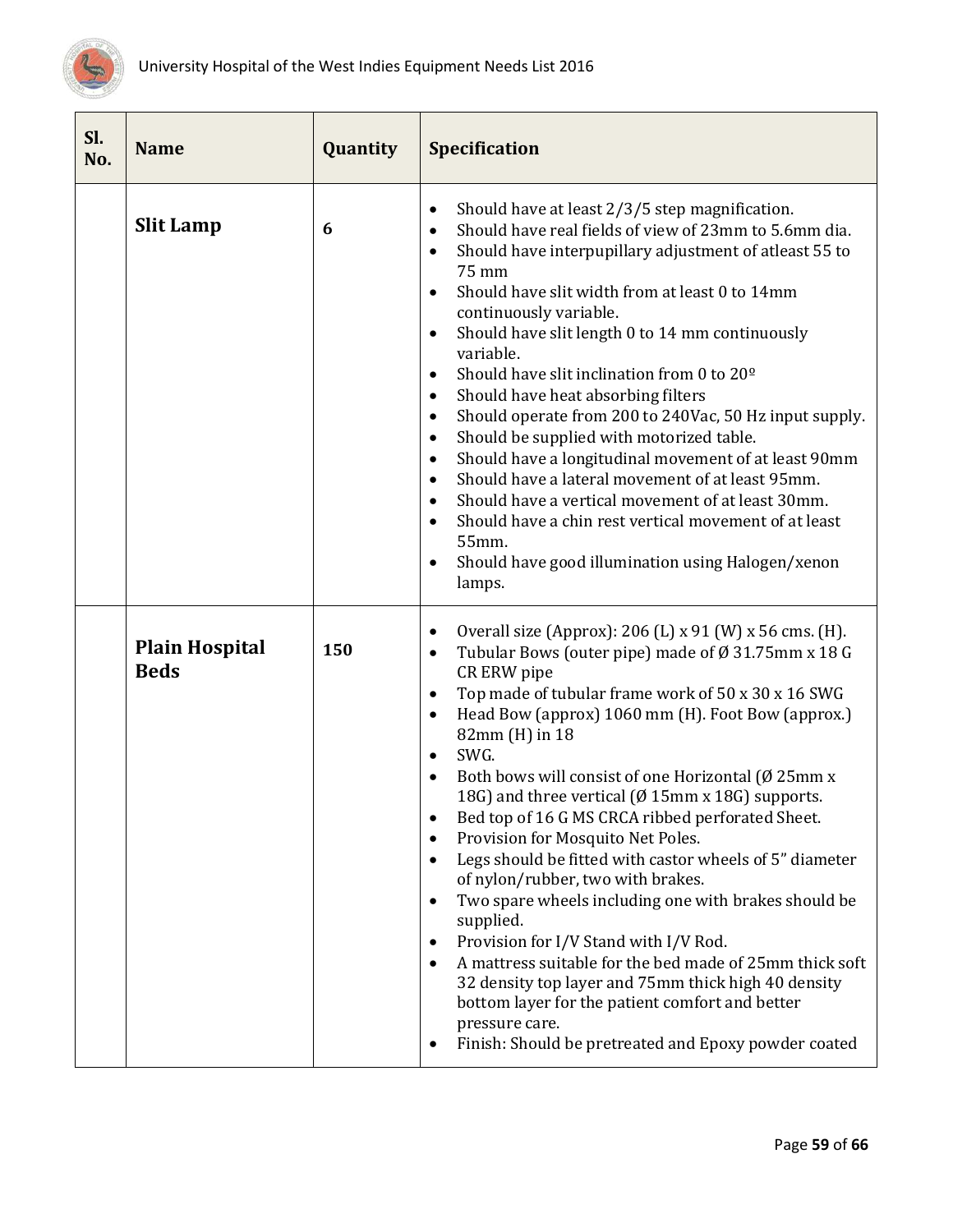| Sl. No. | Name | Quantity | Specification |
|---|---|---|---|
| | **Slit Lamp** | 6 | • Should have at least 2/3/5 step magnification.<br>• Should have real fields of view of 23mm to 5.6mm dia.<br>• Should have interpupillary adjustment of atleast 55 to 75 mm<br>• Should have slit width from at least 0 to 14mm continuously variable.<br>• Should have slit length 0 to 14 mm continuously variable.<br>• Should have slit inclination from 0 to 20º<br>• Should have heat absorbing filters<br>• Should operate from 200 to 240Vac, 50 Hz input supply.<br>• Should be supplied with motorized table.<br>• Should have a longitudinal movement of at least 90mm<br>• Should have a lateral movement of at least 95mm.<br>• Should have a vertical movement of at least 30mm.<br>• Should have a chin rest vertical movement of at least 55mm.<br>• Should have good illumination using Halogen/xenon lamps. |
| | **Plain Hospital Beds** | 150 | • Overall size (Approx): 206 (L) x 91 (W) x 56 cms. (H).<br>• Tubular Bows (outer pipe) made of Ø 31.75mm x 18 G CR ERW pipe<br>• Top made of tubular frame work of 50 x 30 x 16 SWG<br>• Head Bow (approx) 1060 mm (H). Foot Bow (approx.) 82mm (H) in 18<br>• SWG.<br>• Both bows will consist of one Horizontal (Ø 25mm x 18G) and three vertical (Ø 15mm x 18G) supports.<br>• Bed top of 16 G MS CRCA ribbed perforated Sheet.<br>• Provision for Mosquito Net Poles.<br>• Legs should be fitted with castor wheels of 5" diameter of nylon/rubber, two with brakes.<br>• Two spare wheels including one with brakes should be supplied.<br>• Provision for I/V Stand with I/V Rod.<br>• A mattress suitable for the bed made of 25mm thick soft 32 density top layer and 75mm thick high 40 density bottom layer for the patient comfort and better pressure care.<br>• Finish: Should be pretreated and Epoxy powder coated |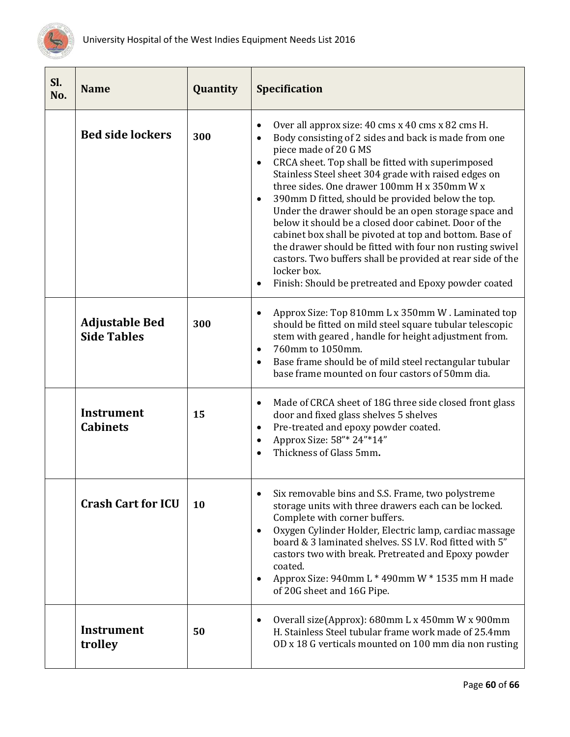| Sl. No. | Name | Quantity | Specification |
|---|---|---|---|
| | **Bed side lockers** | **300** | • Over all approx size: 40 cms x 40 cms x 82 cms H.<br>• Body consisting of 2 sides and back is made from one piece made of 20 G MS<br>• CRCA sheet. Top shall be fitted with superimposed Stainless Steel sheet 304 grade with raised edges on three sides. One drawer 100mm H x 350mm W x<br>• 390mm D fitted, should be provided below the top. Under the drawer should be an open storage space and below it should be a closed door cabinet. Door of the cabinet box shall be pivoted at top and bottom. Base of the drawer should be fitted with four non rusting swivel castors. Two buffers shall be provided at rear side of the locker box.<br>• Finish: Should be pretreated and Epoxy powder coated |
| | **Adjustable Bed Side Tables** | **300** | • Approx Size: Top 810mm L x 350mm W . Laminated top should be fitted on mild steel square tubular telescopic stem with geared , handle for height adjustment from.<br>• 760mm to 1050mm.<br>• Base frame should be of mild steel rectangular tubular base frame mounted on four castors of 50mm dia. |
| | **Instrument Cabinets** | **15** | • Made of CRCA sheet of 18G three side closed front glass door and fixed glass shelves 5 shelves<br>• Pre-treated and epoxy powder coated.<br>• Approx Size: 58"* 24"*14"<br>• Thickness of Glass 5mm**.** |
| | **Crash Cart for ICU** | **10** | • Six removable bins and S.S. Frame, two polystreme storage units with three drawers each can be locked. Complete with corner buffers.<br>• Oxygen Cylinder Holder, Electric lamp, cardiac massage board & 3 laminated shelves. SS I.V. Rod fitted with 5" castors two with break. Pretreated and Epoxy powder coated.<br>• Approx Size: 940mm L * 490mm W * 1535 mm H made of 20G sheet and 16G Pipe. |
| | **Instrument trolley** | **50** | • Overall size(Approx): 680mm L x 450mm W x 900mm H. Stainless Steel tubular frame work made of 25.4mm OD x 18 G verticals mounted on 100 mm dia non rusting |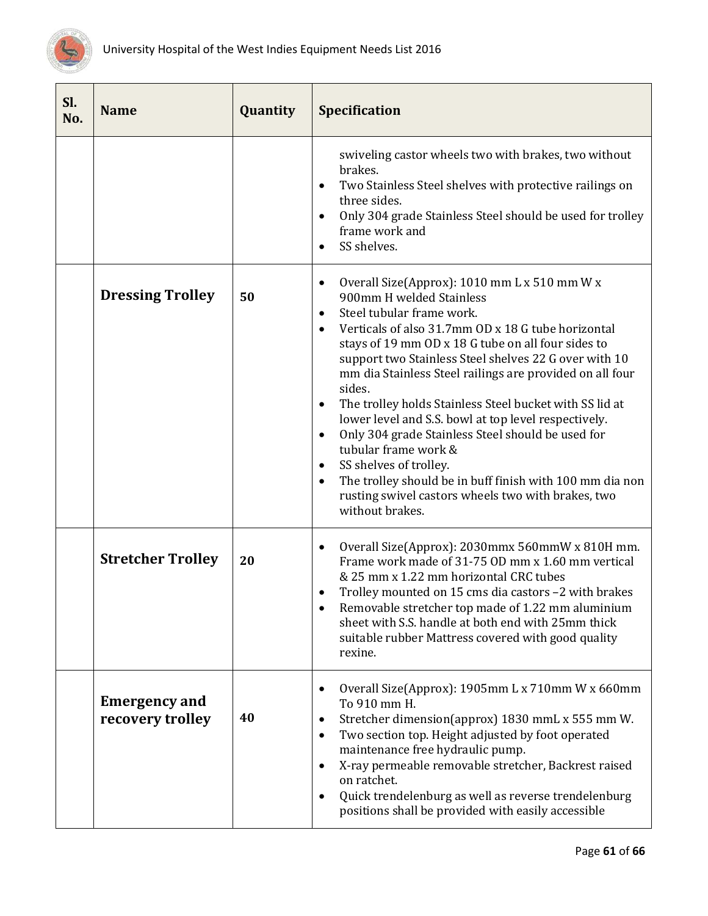| Sl. No. | Name | Quantity | Specification |
|---|---|---|---|
| | | | swiveling castor wheels two with brakes, two without brakes.<br>• Two Stainless Steel shelves with protective railings on three sides.<br>• Only 304 grade Stainless Steel should be used for trolley frame work and<br>• SS shelves. |
| | **Dressing Trolley** | **50** | • Overall Size(Approx): 1010 mm L x 510 mm W x 900mm H welded Stainless<br>• Steel tubular frame work.<br>• Verticals of also 31.7mm OD x 18 G tube horizontal stays of 19 mm OD x 18 G tube on all four sides to support two Stainless Steel shelves 22 G over with 10 mm dia Stainless Steel railings are provided on all four sides.<br>• The trolley holds Stainless Steel bucket with SS lid at lower level and S.S. bowl at top level respectively.<br>• Only 304 grade Stainless Steel should be used for tubular frame work &<br>• SS shelves of trolley.<br>• The trolley should be in buff finish with 100 mm dia non rusting swivel castors wheels two with brakes, two without brakes. |
| | **Stretcher Trolley** | **20** | • Overall Size(Approx): 2030mmx 560mmW x 810H mm. Frame work made of 31-75 OD mm x 1.60 mm vertical & 25 mm x 1.22 mm horizontal CRC tubes<br>• Trolley mounted on 15 cms dia castors –2 with brakes<br>• Removable stretcher top made of 1.22 mm aluminium sheet with S.S. handle at both end with 25mm thick suitable rubber Mattress covered with good quality rexine. |
| | **Emergency and recovery trolley** | **40** | • Overall Size(Approx): 1905mm L x 710mm W x 660mm To 910 mm H.<br>• Stretcher dimension(approx) 1830 mmL x 555 mm W.<br>• Two section top. Height adjusted by foot operated maintenance free hydraulic pump.<br>• X-ray permeable removable stretcher, Backrest raised on ratchet.<br>• Quick trendelenburg as well as reverse trendelenburg positions shall be provided with easily accessible |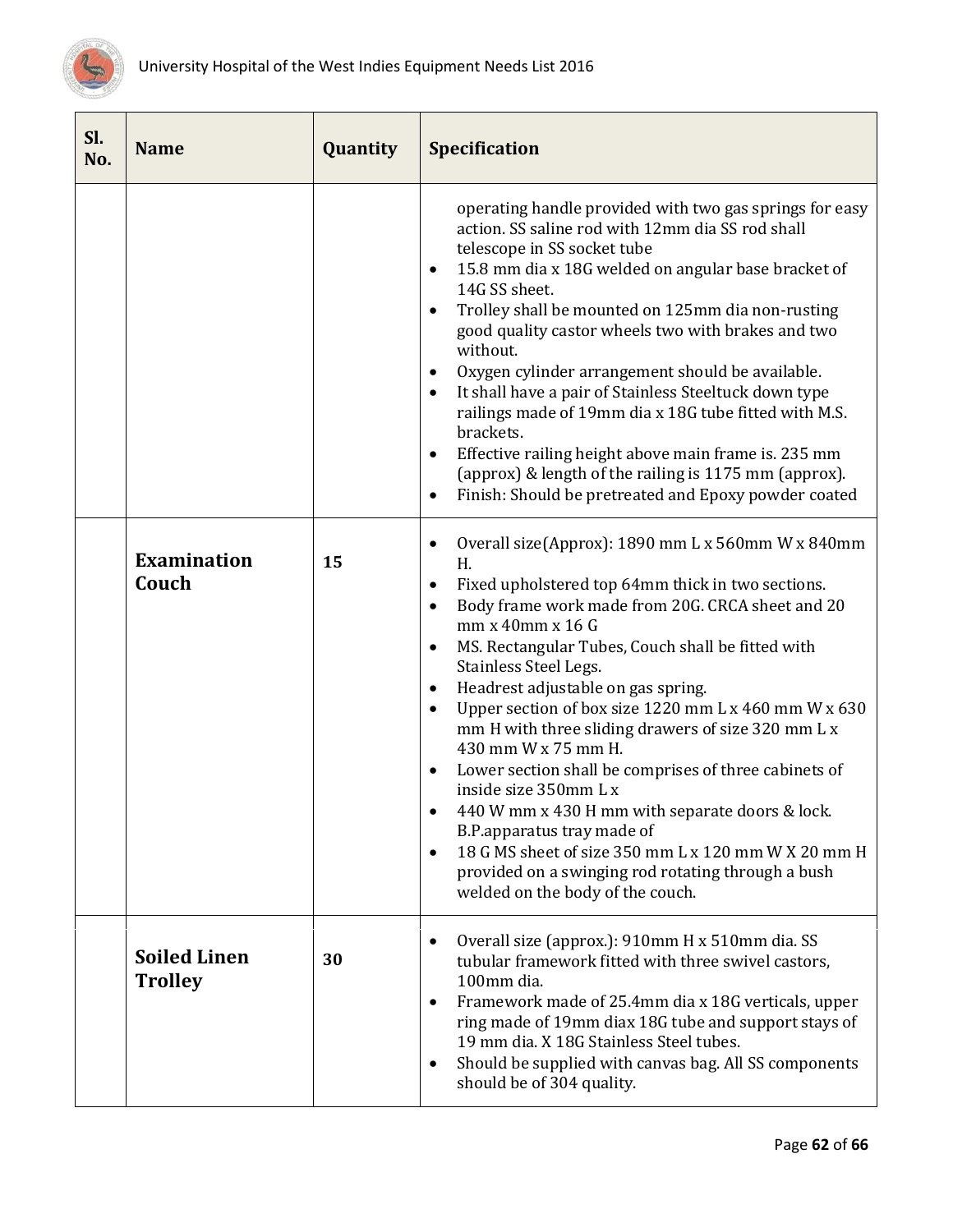| Sl. No. | Name | Quantity | Specification |
|---|---|---|---|
| | | | operating handle provided with two gas springs for easy action. SS saline rod with 12mm dia SS rod shall telescope in SS socket tube<br>• 15.8 mm dia x 18G welded on angular base bracket of 14G SS sheet.<br>• Trolley shall be mounted on 125mm dia non-rusting good quality castor wheels two with brakes and two without.<br>• Oxygen cylinder arrangement should be available.<br>• It shall have a pair of Stainless Steeltuck down type railings made of 19mm dia x 18G tube fitted with M.S. brackets.<br>• Effective railing height above main frame is. 235 mm (approx) & length of the railing is 1175 mm (approx).<br>• Finish: Should be pretreated and Epoxy powder coated |
| | **Examination Couch** | **15** | • Overall size(Approx): 1890 mm L x 560mm W x 840mm H.<br>• Fixed upholstered top 64mm thick in two sections.<br>• Body frame work made from 20G. CRCA sheet and 20 mm x 40mm x 16 G<br>• MS. Rectangular Tubes, Couch shall be fitted with Stainless Steel Legs.<br>• Headrest adjustable on gas spring.<br>• Upper section of box size 1220 mm L x 460 mm W x 630 mm H with three sliding drawers of size 320 mm L x 430 mm W x 75 mm H.<br>• Lower section shall be comprises of three cabinets of inside size 350mm L x<br>• 440 W mm x 430 H mm with separate doors & lock. B.P.apparatus tray made of<br>• 18 G MS sheet of size 350 mm L x 120 mm W X 20 mm H provided on a swinging rod rotating through a bush welded on the body of the couch. |
| | **Soiled Linen Trolley** | **30** | • Overall size (approx.): 910mm H x 510mm dia. SS tubular framework fitted with three swivel castors, 100mm dia.<br>• Framework made of 25.4mm dia x 18G verticals, upper ring made of 19mm diax 18G tube and support stays of 19 mm dia. X 18G Stainless Steel tubes.<br>• Should be supplied with canvas bag. All SS components should be of 304 quality. |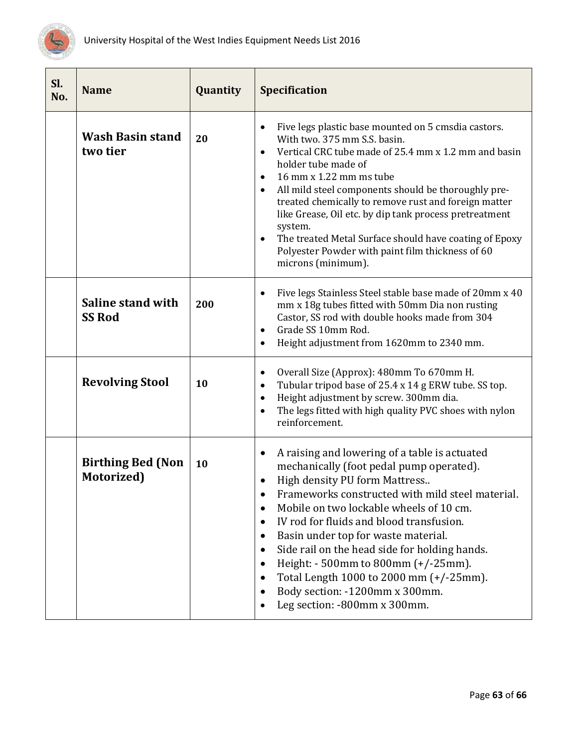| Sl. No. | Name | Quantity | Specification |
|---|---|---|---|
| | **Wash Basin stand two tier** | **20** | • Five legs plastic base mounted on 5 cmsdia castors. With two. 375 mm S.S. basin.<br>• Vertical CRC tube made of 25.4 mm x 1.2 mm and basin holder tube made of<br>• 16 mm x 1.22 mm ms tube<br>• All mild steel components should be thoroughly pre-treated chemically to remove rust and foreign matter like Grease, Oil etc. by dip tank process pretreatment system.<br>• The treated Metal Surface should have coating of Epoxy Polyester Powder with paint film thickness of 60 microns (minimum). |
| | **Saline stand with SS Rod** | **200** | • Five legs Stainless Steel stable base made of 20mm x 40 mm x 18g tubes fitted with 50mm Dia non rusting Castor, SS rod with double hooks made from 304<br>• Grade SS 10mm Rod.<br>• Height adjustment from 1620mm to 2340 mm. |
| | **Revolving Stool** | **10** | • Overall Size (Approx): 480mm To 670mm H.<br>• Tubular tripod base of 25.4 x 14 g ERW tube. SS top.<br>• Height adjustment by screw. 300mm dia.<br>• The legs fitted with high quality PVC shoes with nylon reinforcement. |
| | **Birthing Bed (Non Motorized)** | **10** | • A raising and lowering of a table is actuated mechanically (foot pedal pump operated).<br>• High density PU form Mattress..<br>• Frameworks constructed with mild steel material.<br>• Mobile on two lockable wheels of 10 cm.<br>• IV rod for fluids and blood transfusion.<br>• Basin under top for waste material.<br>• Side rail on the head side for holding hands.<br>• Height: - 500mm to 800mm (+/-25mm).<br>• Total Length 1000 to 2000 mm (+/-25mm).<br>• Body section: -1200mm x 300mm.<br>• Leg section: -800mm x 300mm. |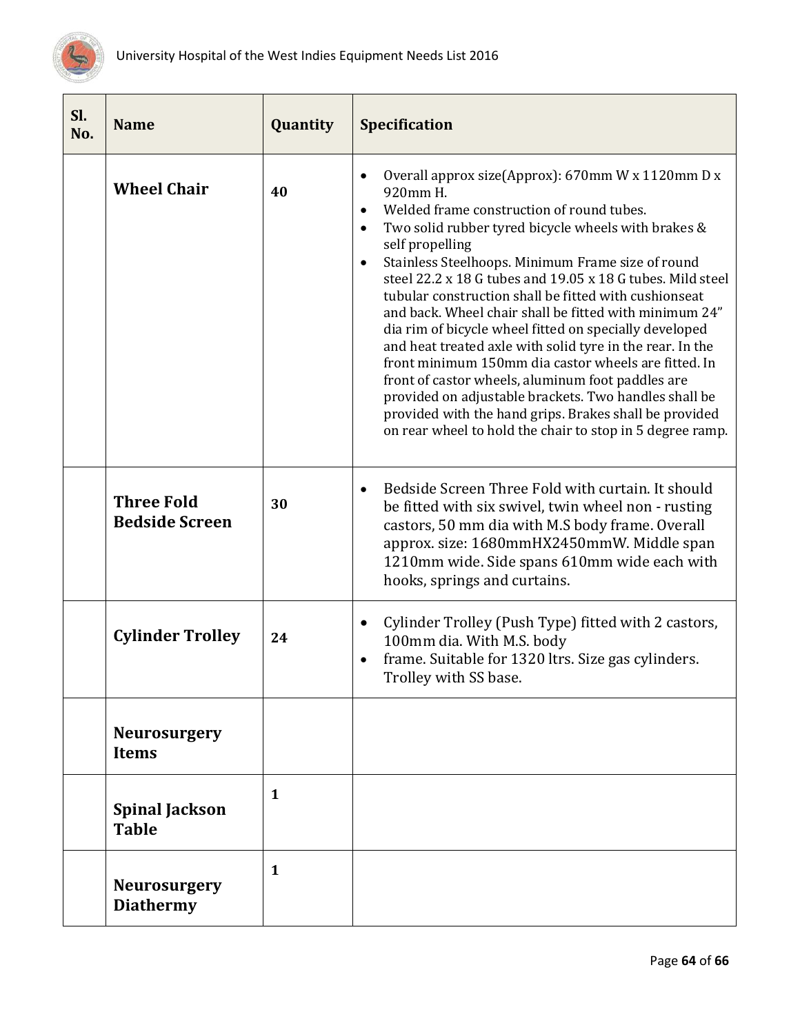| Sl. No. | Name | Quantity | Specification |
|---|---|---|---|
| | **Wheel Chair** | **40** | • Overall approx size(Approx): 670mm W x 1120mm D x 920mm H.<br>• Welded frame construction of round tubes.<br>• Two solid rubber tyred bicycle wheels with brakes & self propelling<br>• Stainless Steelhoops. Minimum Frame size of round steel 22.2 x 18 G tubes and 19.05 x 18 G tubes. Mild steel tubular construction shall be fitted with cushionseat and back. Wheel chair shall be fitted with minimum 24" dia rim of bicycle wheel fitted on specially developed and heat treated axle with solid tyre in the rear. In the front minimum 150mm dia castor wheels are fitted. In front of castor wheels, aluminum foot paddles are provided on adjustable brackets. Two handles shall be provided with the hand grips. Brakes shall be provided on rear wheel to hold the chair to stop in 5 degree ramp. |
| | **Three Fold Bedside Screen** | **30** | • Bedside Screen Three Fold with curtain. It should be fitted with six swivel, twin wheel non - rusting castors, 50 mm dia with M.S body frame. Overall approx. size: 1680mmHX2450mmW. Middle span 1210mm wide. Side spans 610mm wide each with hooks, springs and curtains. |
| | **Cylinder Trolley** | **24** | • Cylinder Trolley (Push Type) fitted with 2 castors, 100mm dia. With M.S. body<br>• frame. Suitable for 1320 ltrs. Size gas cylinders. Trolley with SS base. |
| | **Neurosurgery Items** | | |
| | **Spinal Jackson Table** | **1** | |
| | **Neurosurgery Diathermy** | **1** | |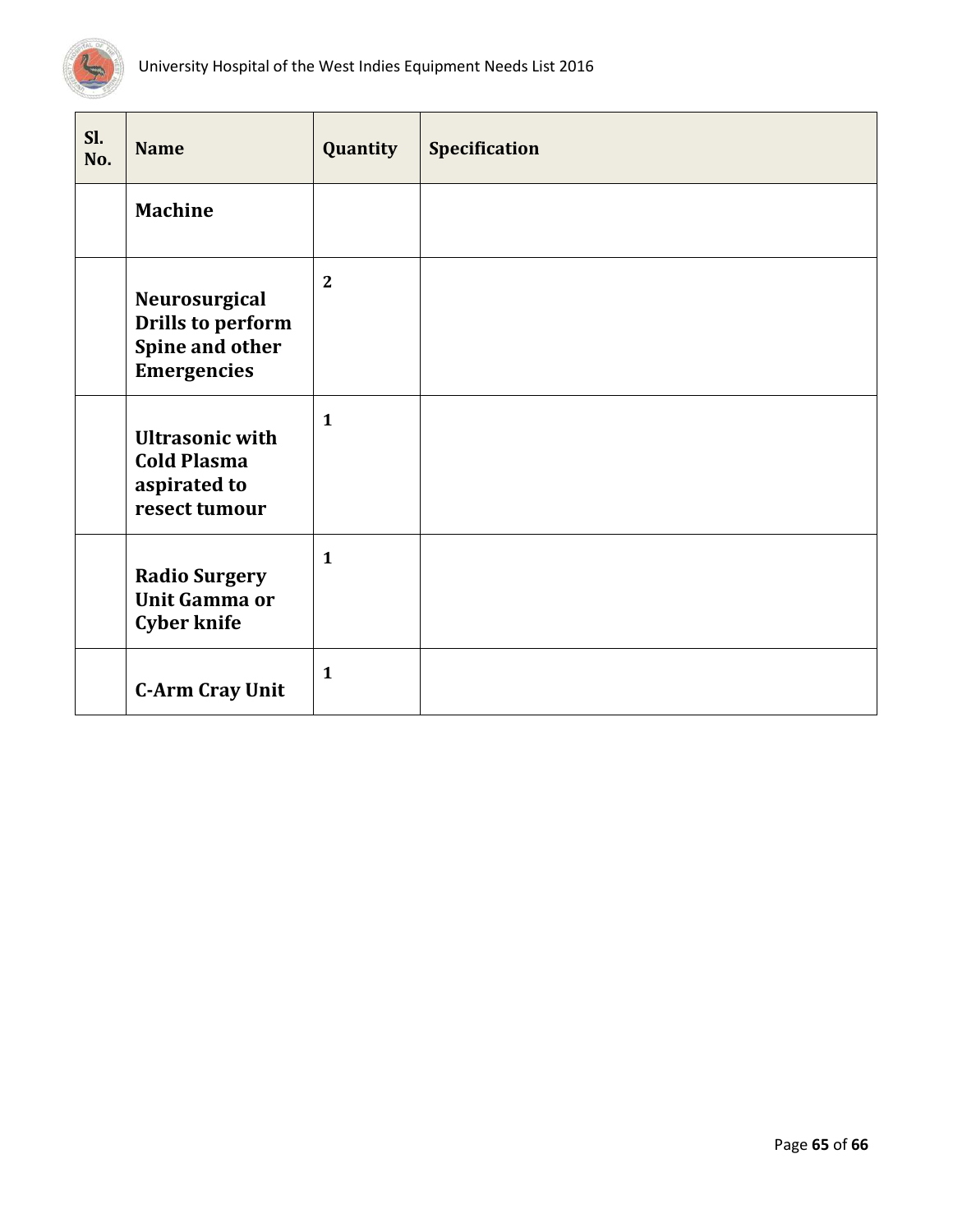| Sl. No. | Name | Quantity | Specification |
|---|---|---|---|
| | **Machine** | | |
| | **Neurosurgical Drills to perform Spine and other Emergencies** | **2** | |
| | **Ultrasonic with Cold Plasma aspirated to resect tumour** | **1** | |
| | **Radio Surgery Unit Gamma or Cyber knife** | **1** | |
| | **C-Arm Cray Unit** | **1** | |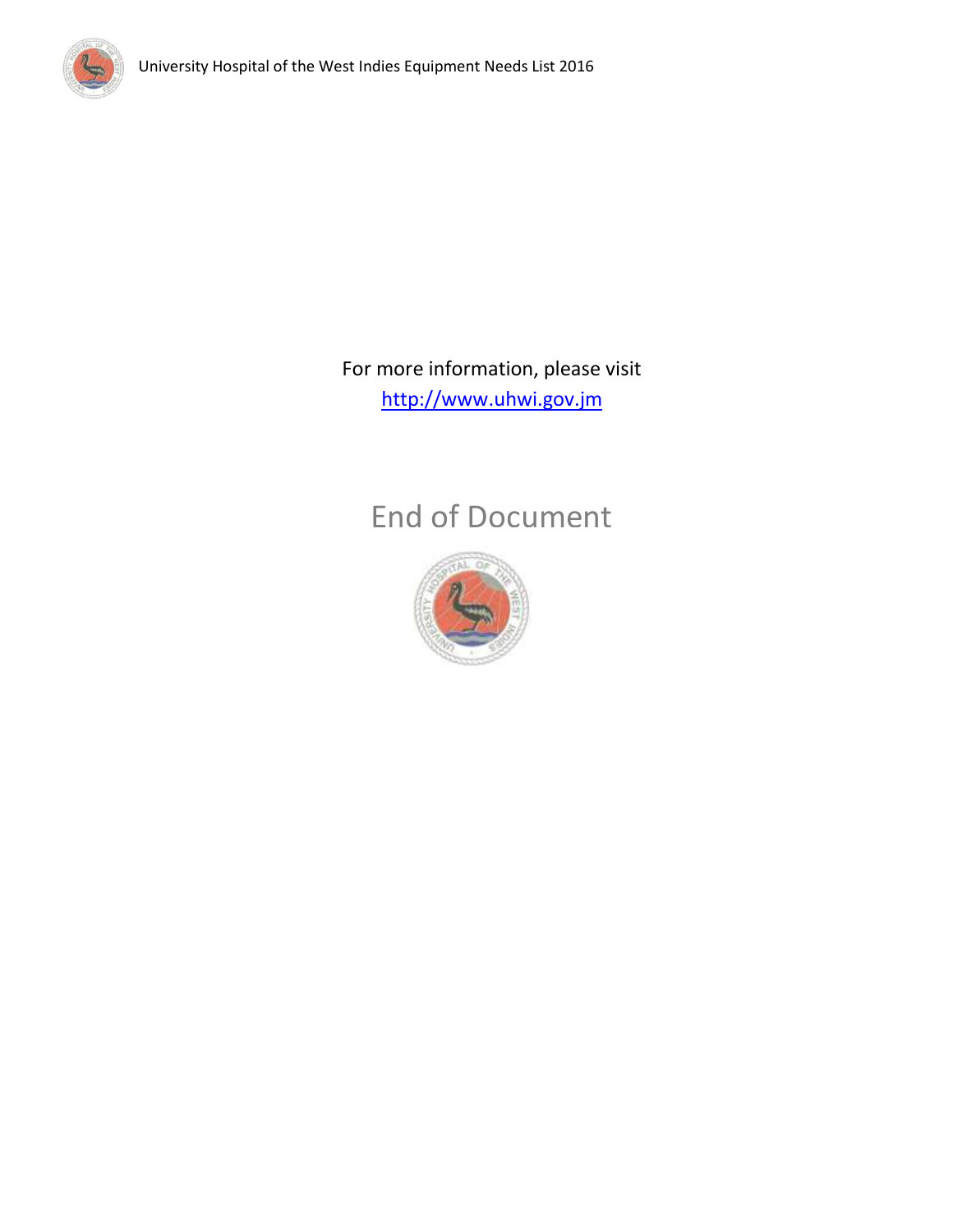For more information, please visit
http://www.uhwi.gov.jm

End of Document